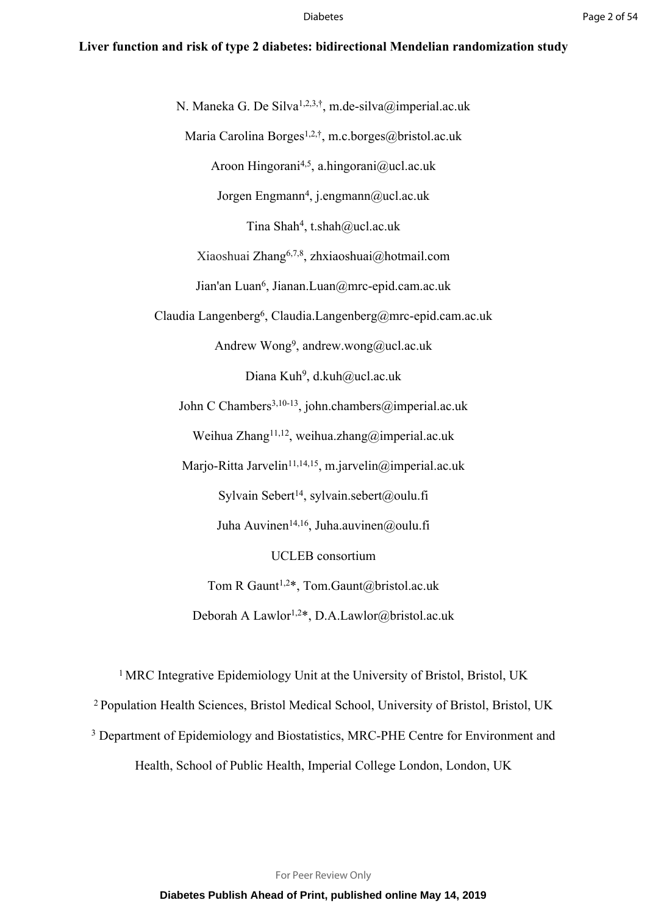# Liver function and risk of type 2 diabetes: bidirectional Mendelian randomization study

N. Maneka G. De Silva[1,2,3,†], m.de-silva@imperial.ac.uk

Maria Carolina Borges[1,2,†], m.c.borges@bristol.ac.uk

Aroon Hingorani[4,5], a.hingorani@ucl.ac.uk

Jorgen Engmann[4], j.engmann@ucl.ac.uk

Tina Shah[4], t.shah@ucl.ac.uk

Xiaoshuai Zhang[6,7,8], zhxiaoshuai@hotmail.com

Jian'an Luan[6], Jianan.Luan@mrc-epid.cam.ac.uk

Claudia Langenberg[6], Claudia.Langenberg@mrc-epid.cam.ac.uk

Andrew Wong[9], andrew.wong@ucl.ac.uk

Diana Kuh[9], d.kuh@ucl.ac.uk

John C Chambers[3,10-13], john.chambers@imperial.ac.uk

Weihua Zhang[11,12], weihua.zhang@imperial.ac.uk

Marjo-Ritta Jarvelin[11,14,15], m.jarvelin@imperial.ac.uk

Sylvain Sebert[14], sylvain.sebert@oulu.fi

Juha Auvinen[14,16], Juha.auvinen@oulu.fi

UCLEB consortium

Tom R Gaunt[1,2]*, Tom.Gaunt@bristol.ac.uk

Deborah A Lawlor[1,2]*, D.A.Lawlor@bristol.ac.uk

[1] MRC Integrative Epidemiology Unit at the University of Bristol, Bristol, UK

[2] Population Health Sciences, Bristol Medical School, University of Bristol, Bristol, UK

[3] Department of Epidemiology and Biostatistics, MRC-PHE Centre for Environment and Health, School of Public Health, Imperial College London, London, UK

Diabetes Publish Ahead of Print, published online May 14, 2019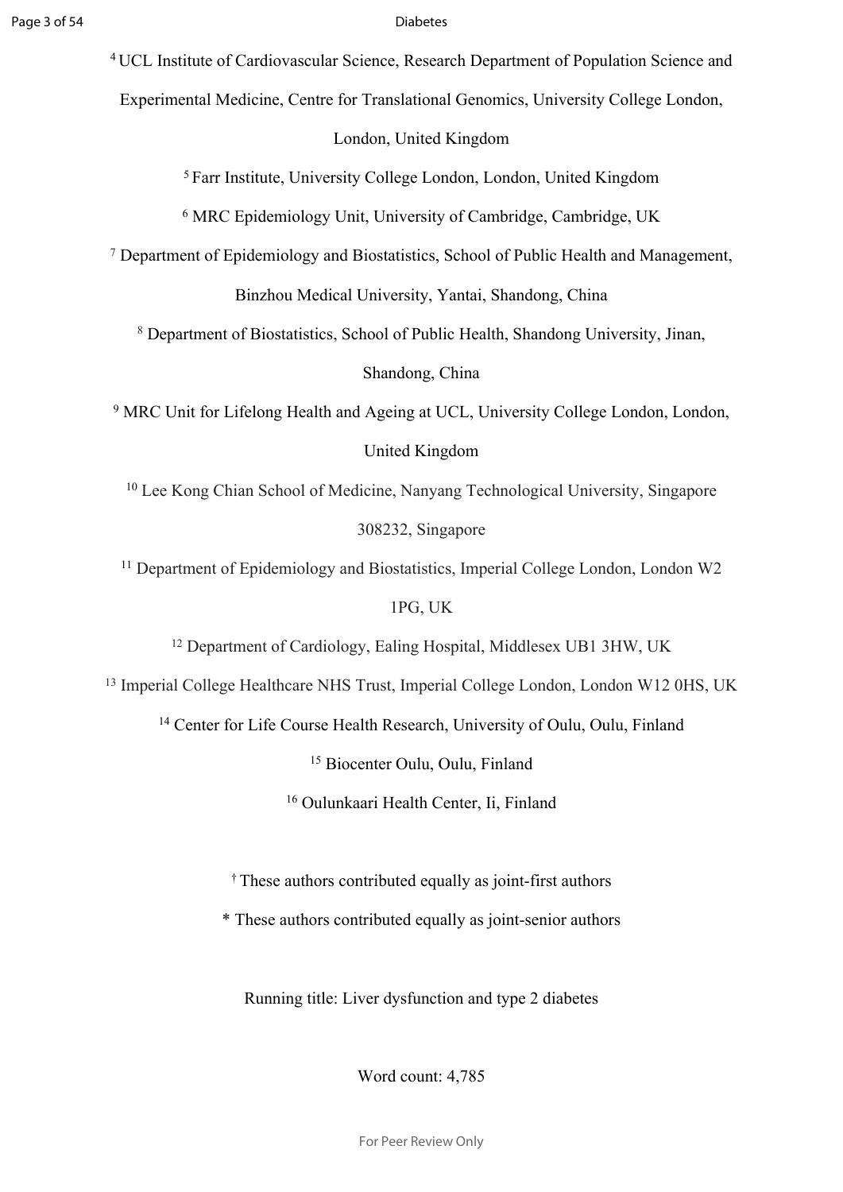[4] UCL Institute of Cardiovascular Science, Research Department of Population Science and Experimental Medicine, Centre for Translational Genomics, University College London, London, United Kingdom

[5] Farr Institute, University College London, London, United Kingdom

[6] MRC Epidemiology Unit, University of Cambridge, Cambridge, UK

[7] Department of Epidemiology and Biostatistics, School of Public Health and Management, Binzhou Medical University, Yantai, Shandong, China

[8] Department of Biostatistics, School of Public Health, Shandong University, Jinan, Shandong, China

[9] MRC Unit for Lifelong Health and Ageing at UCL, University College London, London, United Kingdom

[10] Lee Kong Chian School of Medicine, Nanyang Technological University, Singapore 308232, Singapore

[11] Department of Epidemiology and Biostatistics, Imperial College London, London W2 1PG, UK

[12] Department of Cardiology, Ealing Hospital, Middlesex UB1 3HW, UK

[13] Imperial College Healthcare NHS Trust, Imperial College London, London W12 0HS, UK

[14] Center for Life Course Health Research, University of Oulu, Oulu, Finland

[15] Biocenter Oulu, Oulu, Finland

[16] Oulunkaari Health Center, Ii, Finland

† These authors contributed equally as joint-first authors

* These authors contributed equally as joint-senior authors

Running title: Liver dysfunction and type 2 diabetes

Word count: 4,785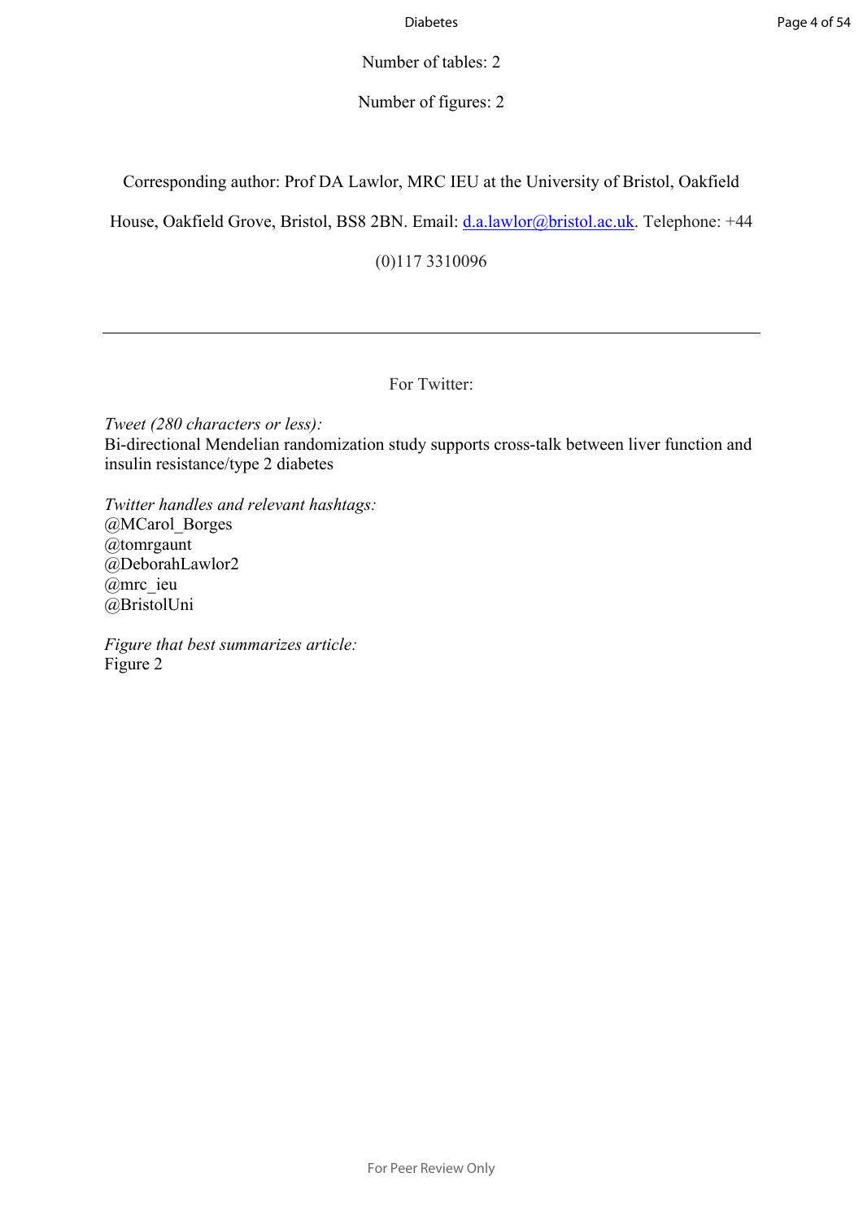Number of tables: 2

Number of figures: 2

Corresponding author: Prof DA Lawlor, MRC IEU at the University of Bristol, Oakfield House, Oakfield Grove, Bristol, BS8 2BN. Email: [d.a.lawlor@bristol.ac.uk](mailto:d.a.lawlor@bristol.ac.uk). Telephone: +44 (0)117 3310096

---

For Twitter:

*Tweet (280 characters or less):*
Bi-directional Mendelian randomization study supports cross-talk between liver function and insulin resistance/type 2 diabetes

*Twitter handles and relevant hashtags:*
@MCarol_Borges
@tomrgaunt
@DeborahLawlor2
@mrc_ieu
@BristolUni

*Figure that best summarizes article:*
Figure 2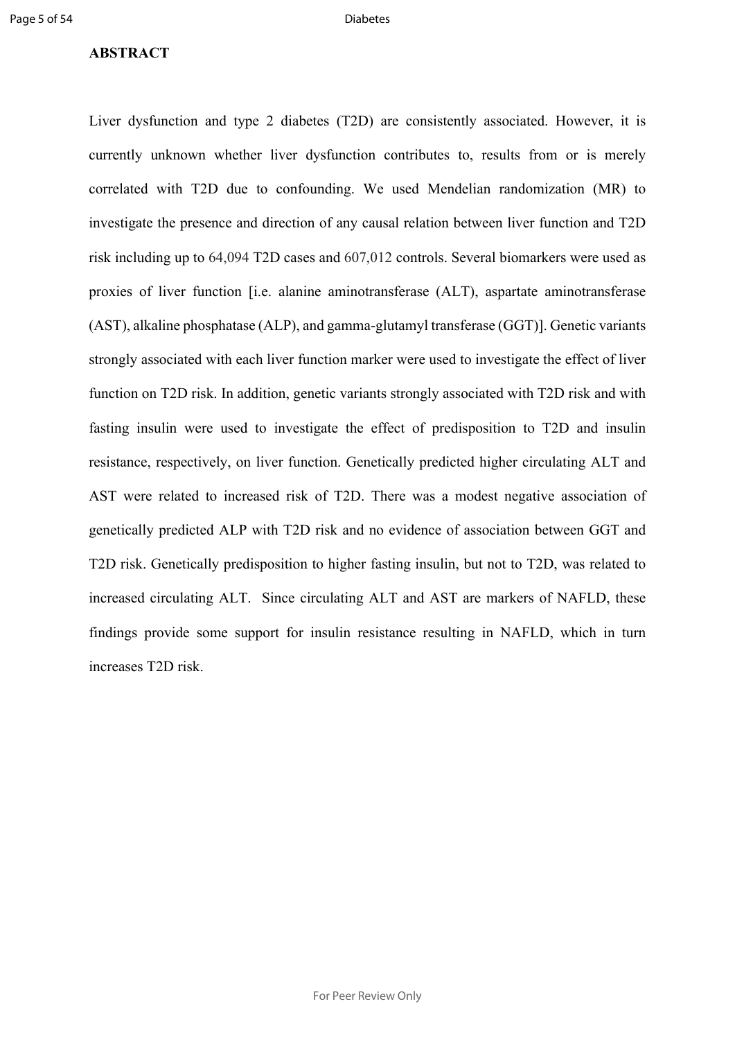## ABSTRACT

Liver dysfunction and type 2 diabetes (T2D) are consistently associated. However, it is currently unknown whether liver dysfunction contributes to, results from or is merely correlated with T2D due to confounding. We used Mendelian randomization (MR) to investigate the presence and direction of any causal relation between liver function and T2D risk including up to 64,094 T2D cases and 607,012 controls. Several biomarkers were used as proxies of liver function [i.e. alanine aminotransferase (ALT), aspartate aminotransferase (AST), alkaline phosphatase (ALP), and gamma-glutamyl transferase (GGT)]. Genetic variants strongly associated with each liver function marker were used to investigate the effect of liver function on T2D risk. In addition, genetic variants strongly associated with T2D risk and with fasting insulin were used to investigate the effect of predisposition to T2D and insulin resistance, respectively, on liver function. Genetically predicted higher circulating ALT and AST were related to increased risk of T2D. There was a modest negative association of genetically predicted ALP with T2D risk and no evidence of association between GGT and T2D risk. Genetically predisposition to higher fasting insulin, but not to T2D, was related to increased circulating ALT. Since circulating ALT and AST are markers of NAFLD, these findings provide some support for insulin resistance resulting in NAFLD, which in turn increases T2D risk.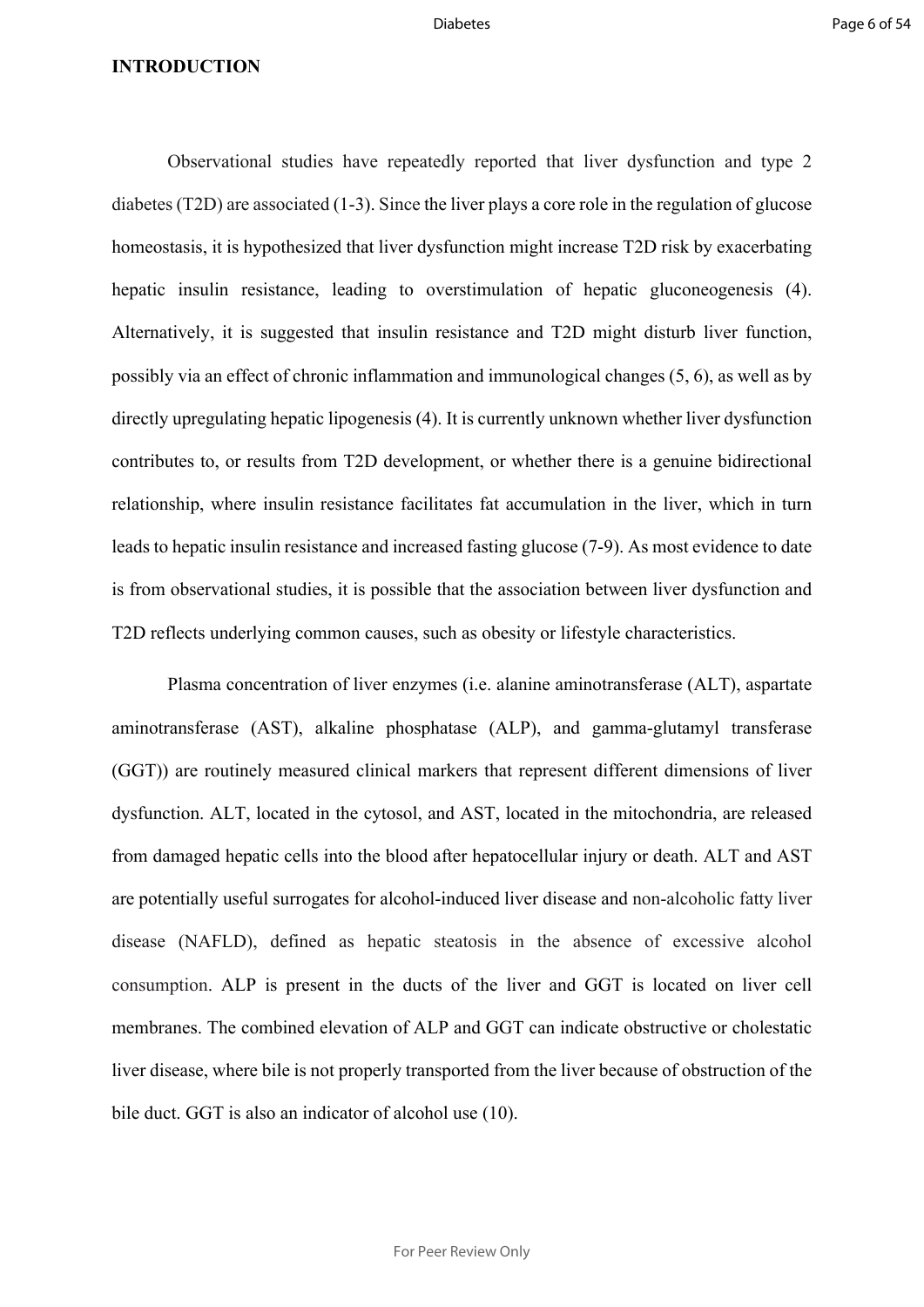**INTRODUCTION**

Observational studies have repeatedly reported that liver dysfunction and type 2 diabetes (T2D) are associated (1-3). Since the liver plays a core role in the regulation of glucose homeostasis, it is hypothesized that liver dysfunction might increase T2D risk by exacerbating hepatic insulin resistance, leading to overstimulation of hepatic gluconeogenesis (4). Alternatively, it is suggested that insulin resistance and T2D might disturb liver function, possibly via an effect of chronic inflammation and immunological changes (5, 6), as well as by directly upregulating hepatic lipogenesis (4). It is currently unknown whether liver dysfunction contributes to, or results from T2D development, or whether there is a genuine bidirectional relationship, where insulin resistance facilitates fat accumulation in the liver, which in turn leads to hepatic insulin resistance and increased fasting glucose (7-9). As most evidence to date is from observational studies, it is possible that the association between liver dysfunction and T2D reflects underlying common causes, such as obesity or lifestyle characteristics.

Plasma concentration of liver enzymes (i.e. alanine aminotransferase (ALT), aspartate aminotransferase (AST), alkaline phosphatase (ALP), and gamma-glutamyl transferase (GGT)) are routinely measured clinical markers that represent different dimensions of liver dysfunction. ALT, located in the cytosol, and AST, located in the mitochondria, are released from damaged hepatic cells into the blood after hepatocellular injury or death. ALT and AST are potentially useful surrogates for alcohol-induced liver disease and non-alcoholic fatty liver disease (NAFLD), defined as hepatic steatosis in the absence of excessive alcohol consumption. ALP is present in the ducts of the liver and GGT is located on liver cell membranes. The combined elevation of ALP and GGT can indicate obstructive or cholestatic liver disease, where bile is not properly transported from the liver because of obstruction of the bile duct. GGT is also an indicator of alcohol use (10).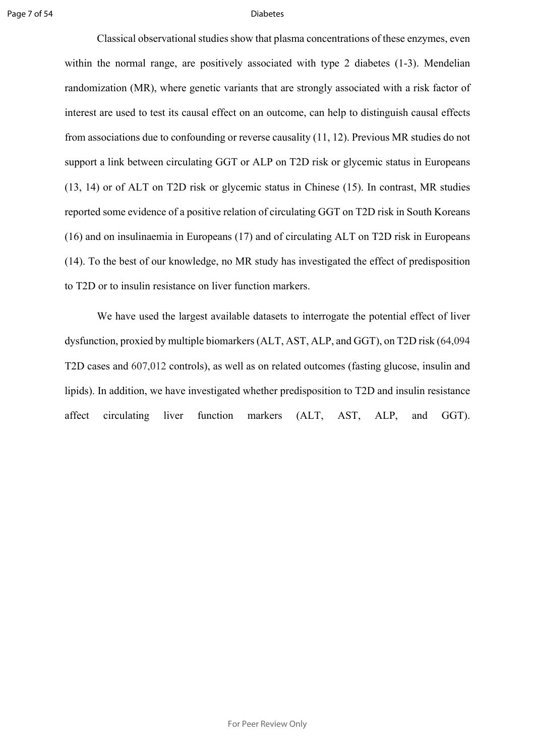Classical observational studies show that plasma concentrations of these enzymes, even within the normal range, are positively associated with type 2 diabetes (1-3). Mendelian randomization (MR), where genetic variants that are strongly associated with a risk factor of interest are used to test its causal effect on an outcome, can help to distinguish causal effects from associations due to confounding or reverse causality (11, 12). Previous MR studies do not support a link between circulating GGT or ALP on T2D risk or glycemic status in Europeans (13, 14) or of ALT on T2D risk or glycemic status in Chinese (15). In contrast, MR studies reported some evidence of a positive relation of circulating GGT on T2D risk in South Koreans (16) and on insulinaemia in Europeans (17) and of circulating ALT on T2D risk in Europeans (14). To the best of our knowledge, no MR study has investigated the effect of predisposition to T2D or to insulin resistance on liver function markers.

We have used the largest available datasets to interrogate the potential effect of liver dysfunction, proxied by multiple biomarkers (ALT, AST, ALP, and GGT), on T2D risk (64,094 T2D cases and 607,012 controls), as well as on related outcomes (fasting glucose, insulin and lipids). In addition, we have investigated whether predisposition to T2D and insulin resistance affect circulating liver function markers (ALT, AST, ALP, and GGT).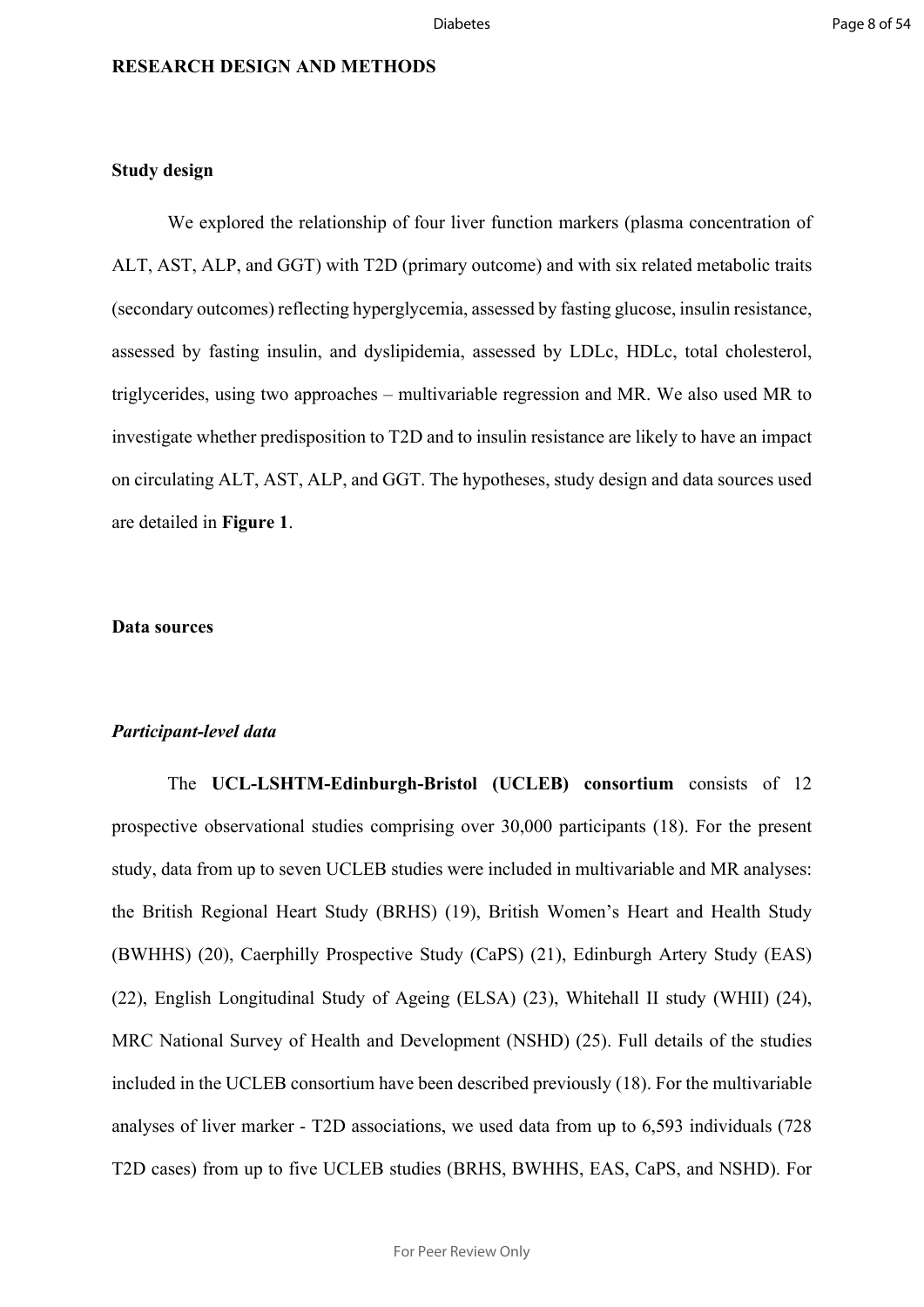## RESEARCH DESIGN AND METHODS

### Study design

We explored the relationship of four liver function markers (plasma concentration of ALT, AST, ALP, and GGT) with T2D (primary outcome) and with six related metabolic traits (secondary outcomes) reflecting hyperglycemia, assessed by fasting glucose, insulin resistance, assessed by fasting insulin, and dyslipidemia, assessed by LDLc, HDLc, total cholesterol, triglycerides, using two approaches – multivariable regression and MR. We also used MR to investigate whether predisposition to T2D and to insulin resistance are likely to have an impact on circulating ALT, AST, ALP, and GGT. The hypotheses, study design and data sources used are detailed in **Figure 1**.

### Data sources

#### *Participant-level data*

The **UCL-LSHTM-Edinburgh-Bristol (UCLEB) consortium** consists of 12 prospective observational studies comprising over 30,000 participants (18). For the present study, data from up to seven UCLEB studies were included in multivariable and MR analyses: the British Regional Heart Study (BRHS) (19), British Women's Heart and Health Study (BWHHS) (20), Caerphilly Prospective Study (CaPS) (21), Edinburgh Artery Study (EAS) (22), English Longitudinal Study of Ageing (ELSA) (23), Whitehall II study (WHII) (24), MRC National Survey of Health and Development (NSHD) (25). Full details of the studies included in the UCLEB consortium have been described previously (18). For the multivariable analyses of liver marker - T2D associations, we used data from up to 6,593 individuals (728 T2D cases) from up to five UCLEB studies (BRHS, BWHHS, EAS, CaPS, and NSHD). For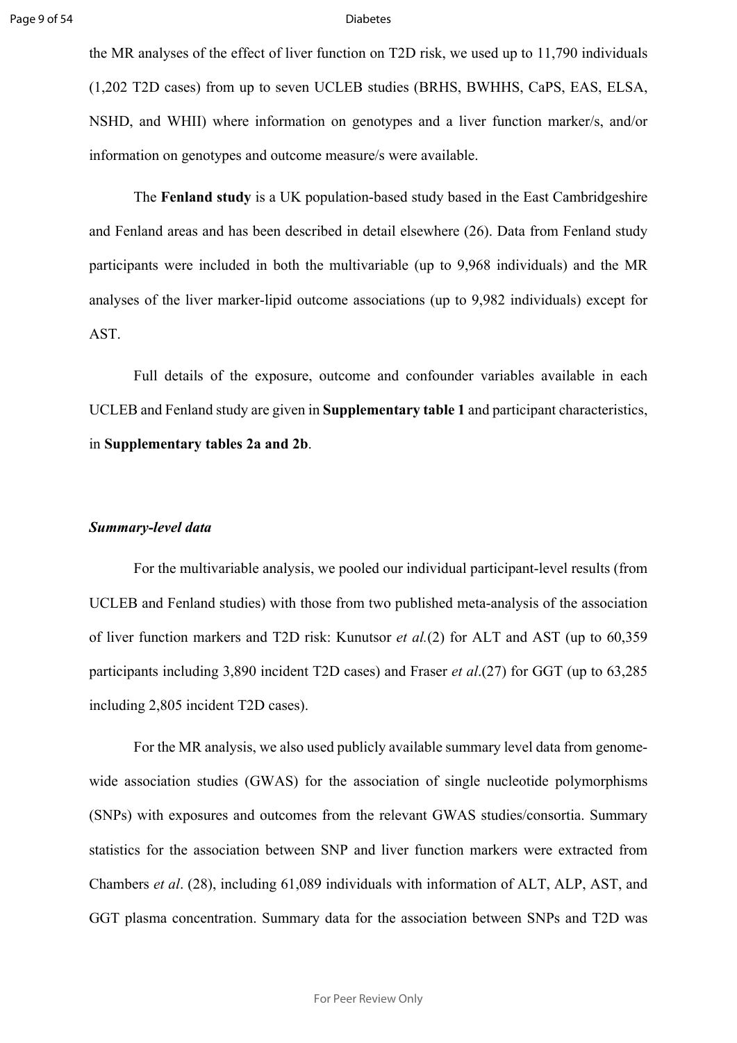the MR analyses of the effect of liver function on T2D risk, we used up to 11,790 individuals (1,202 T2D cases) from up to seven UCLEB studies (BRHS, BWHHS, CaPS, EAS, ELSA, NSHD, and WHII) where information on genotypes and a liver function marker/s, and/or information on genotypes and outcome measure/s were available.

The **Fenland study** is a UK population-based study based in the East Cambridgeshire and Fenland areas and has been described in detail elsewhere (26). Data from Fenland study participants were included in both the multivariable (up to 9,968 individuals) and the MR analyses of the liver marker-lipid outcome associations (up to 9,982 individuals) except for AST.

Full details of the exposure, outcome and confounder variables available in each UCLEB and Fenland study are given in **Supplementary table 1** and participant characteristics, in **Supplementary tables 2a and 2b**.

### *Summary-level data*

For the multivariable analysis, we pooled our individual participant-level results (from UCLEB and Fenland studies) with those from two published meta-analysis of the association of liver function markers and T2D risk: Kunutsor *et al.*(2) for ALT and AST (up to 60,359 participants including 3,890 incident T2D cases) and Fraser *et al*.(27) for GGT (up to 63,285 including 2,805 incident T2D cases).

For the MR analysis, we also used publicly available summary level data from genome-wide association studies (GWAS) for the association of single nucleotide polymorphisms (SNPs) with exposures and outcomes from the relevant GWAS studies/consortia. Summary statistics for the association between SNP and liver function markers were extracted from Chambers *et al*. (28), including 61,089 individuals with information of ALT, ALP, AST, and GGT plasma concentration. Summary data for the association between SNPs and T2D was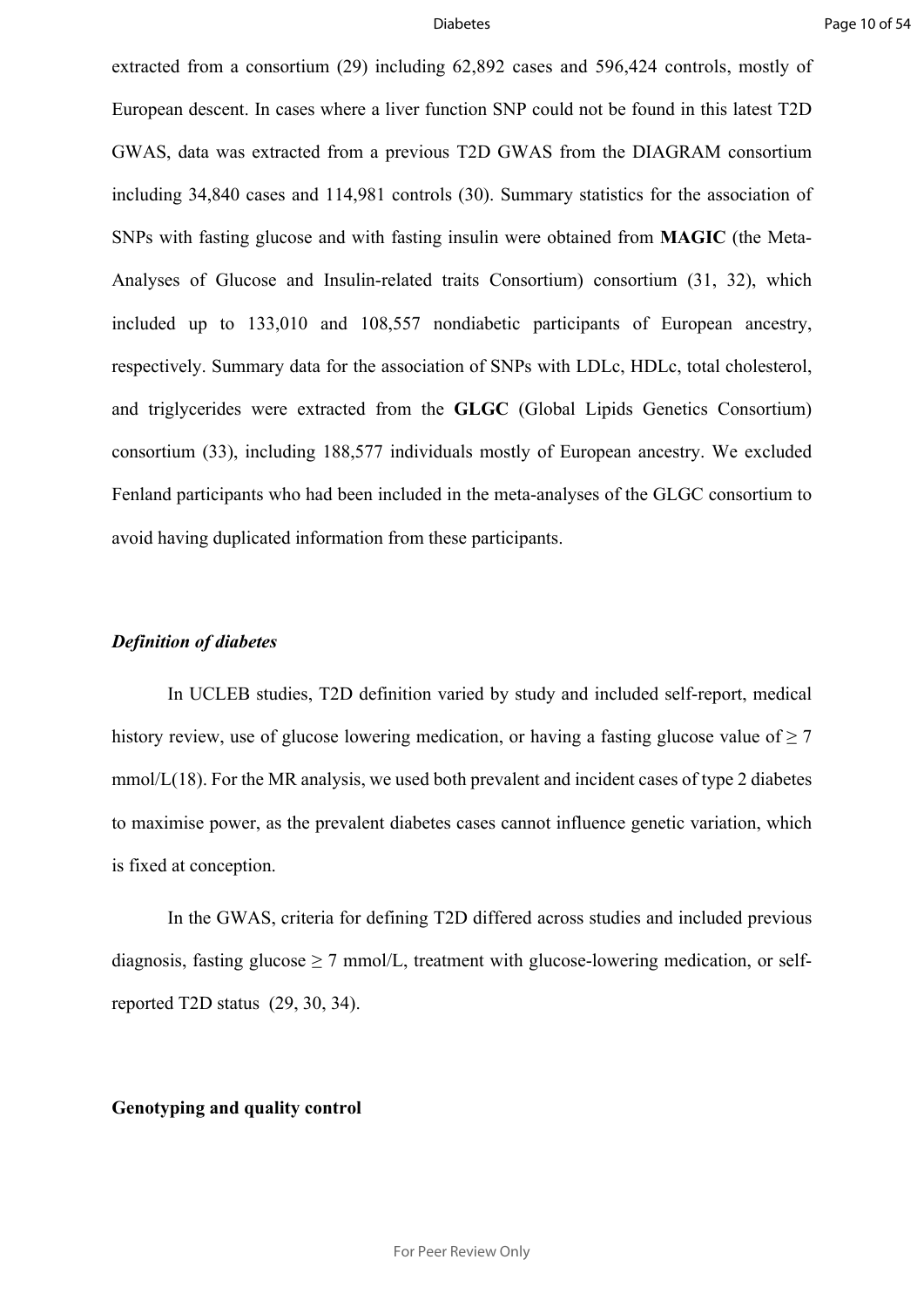extracted from a consortium (29) including 62,892 cases and 596,424 controls, mostly of European descent. In cases where a liver function SNP could not be found in this latest T2D GWAS, data was extracted from a previous T2D GWAS from the DIAGRAM consortium including 34,840 cases and 114,981 controls (30). Summary statistics for the association of SNPs with fasting glucose and with fasting insulin were obtained from **MAGIC** (the Meta-Analyses of Glucose and Insulin-related traits Consortium) consortium (31, 32), which included up to 133,010 and 108,557 nondiabetic participants of European ancestry, respectively. Summary data for the association of SNPs with LDLc, HDLc, total cholesterol, and triglycerides were extracted from the **GLGC** (Global Lipids Genetics Consortium) consortium (33), including 188,577 individuals mostly of European ancestry. We excluded Fenland participants who had been included in the meta-analyses of the GLGC consortium to avoid having duplicated information from these participants.

***Definition of diabetes***

In UCLEB studies, T2D definition varied by study and included self-report, medical history review, use of glucose lowering medication, or having a fasting glucose value of ≥ 7 mmol/L(18). For the MR analysis, we used both prevalent and incident cases of type 2 diabetes to maximise power, as the prevalent diabetes cases cannot influence genetic variation, which is fixed at conception.

In the GWAS, criteria for defining T2D differed across studies and included previous diagnosis, fasting glucose ≥ 7 mmol/L, treatment with glucose-lowering medication, or self-reported T2D status (29, 30, 34).

**Genotyping and quality control**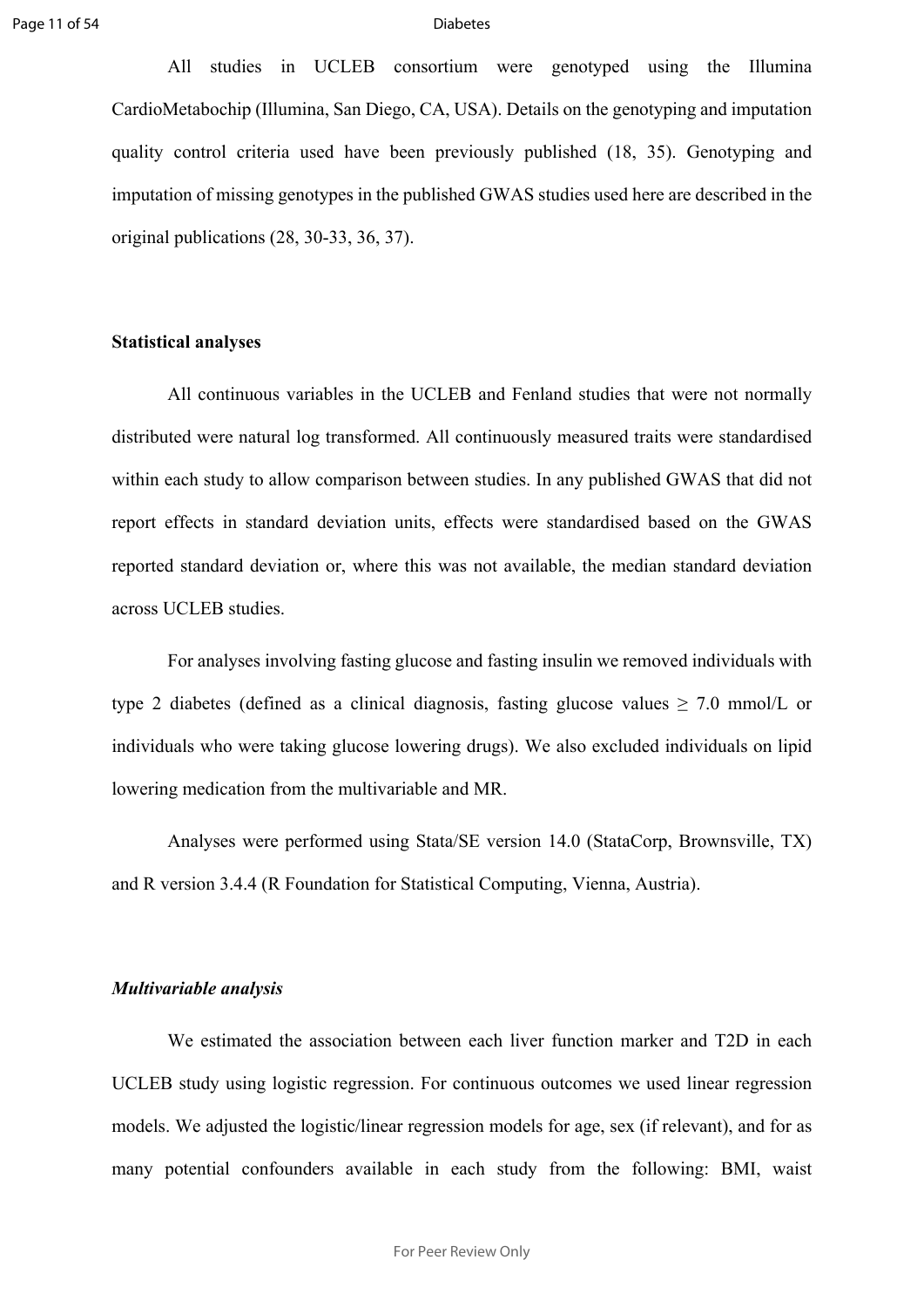All studies in UCLEB consortium were genotyped using the Illumina CardioMetabochip (Illumina, San Diego, CA, USA). Details on the genotyping and imputation quality control criteria used have been previously published (18, 35). Genotyping and imputation of missing genotypes in the published GWAS studies used here are described in the original publications (28, 30-33, 36, 37).

**Statistical analyses**

All continuous variables in the UCLEB and Fenland studies that were not normally distributed were natural log transformed. All continuously measured traits were standardised within each study to allow comparison between studies. In any published GWAS that did not report effects in standard deviation units, effects were standardised based on the GWAS reported standard deviation or, where this was not available, the median standard deviation across UCLEB studies.

For analyses involving fasting glucose and fasting insulin we removed individuals with type 2 diabetes (defined as a clinical diagnosis, fasting glucose values ≥ 7.0 mmol/L or individuals who were taking glucose lowering drugs). We also excluded individuals on lipid lowering medication from the multivariable and MR.

Analyses were performed using Stata/SE version 14.0 (StataCorp, Brownsville, TX) and R version 3.4.4 (R Foundation for Statistical Computing, Vienna, Austria).

***Multivariable analysis***

We estimated the association between each liver function marker and T2D in each UCLEB study using logistic regression. For continuous outcomes we used linear regression models. We adjusted the logistic/linear regression models for age, sex (if relevant), and for as many potential confounders available in each study from the following: BMI, waist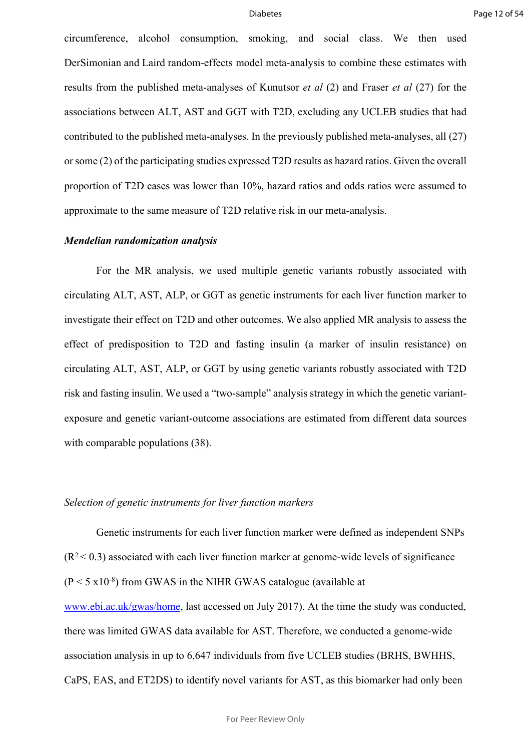circumference, alcohol consumption, smoking, and social class. We then used DerSimonian and Laird random-effects model meta-analysis to combine these estimates with results from the published meta-analyses of Kunutsor *et al* (2) and Fraser *et al* (27) for the associations between ALT, AST and GGT with T2D, excluding any UCLEB studies that had contributed to the published meta-analyses. In the previously published meta-analyses, all (27) or some (2) of the participating studies expressed T2D results as hazard ratios. Given the overall proportion of T2D cases was lower than 10%, hazard ratios and odds ratios were assumed to approximate to the same measure of T2D relative risk in our meta-analysis.

### *Mendelian randomization analysis*

For the MR analysis, we used multiple genetic variants robustly associated with circulating ALT, AST, ALP, or GGT as genetic instruments for each liver function marker to investigate their effect on T2D and other outcomes. We also applied MR analysis to assess the effect of predisposition to T2D and fasting insulin (a marker of insulin resistance) on circulating ALT, AST, ALP, or GGT by using genetic variants robustly associated with T2D risk and fasting insulin. We used a "two-sample" analysis strategy in which the genetic variant-exposure and genetic variant-outcome associations are estimated from different data sources with comparable populations (38).

#### *Selection of genetic instruments for liver function markers*

Genetic instruments for each liver function marker were defined as independent SNPs ($R^2 < 0.3$) associated with each liver function marker at genome-wide levels of significance ($P < 5 \times 10^{-8}$) from GWAS in the NIHR GWAS catalogue (available at www.ebi.ac.uk/gwas/home, last accessed on July 2017). At the time the study was conducted, there was limited GWAS data available for AST. Therefore, we conducted a genome-wide association analysis in up to 6,647 individuals from five UCLEB studies (BRHS, BWHHS, CaPS, EAS, and ET2DS) to identify novel variants for AST, as this biomarker had only been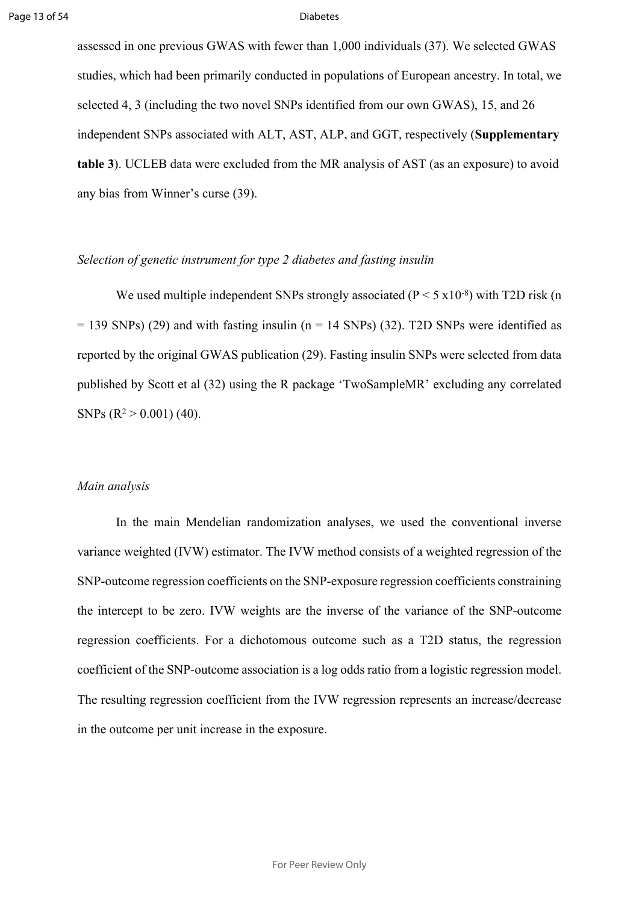assessed in one previous GWAS with fewer than 1,000 individuals (37). We selected GWAS studies, which had been primarily conducted in populations of European ancestry. In total, we selected 4, 3 (including the two novel SNPs identified from our own GWAS), 15, and 26 independent SNPs associated with ALT, AST, ALP, and GGT, respectively (**Supplementary table 3**). UCLEB data were excluded from the MR analysis of AST (as an exposure) to avoid any bias from Winner's curse (39).

*Selection of genetic instrument for type 2 diabetes and fasting insulin*

We used multiple independent SNPs strongly associated ($P < 5 \times 10^{-8}$) with T2D risk (n = 139 SNPs) (29) and with fasting insulin (n = 14 SNPs) (32). T2D SNPs were identified as reported by the original GWAS publication (29). Fasting insulin SNPs were selected from data published by Scott et al (32) using the R package 'TwoSampleMR' excluding any correlated SNPs ($R^2 > 0.001$) (40).

*Main analysis*

In the main Mendelian randomization analyses, we used the conventional inverse variance weighted (IVW) estimator. The IVW method consists of a weighted regression of the SNP-outcome regression coefficients on the SNP-exposure regression coefficients constraining the intercept to be zero. IVW weights are the inverse of the variance of the SNP-outcome regression coefficients. For a dichotomous outcome such as a T2D status, the regression coefficient of the SNP-outcome association is a log odds ratio from a logistic regression model. The resulting regression coefficient from the IVW regression represents an increase/decrease in the outcome per unit increase in the exposure.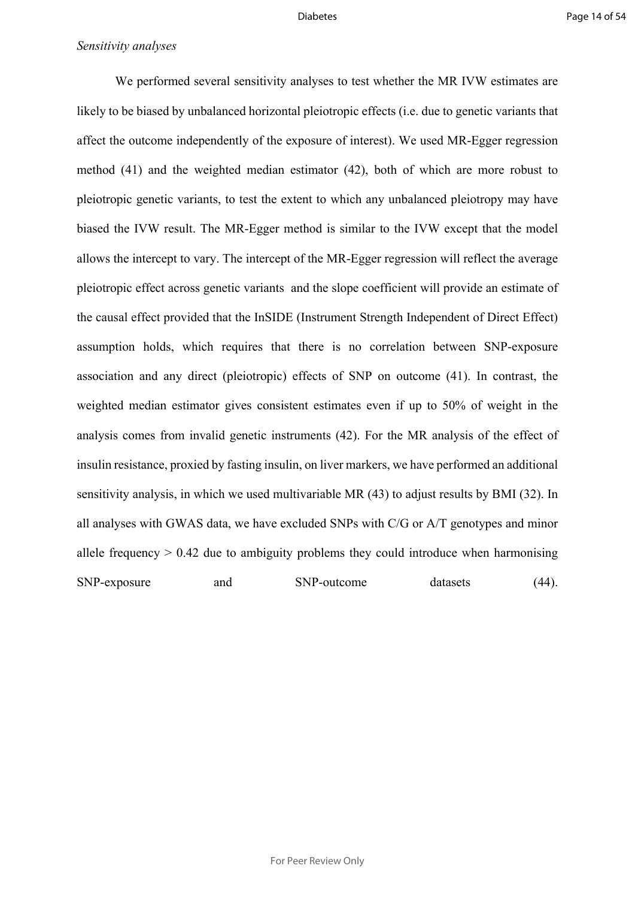*Sensitivity analyses*

We performed several sensitivity analyses to test whether the MR IVW estimates are likely to be biased by unbalanced horizontal pleiotropic effects (i.e. due to genetic variants that affect the outcome independently of the exposure of interest). We used MR-Egger regression method (41) and the weighted median estimator (42), both of which are more robust to pleiotropic genetic variants, to test the extent to which any unbalanced pleiotropy may have biased the IVW result. The MR-Egger method is similar to the IVW except that the model allows the intercept to vary. The intercept of the MR-Egger regression will reflect the average pleiotropic effect across genetic variants and the slope coefficient will provide an estimate of the causal effect provided that the InSIDE (Instrument Strength Independent of Direct Effect) assumption holds, which requires that there is no correlation between SNP-exposure association and any direct (pleiotropic) effects of SNP on outcome (41). In contrast, the weighted median estimator gives consistent estimates even if up to 50% of weight in the analysis comes from invalid genetic instruments (42). For the MR analysis of the effect of insulin resistance, proxied by fasting insulin, on liver markers, we have performed an additional sensitivity analysis, in which we used multivariable MR (43) to adjust results by BMI (32). In all analyses with GWAS data, we have excluded SNPs with C/G or A/T genotypes and minor allele frequency > 0.42 due to ambiguity problems they could introduce when harmonising SNP-exposure and SNP-outcome datasets (44).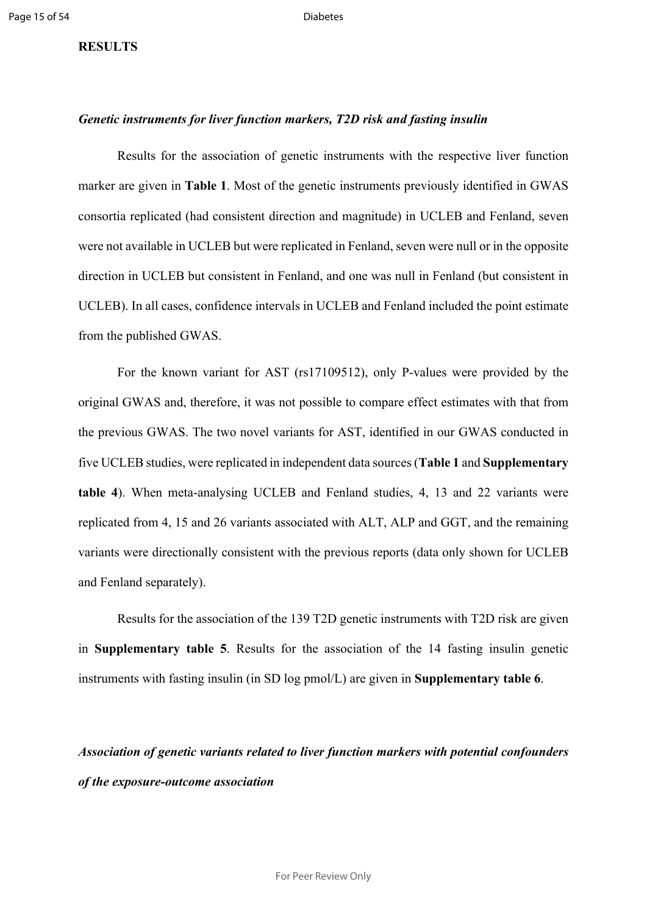**RESULTS**

***Genetic instruments for liver function markers, T2D risk and fasting insulin***

Results for the association of genetic instruments with the respective liver function marker are given in **Table 1**. Most of the genetic instruments previously identified in GWAS consortia replicated (had consistent direction and magnitude) in UCLEB and Fenland, seven were not available in UCLEB but were replicated in Fenland, seven were null or in the opposite direction in UCLEB but consistent in Fenland, and one was null in Fenland (but consistent in UCLEB). In all cases, confidence intervals in UCLEB and Fenland included the point estimate from the published GWAS.

For the known variant for AST (rs17109512), only P-values were provided by the original GWAS and, therefore, it was not possible to compare effect estimates with that from the previous GWAS. The two novel variants for AST, identified in our GWAS conducted in five UCLEB studies, were replicated in independent data sources (**Table 1** and **Supplementary table 4**). When meta-analysing UCLEB and Fenland studies, 4, 13 and 22 variants were replicated from 4, 15 and 26 variants associated with ALT, ALP and GGT, and the remaining variants were directionally consistent with the previous reports (data only shown for UCLEB and Fenland separately).

Results for the association of the 139 T2D genetic instruments with T2D risk are given in **Supplementary table 5**. Results for the association of the 14 fasting insulin genetic instruments with fasting insulin (in SD log pmol/L) are given in **Supplementary table 6**.

***Association of genetic variants related to liver function markers with potential confounders of the exposure-outcome association***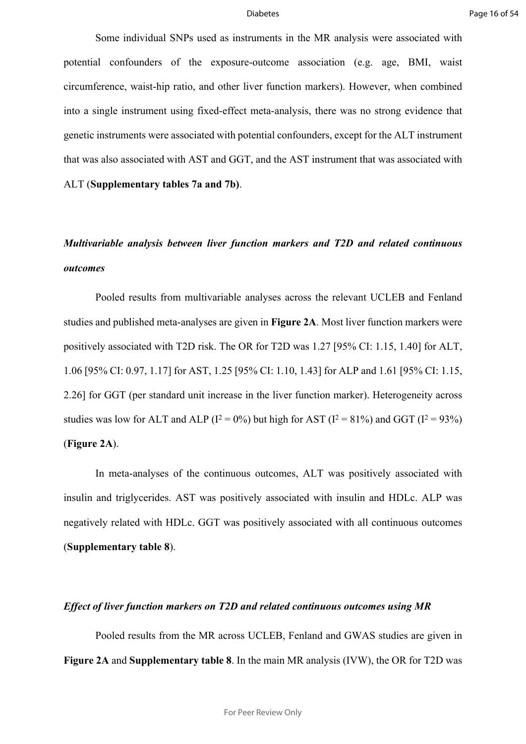Some individual SNPs used as instruments in the MR analysis were associated with potential confounders of the exposure-outcome association (e.g. age, BMI, waist circumference, waist-hip ratio, and other liver function markers). However, when combined into a single instrument using fixed-effect meta-analysis, there was no strong evidence that genetic instruments were associated with potential confounders, except for the ALT instrument that was also associated with AST and GGT, and the AST instrument that was associated with ALT (**Supplementary tables 7a and 7b)**.

### *Multivariable analysis between liver function markers and T2D and related continuous outcomes*

Pooled results from multivariable analyses across the relevant UCLEB and Fenland studies and published meta-analyses are given in **Figure 2A**. Most liver function markers were positively associated with T2D risk. The OR for T2D was 1.27 [95% CI: 1.15, 1.40] for ALT, 1.06 [95% CI: 0.97, 1.17] for AST, 1.25 [95% CI: 1.10, 1.43] for ALP and 1.61 [95% CI: 1.15, 2.26] for GGT (per standard unit increase in the liver function marker). Heterogeneity across studies was low for ALT and ALP ($I^2 = 0\%$) but high for AST ($I^2 = 81\%$) and GGT ($I^2 = 93\%$) (**Figure 2A**).

In meta-analyses of the continuous outcomes, ALT was positively associated with insulin and triglycerides. AST was positively associated with insulin and HDLc. ALP was negatively related with HDLc. GGT was positively associated with all continuous outcomes (**Supplementary table 8**).

### *Effect of liver function markers on T2D and related continuous outcomes using MR*

Pooled results from the MR across UCLEB, Fenland and GWAS studies are given in **Figure 2A** and **Supplementary table 8**. In the main MR analysis (IVW), the OR for T2D was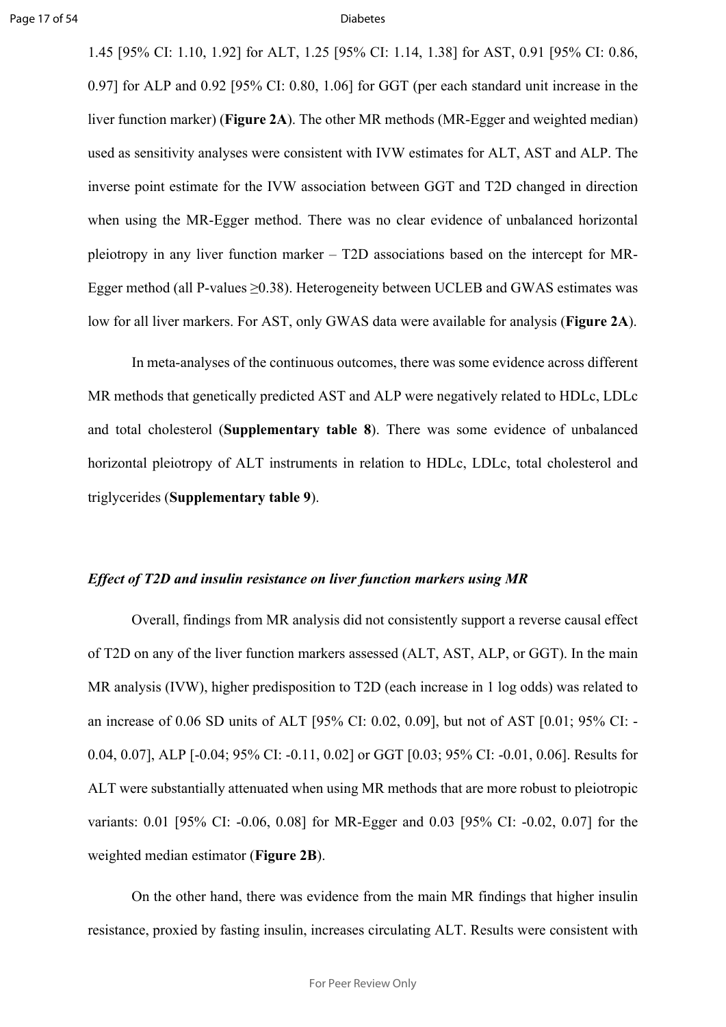1.45 [95% CI: 1.10, 1.92] for ALT, 1.25 [95% CI: 1.14, 1.38] for AST, 0.91 [95% CI: 0.86, 0.97] for ALP and 0.92 [95% CI: 0.80, 1.06] for GGT (per each standard unit increase in the liver function marker) (**Figure 2A**). The other MR methods (MR-Egger and weighted median) used as sensitivity analyses were consistent with IVW estimates for ALT, AST and ALP. The inverse point estimate for the IVW association between GGT and T2D changed in direction when using the MR-Egger method. There was no clear evidence of unbalanced horizontal pleiotropy in any liver function marker – T2D associations based on the intercept for MR-Egger method (all P-values $\geq$0.38). Heterogeneity between UCLEB and GWAS estimates was low for all liver markers. For AST, only GWAS data were available for analysis (**Figure 2A**).

In meta-analyses of the continuous outcomes, there was some evidence across different MR methods that genetically predicted AST and ALP were negatively related to HDLc, LDLc and total cholesterol (**Supplementary table 8**). There was some evidence of unbalanced horizontal pleiotropy of ALT instruments in relation to HDLc, LDLc, total cholesterol and triglycerides (**Supplementary table 9**).

### *Effect of T2D and insulin resistance on liver function markers using MR*

Overall, findings from MR analysis did not consistently support a reverse causal effect of T2D on any of the liver function markers assessed (ALT, AST, ALP, or GGT). In the main MR analysis (IVW), higher predisposition to T2D (each increase in 1 log odds) was related to an increase of 0.06 SD units of ALT [95% CI: 0.02, 0.09], but not of AST [0.01; 95% CI: -0.04, 0.07], ALP [-0.04; 95% CI: -0.11, 0.02] or GGT [0.03; 95% CI: -0.01, 0.06]. Results for ALT were substantially attenuated when using MR methods that are more robust to pleiotropic variants: 0.01 [95% CI: -0.06, 0.08] for MR-Egger and 0.03 [95% CI: -0.02, 0.07] for the weighted median estimator (**Figure 2B**).

On the other hand, there was evidence from the main MR findings that higher insulin resistance, proxied by fasting insulin, increases circulating ALT. Results were consistent with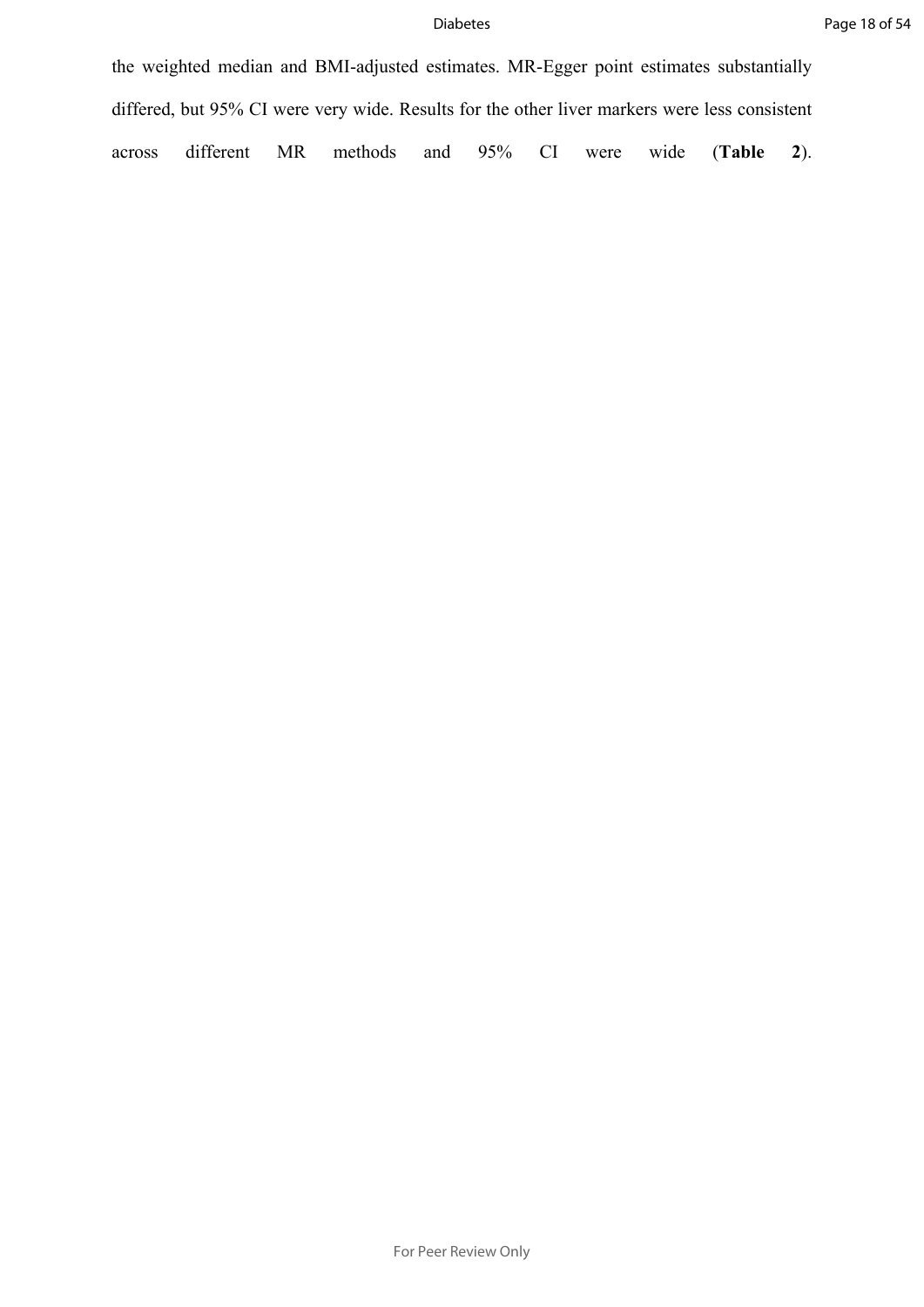the weighted median and BMI-adjusted estimates. MR-Egger point estimates substantially differed, but 95% CI were very wide. Results for the other liver markers were less consistent across different MR methods and 95% CI were wide (**Table 2**).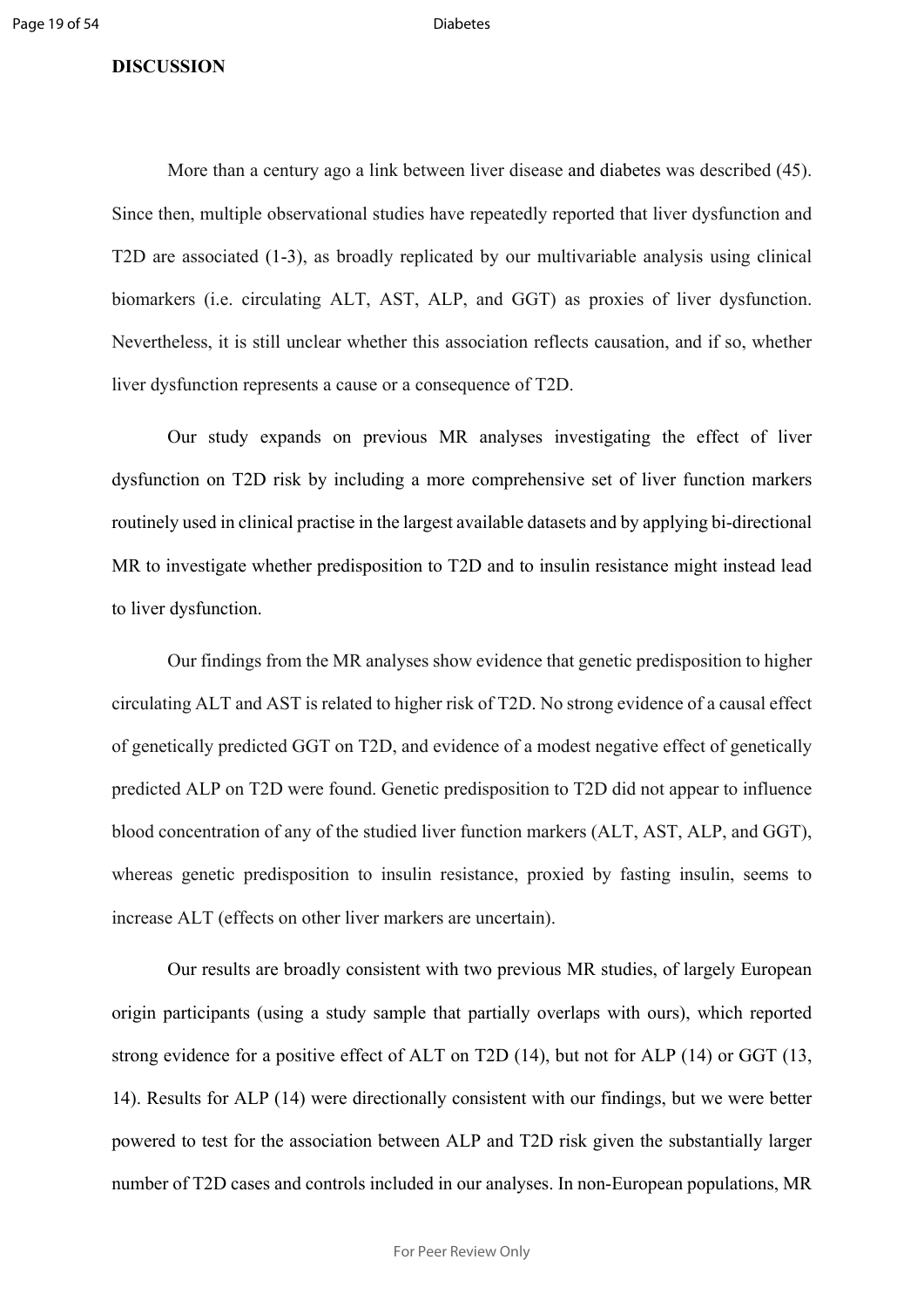**DISCUSSION**

More than a century ago a link between liver disease and diabetes was described (45). Since then, multiple observational studies have repeatedly reported that liver dysfunction and T2D are associated (1-3), as broadly replicated by our multivariable analysis using clinical biomarkers (i.e. circulating ALT, AST, ALP, and GGT) as proxies of liver dysfunction. Nevertheless, it is still unclear whether this association reflects causation, and if so, whether liver dysfunction represents a cause or a consequence of T2D.

Our study expands on previous MR analyses investigating the effect of liver dysfunction on T2D risk by including a more comprehensive set of liver function markers routinely used in clinical practise in the largest available datasets and by applying bi-directional MR to investigate whether predisposition to T2D and to insulin resistance might instead lead to liver dysfunction.

Our findings from the MR analyses show evidence that genetic predisposition to higher circulating ALT and AST is related to higher risk of T2D. No strong evidence of a causal effect of genetically predicted GGT on T2D, and evidence of a modest negative effect of genetically predicted ALP on T2D were found. Genetic predisposition to T2D did not appear to influence blood concentration of any of the studied liver function markers (ALT, AST, ALP, and GGT), whereas genetic predisposition to insulin resistance, proxied by fasting insulin, seems to increase ALT (effects on other liver markers are uncertain).

Our results are broadly consistent with two previous MR studies, of largely European origin participants (using a study sample that partially overlaps with ours), which reported strong evidence for a positive effect of ALT on T2D (14), but not for ALP (14) or GGT (13, 14). Results for ALP (14) were directionally consistent with our findings, but we were better powered to test for the association between ALP and T2D risk given the substantially larger number of T2D cases and controls included in our analyses. In non-European populations, MR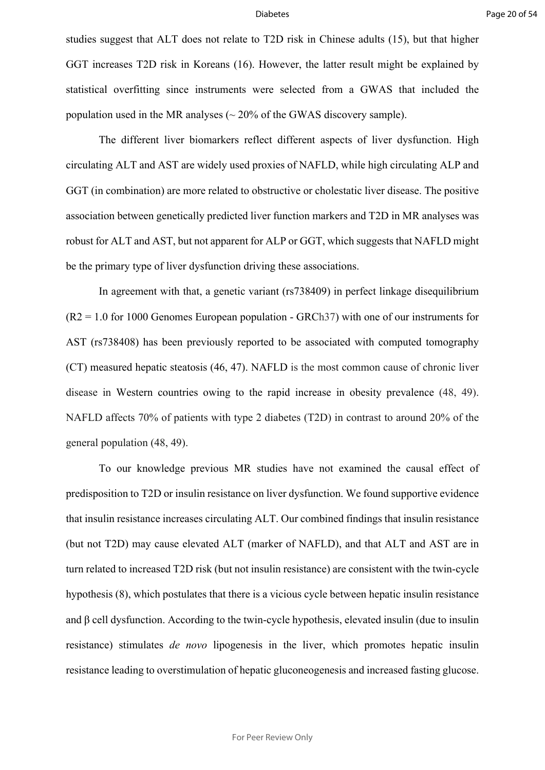studies suggest that ALT does not relate to T2D risk in Chinese adults (15), but that higher GGT increases T2D risk in Koreans (16). However, the latter result might be explained by statistical overfitting since instruments were selected from a GWAS that included the population used in the MR analyses (~ 20% of the GWAS discovery sample).

The different liver biomarkers reflect different aspects of liver dysfunction. High circulating ALT and AST are widely used proxies of NAFLD, while high circulating ALP and GGT (in combination) are more related to obstructive or cholestatic liver disease. The positive association between genetically predicted liver function markers and T2D in MR analyses was robust for ALT and AST, but not apparent for ALP or GGT, which suggests that NAFLD might be the primary type of liver dysfunction driving these associations.

In agreement with that, a genetic variant (rs738409) in perfect linkage disequilibrium ($R2 = 1.0$ for 1000 Genomes European population - GRCh37) with one of our instruments for AST (rs738408) has been previously reported to be associated with computed tomography (CT) measured hepatic steatosis (46, 47). NAFLD is the most common cause of chronic liver disease in Western countries owing to the rapid increase in obesity prevalence (48, 49). NAFLD affects 70% of patients with type 2 diabetes (T2D) in contrast to around 20% of the general population (48, 49).

To our knowledge previous MR studies have not examined the causal effect of predisposition to T2D or insulin resistance on liver dysfunction. We found supportive evidence that insulin resistance increases circulating ALT. Our combined findings that insulin resistance (but not T2D) may cause elevated ALT (marker of NAFLD), and that ALT and AST are in turn related to increased T2D risk (but not insulin resistance) are consistent with the twin-cycle hypothesis (8), which postulates that there is a vicious cycle between hepatic insulin resistance and β cell dysfunction. According to the twin-cycle hypothesis, elevated insulin (due to insulin resistance) stimulates *de novo* lipogenesis in the liver, which promotes hepatic insulin resistance leading to overstimulation of hepatic gluconeogenesis and increased fasting glucose.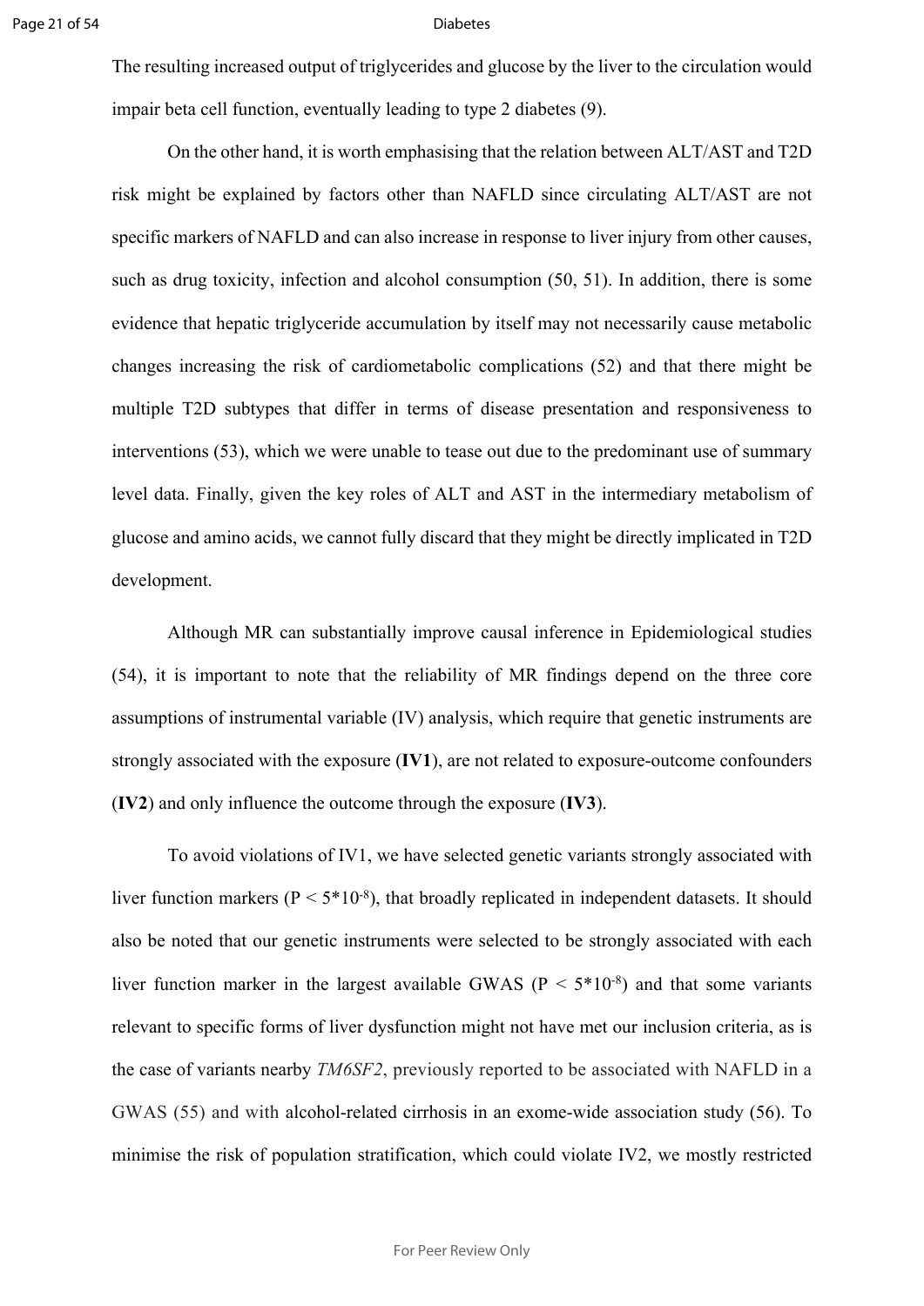The resulting increased output of triglycerides and glucose by the liver to the circulation would impair beta cell function, eventually leading to type 2 diabetes (9).

On the other hand, it is worth emphasising that the relation between ALT/AST and T2D risk might be explained by factors other than NAFLD since circulating ALT/AST are not specific markers of NAFLD and can also increase in response to liver injury from other causes, such as drug toxicity, infection and alcohol consumption (50, 51). In addition, there is some evidence that hepatic triglyceride accumulation by itself may not necessarily cause metabolic changes increasing the risk of cardiometabolic complications (52) and that there might be multiple T2D subtypes that differ in terms of disease presentation and responsiveness to interventions (53), which we were unable to tease out due to the predominant use of summary level data. Finally, given the key roles of ALT and AST in the intermediary metabolism of glucose and amino acids, we cannot fully discard that they might be directly implicated in T2D development.

Although MR can substantially improve causal inference in Epidemiological studies (54), it is important to note that the reliability of MR findings depend on the three core assumptions of instrumental variable (IV) analysis, which require that genetic instruments are strongly associated with the exposure (**IV1**), are not related to exposure-outcome confounders (**IV2**) and only influence the outcome through the exposure (**IV3**).

To avoid violations of IV1, we have selected genetic variants strongly associated with liver function markers ($P < 5*10^{-8}$), that broadly replicated in independent datasets. It should also be noted that our genetic instruments were selected to be strongly associated with each liver function marker in the largest available GWAS ($P < 5*10^{-8}$) and that some variants relevant to specific forms of liver dysfunction might not have met our inclusion criteria, as is the case of variants nearby *TM6SF2*, previously reported to be associated with NAFLD in a GWAS (55) and with alcohol-related cirrhosis in an exome-wide association study (56). To minimise the risk of population stratification, which could violate IV2, we mostly restricted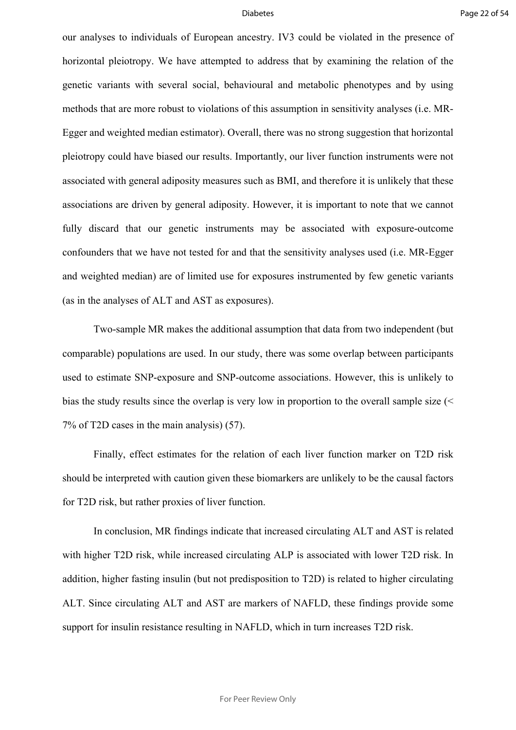our analyses to individuals of European ancestry. IV3 could be violated in the presence of horizontal pleiotropy. We have attempted to address that by examining the relation of the genetic variants with several social, behavioural and metabolic phenotypes and by using methods that are more robust to violations of this assumption in sensitivity analyses (i.e. MR-Egger and weighted median estimator). Overall, there was no strong suggestion that horizontal pleiotropy could have biased our results. Importantly, our liver function instruments were not associated with general adiposity measures such as BMI, and therefore it is unlikely that these associations are driven by general adiposity. However, it is important to note that we cannot fully discard that our genetic instruments may be associated with exposure-outcome confounders that we have not tested for and that the sensitivity analyses used (i.e. MR-Egger and weighted median) are of limited use for exposures instrumented by few genetic variants (as in the analyses of ALT and AST as exposures).

Two-sample MR makes the additional assumption that data from two independent (but comparable) populations are used. In our study, there was some overlap between participants used to estimate SNP-exposure and SNP-outcome associations. However, this is unlikely to bias the study results since the overlap is very low in proportion to the overall sample size (< 7% of T2D cases in the main analysis) (57).

Finally, effect estimates for the relation of each liver function marker on T2D risk should be interpreted with caution given these biomarkers are unlikely to be the causal factors for T2D risk, but rather proxies of liver function.

In conclusion, MR findings indicate that increased circulating ALT and AST is related with higher T2D risk, while increased circulating ALP is associated with lower T2D risk. In addition, higher fasting insulin (but not predisposition to T2D) is related to higher circulating ALT. Since circulating ALT and AST are markers of NAFLD, these findings provide some support for insulin resistance resulting in NAFLD, which in turn increases T2D risk.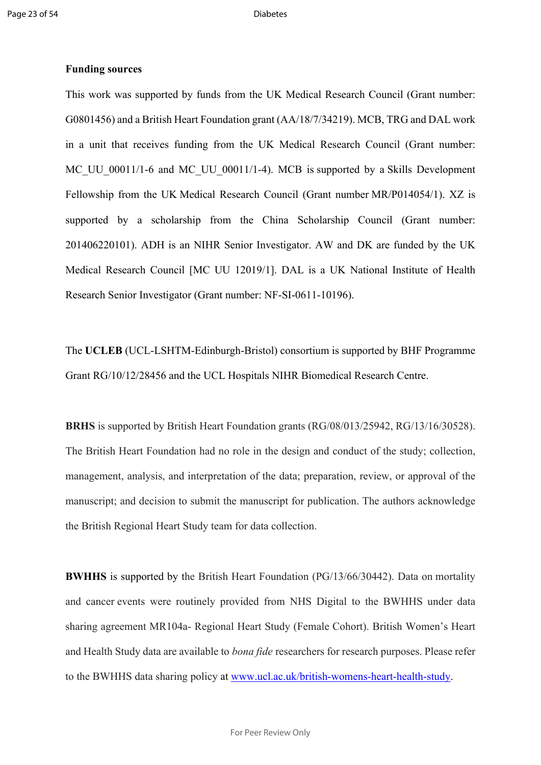**Funding sources**

This work was supported by funds from the UK Medical Research Council (Grant number: G0801456) and a British Heart Foundation grant (AA/18/7/34219). MCB, TRG and DAL work in a unit that receives funding from the UK Medical Research Council (Grant number: MC_UU_00011/1-6 and MC_UU_00011/1-4). MCB is supported by a Skills Development Fellowship from the UK Medical Research Council (Grant number MR/P014054/1). XZ is supported by a scholarship from the China Scholarship Council (Grant number: 201406220101). ADH is an NIHR Senior Investigator. AW and DK are funded by the UK Medical Research Council [MC UU 12019/1]. DAL is a UK National Institute of Health Research Senior Investigator (Grant number: NF-SI-0611-10196).

The **UCLEB** (UCL-LSHTM-Edinburgh-Bristol) consortium is supported by BHF Programme Grant RG/10/12/28456 and the UCL Hospitals NIHR Biomedical Research Centre.

**BRHS** is supported by British Heart Foundation grants (RG/08/013/25942, RG/13/16/30528). The British Heart Foundation had no role in the design and conduct of the study; collection, management, analysis, and interpretation of the data; preparation, review, or approval of the manuscript; and decision to submit the manuscript for publication. The authors acknowledge the British Regional Heart Study team for data collection.

**BWHHS** is supported by the British Heart Foundation (PG/13/66/30442). Data on mortality and cancer events were routinely provided from NHS Digital to the BWHHS under data sharing agreement MR104a- Regional Heart Study (Female Cohort). British Women's Heart and Health Study data are available to *bona fide* researchers for research purposes. Please refer to the BWHHS data sharing policy at www.ucl.ac.uk/british-womens-heart-health-study.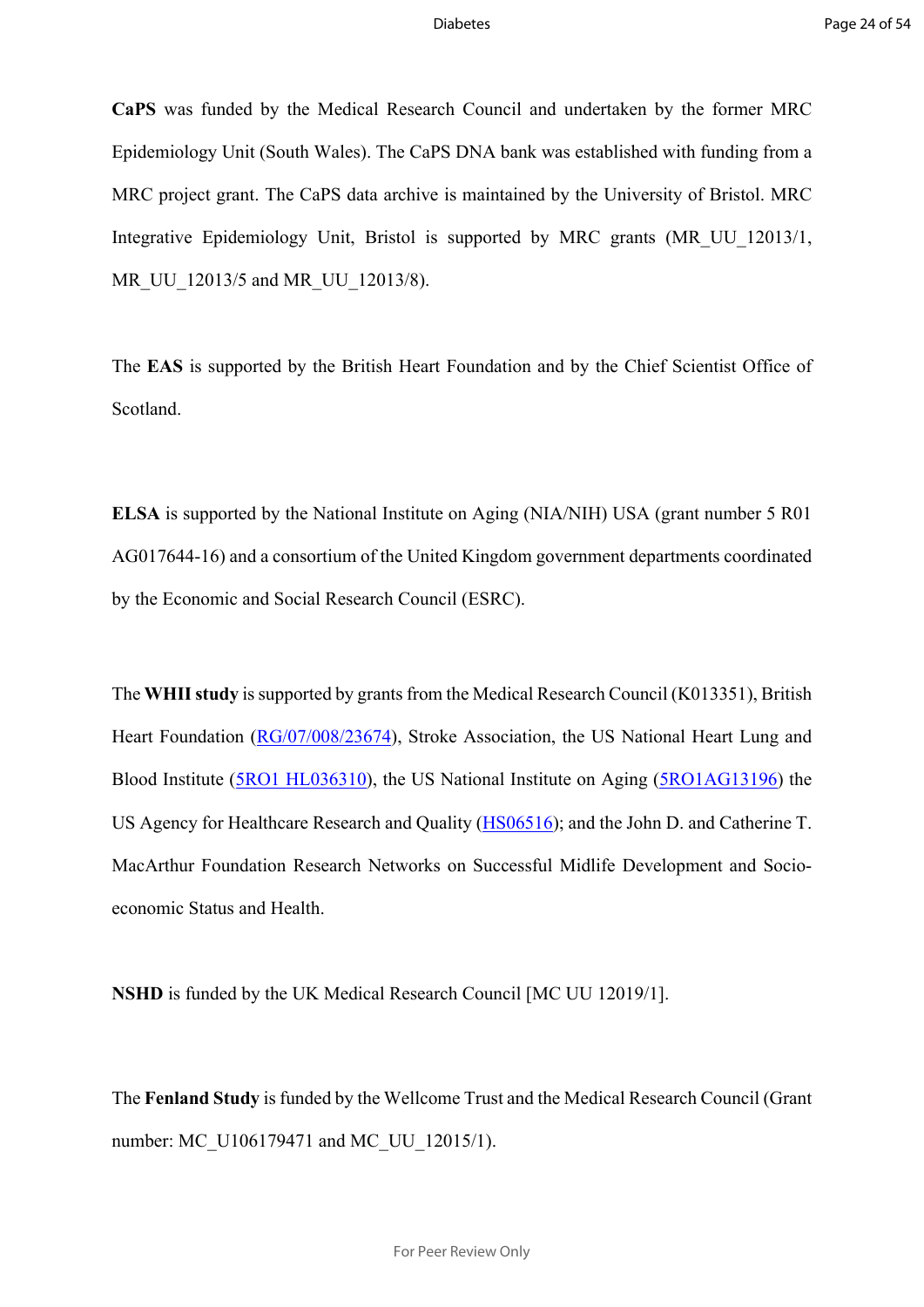**CaPS** was funded by the Medical Research Council and undertaken by the former MRC Epidemiology Unit (South Wales). The CaPS DNA bank was established with funding from a MRC project grant. The CaPS data archive is maintained by the University of Bristol. MRC Integrative Epidemiology Unit, Bristol is supported by MRC grants (MR_UU_12013/1, MR_UU_12013/5 and MR_UU_12013/8).

The **EAS** is supported by the British Heart Foundation and by the Chief Scientist Office of Scotland.

**ELSA** is supported by the National Institute on Aging (NIA/NIH) USA (grant number 5 R01 AG017644-16) and a consortium of the United Kingdom government departments coordinated by the Economic and Social Research Council (ESRC).

The **WHII study** is supported by grants from the Medical Research Council (K013351), British Heart Foundation (RG/07/008/23674), Stroke Association, the US National Heart Lung and Blood Institute (5RO1 HL036310), the US National Institute on Aging (5RO1AG13196) the US Agency for Healthcare Research and Quality (HS06516); and the John D. and Catherine T. MacArthur Foundation Research Networks on Successful Midlife Development and Socio-economic Status and Health.

**NSHD** is funded by the UK Medical Research Council [MC UU 12019/1].

The **Fenland Study** is funded by the Wellcome Trust and the Medical Research Council (Grant number: MC_U106179471 and MC_UU_12015/1).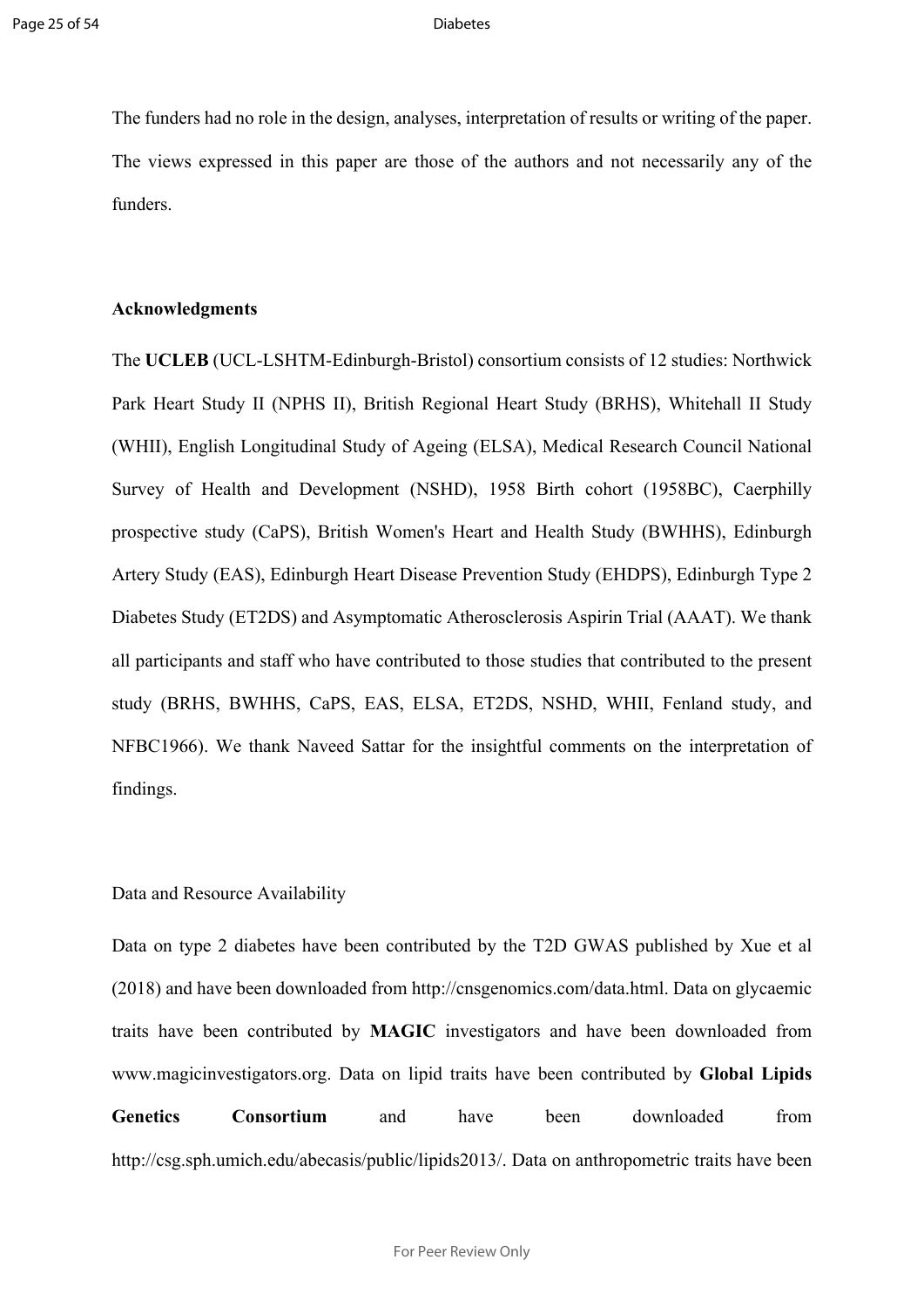The funders had no role in the design, analyses, interpretation of results or writing of the paper. The views expressed in this paper are those of the authors and not necessarily any of the funders.

**Acknowledgments**

The **UCLEB** (UCL-LSHTM-Edinburgh-Bristol) consortium consists of 12 studies: Northwick Park Heart Study II (NPHS II), British Regional Heart Study (BRHS), Whitehall II Study (WHII), English Longitudinal Study of Ageing (ELSA), Medical Research Council National Survey of Health and Development (NSHD), 1958 Birth cohort (1958BC), Caerphilly prospective study (CaPS), British Women's Heart and Health Study (BWHHS), Edinburgh Artery Study (EAS), Edinburgh Heart Disease Prevention Study (EHDPS), Edinburgh Type 2 Diabetes Study (ET2DS) and Asymptomatic Atherosclerosis Aspirin Trial (AAAT). We thank all participants and staff who have contributed to those studies that contributed to the present study (BRHS, BWHHS, CaPS, EAS, ELSA, ET2DS, NSHD, WHII, Fenland study, and NFBC1966). We thank Naveed Sattar for the insightful comments on the interpretation of findings.

Data and Resource Availability

Data on type 2 diabetes have been contributed by the T2D GWAS published by Xue et al (2018) and have been downloaded from http://cnsgenomics.com/data.html. Data on glycaemic traits have been contributed by **MAGIC** investigators and have been downloaded from www.magicinvestigators.org. Data on lipid traits have been contributed by **Global Lipids Genetics Consortium** and have been downloaded from http://csg.sph.umich.edu/abecasis/public/lipids2013/. Data on anthropometric traits have been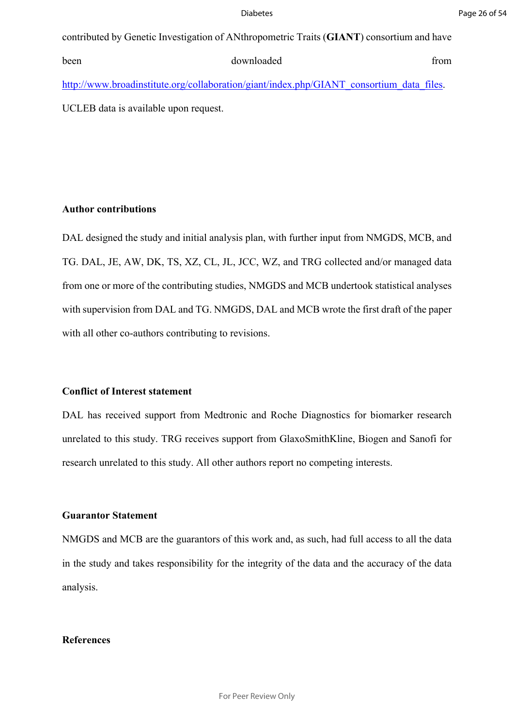contributed by Genetic Investigation of ANthropometric Traits (**GIANT**) consortium and have been downloaded from http://www.broadinstitute.org/collaboration/giant/index.php/GIANT_consortium_data_files. UCLEB data is available upon request.

**Author contributions**

DAL designed the study and initial analysis plan, with further input from NMGDS, MCB, and TG. DAL, JE, AW, DK, TS, XZ, CL, JL, JCC, WZ, and TRG collected and/or managed data from one or more of the contributing studies, NMGDS and MCB undertook statistical analyses with supervision from DAL and TG. NMGDS, DAL and MCB wrote the first draft of the paper with all other co-authors contributing to revisions.

**Conflict of Interest statement**

DAL has received support from Medtronic and Roche Diagnostics for biomarker research unrelated to this study. TRG receives support from GlaxoSmithKline, Biogen and Sanofi for research unrelated to this study. All other authors report no competing interests.

**Guarantor Statement**

NMGDS and MCB are the guarantors of this work and, as such, had full access to all the data in the study and takes responsibility for the integrity of the data and the accuracy of the data analysis.

**References**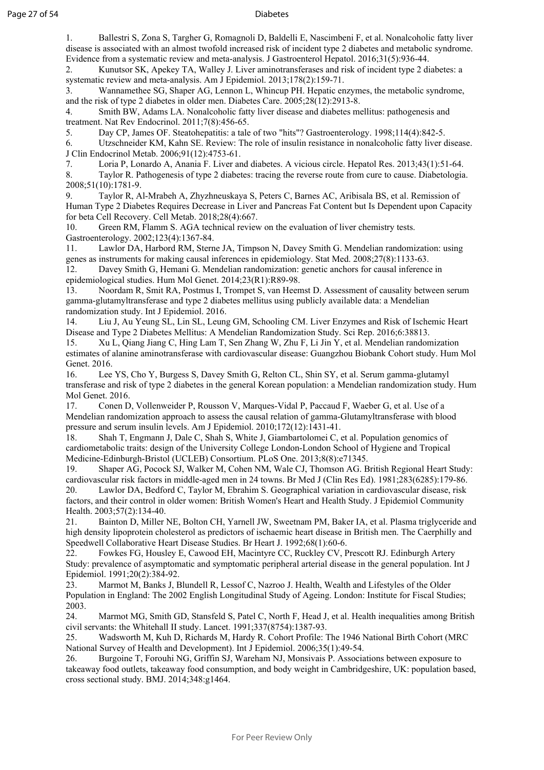1. Ballestri S, Zona S, Targher G, Romagnoli D, Baldelli E, Nascimbeni F, et al. Nonalcoholic fatty liver disease is associated with an almost twofold increased risk of incident type 2 diabetes and metabolic syndrome. Evidence from a systematic review and meta-analysis. J Gastroenterol Hepatol. 2016;31(5):936-44.
2. Kunutsor SK, Apekey TA, Walley J. Liver aminotransferases and risk of incident type 2 diabetes: a systematic review and meta-analysis. Am J Epidemiol. 2013;178(2):159-71.
3. Wannamethee SG, Shaper AG, Lennon L, Whincup PH. Hepatic enzymes, the metabolic syndrome, and the risk of type 2 diabetes in older men. Diabetes Care. 2005;28(12):2913-8.
4. Smith BW, Adams LA. Nonalcoholic fatty liver disease and diabetes mellitus: pathogenesis and treatment. Nat Rev Endocrinol. 2011;7(8):456-65.
5. Day CP, James OF. Steatohepatitis: a tale of two "hits"? Gastroenterology. 1998;114(4):842-5.
6. Utzschneider KM, Kahn SE. Review: The role of insulin resistance in nonalcoholic fatty liver disease. J Clin Endocrinol Metab. 2006;91(12):4753-61.
7. Loria P, Lonardo A, Anania F. Liver and diabetes. A vicious circle. Hepatol Res. 2013;43(1):51-64.
8. Taylor R. Pathogenesis of type 2 diabetes: tracing the reverse route from cure to cause. Diabetologia. 2008;51(10):1781-9.
9. Taylor R, Al-Mrabeh A, Zhyzhneuskaya S, Peters C, Barnes AC, Aribisala BS, et al. Remission of Human Type 2 Diabetes Requires Decrease in Liver and Pancreas Fat Content but Is Dependent upon Capacity for beta Cell Recovery. Cell Metab. 2018;28(4):667.
10. Green RM, Flamm S. AGA technical review on the evaluation of liver chemistry tests. Gastroenterology. 2002;123(4):1367-84.
11. Lawlor DA, Harbord RM, Sterne JA, Timpson N, Davey Smith G. Mendelian randomization: using genes as instruments for making causal inferences in epidemiology. Stat Med. 2008;27(8):1133-63.
12. Davey Smith G, Hemani G. Mendelian randomization: genetic anchors for causal inference in epidemiological studies. Hum Mol Genet. 2014;23(R1):R89-98.
13. Noordam R, Smit RA, Postmus I, Trompet S, van Heemst D. Assessment of causality between serum gamma-glutamyltransferase and type 2 diabetes mellitus using publicly available data: a Mendelian randomization study. Int J Epidemiol. 2016.
14. Liu J, Au Yeung SL, Lin SL, Leung GM, Schooling CM. Liver Enzymes and Risk of Ischemic Heart Disease and Type 2 Diabetes Mellitus: A Mendelian Randomization Study. Sci Rep. 2016;6:38813.
15. Xu L, Qiang Jiang C, Hing Lam T, Sen Zhang W, Zhu F, Li Jin Y, et al. Mendelian randomization estimates of alanine aminotransferase with cardiovascular disease: Guangzhou Biobank Cohort study. Hum Mol Genet. 2016.
16. Lee YS, Cho Y, Burgess S, Davey Smith G, Relton CL, Shin SY, et al. Serum gamma-glutamyl transferase and risk of type 2 diabetes in the general Korean population: a Mendelian randomization study. Hum Mol Genet. 2016.
17. Conen D, Vollenweider P, Rousson V, Marques-Vidal P, Paccaud F, Waeber G, et al. Use of a Mendelian randomization approach to assess the causal relation of gamma-Glutamyltransferase with blood pressure and serum insulin levels. Am J Epidemiol. 2010;172(12):1431-41.
18. Shah T, Engmann J, Dale C, Shah S, White J, Giambartolomei C, et al. Population genomics of cardiometabolic traits: design of the University College London-London School of Hygiene and Tropical Medicine-Edinburgh-Bristol (UCLEB) Consortium. PLoS One. 2013;8(8):e71345.
19. Shaper AG, Pocock SJ, Walker M, Cohen NM, Wale CJ, Thomson AG. British Regional Heart Study: cardiovascular risk factors in middle-aged men in 24 towns. Br Med J (Clin Res Ed). 1981;283(6285):179-86.
20. Lawlor DA, Bedford C, Taylor M, Ebrahim S. Geographical variation in cardiovascular disease, risk factors, and their control in older women: British Women's Heart and Health Study. J Epidemiol Community Health. 2003;57(2):134-40.
21. Bainton D, Miller NE, Bolton CH, Yarnell JW, Sweetnam PM, Baker IA, et al. Plasma triglyceride and high density lipoprotein cholesterol as predictors of ischaemic heart disease in British men. The Caerphilly and Speedwell Collaborative Heart Disease Studies. Br Heart J. 1992;68(1):60-6.
22. Fowkes FG, Housley E, Cawood EH, Macintyre CC, Ruckley CV, Prescott RJ. Edinburgh Artery Study: prevalence of asymptomatic and symptomatic peripheral arterial disease in the general population. Int J Epidemiol. 1991;20(2):384-92.
23. Marmot M, Banks J, Blundell R, Lessof C, Nazroo J. Health, Wealth and Lifestyles of the Older Population in England: The 2002 English Longitudinal Study of Ageing. London: Institute for Fiscal Studies; 2003.
24. Marmot MG, Smith GD, Stansfeld S, Patel C, North F, Head J, et al. Health inequalities among British civil servants: the Whitehall II study. Lancet. 1991;337(8754):1387-93.
25. Wadsworth M, Kuh D, Richards M, Hardy R. Cohort Profile: The 1946 National Birth Cohort (MRC National Survey of Health and Development). Int J Epidemiol. 2006;35(1):49-54.
26. Burgoine T, Forouhi NG, Griffin SJ, Wareham NJ, Monsivais P. Associations between exposure to takeaway food outlets, takeaway food consumption, and body weight in Cambridgeshire, UK: population based, cross sectional study. BMJ. 2014;348:g1464.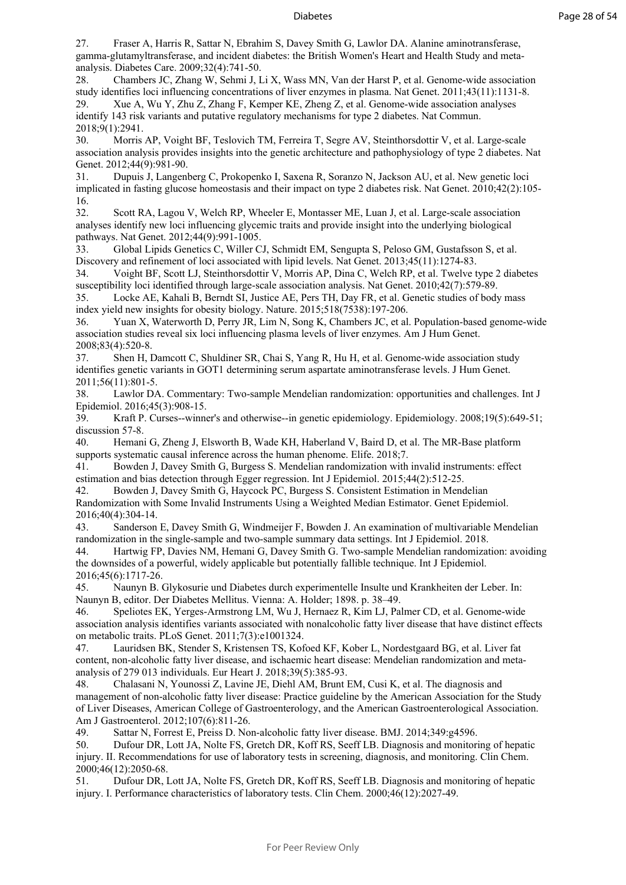27. Fraser A, Harris R, Sattar N, Ebrahim S, Davey Smith G, Lawlor DA. Alanine aminotransferase, gamma-glutamyltransferase, and incident diabetes: the British Women's Heart and Health Study and meta-analysis. Diabetes Care. 2009;32(4):741-50.
28. Chambers JC, Zhang W, Sehmi J, Li X, Wass MN, Van der Harst P, et al. Genome-wide association study identifies loci influencing concentrations of liver enzymes in plasma. Nat Genet. 2011;43(11):1131-8.
29. Xue A, Wu Y, Zhu Z, Zhang F, Kemper KE, Zheng Z, et al. Genome-wide association analyses identify 143 risk variants and putative regulatory mechanisms for type 2 diabetes. Nat Commun. 2018;9(1):2941.
30. Morris AP, Voight BF, Teslovich TM, Ferreira T, Segre AV, Steinthorsdottir V, et al. Large-scale association analysis provides insights into the genetic architecture and pathophysiology of type 2 diabetes. Nat Genet. 2012;44(9):981-90.
31. Dupuis J, Langenberg C, Prokopenko I, Saxena R, Soranzo N, Jackson AU, et al. New genetic loci implicated in fasting glucose homeostasis and their impact on type 2 diabetes risk. Nat Genet. 2010;42(2):105-16.
32. Scott RA, Lagou V, Welch RP, Wheeler E, Montasser ME, Luan J, et al. Large-scale association analyses identify new loci influencing glycemic traits and provide insight into the underlying biological pathways. Nat Genet. 2012;44(9):991-1005.
33. Global Lipids Genetics C, Willer CJ, Schmidt EM, Sengupta S, Peloso GM, Gustafsson S, et al. Discovery and refinement of loci associated with lipid levels. Nat Genet. 2013;45(11):1274-83.
34. Voight BF, Scott LJ, Steinthorsdottir V, Morris AP, Dina C, Welch RP, et al. Twelve type 2 diabetes susceptibility loci identified through large-scale association analysis. Nat Genet. 2010;42(7):579-89.
35. Locke AE, Kahali B, Berndt SI, Justice AE, Pers TH, Day FR, et al. Genetic studies of body mass index yield new insights for obesity biology. Nature. 2015;518(7538):197-206.
36. Yuan X, Waterworth D, Perry JR, Lim N, Song K, Chambers JC, et al. Population-based genome-wide association studies reveal six loci influencing plasma levels of liver enzymes. Am J Hum Genet. 2008;83(4):520-8.
37. Shen H, Damcott C, Shuldiner SR, Chai S, Yang R, Hu H, et al. Genome-wide association study identifies genetic variants in GOT1 determining serum aspartate aminotransferase levels. J Hum Genet. 2011;56(11):801-5.
38. Lawlor DA. Commentary: Two-sample Mendelian randomization: opportunities and challenges. Int J Epidemiol. 2016;45(3):908-15.
39. Kraft P. Curses--winner's and otherwise--in genetic epidemiology. Epidemiology. 2008;19(5):649-51; discussion 57-8.
40. Hemani G, Zheng J, Elsworth B, Wade KH, Haberland V, Baird D, et al. The MR-Base platform supports systematic causal inference across the human phenome. Elife. 2018;7.
41. Bowden J, Davey Smith G, Burgess S. Mendelian randomization with invalid instruments: effect estimation and bias detection through Egger regression. Int J Epidemiol. 2015;44(2):512-25.
42. Bowden J, Davey Smith G, Haycock PC, Burgess S. Consistent Estimation in Mendelian Randomization with Some Invalid Instruments Using a Weighted Median Estimator. Genet Epidemiol. 2016;40(4):304-14.
43. Sanderson E, Davey Smith G, Windmeijer F, Bowden J. An examination of multivariable Mendelian randomization in the single-sample and two-sample summary data settings. Int J Epidemiol. 2018.
44. Hartwig FP, Davies NM, Hemani G, Davey Smith G. Two-sample Mendelian randomization: avoiding the downsides of a powerful, widely applicable but potentially fallible technique. Int J Epidemiol. 2016;45(6):1717-26.
45. Naunyn B. Glykosurie und Diabetes durch experimentelle Insulte und Krankheiten der Leber. In: Naunyn B, editor. Der Diabetes Mellitus. Vienna: A. Holder; 1898. p. 38–49.
46. Speliotes EK, Yerges-Armstrong LM, Wu J, Hernaez R, Kim LJ, Palmer CD, et al. Genome-wide association analysis identifies variants associated with nonalcoholic fatty liver disease that have distinct effects on metabolic traits. PLoS Genet. 2011;7(3):e1001324.
47. Lauridsen BK, Stender S, Kristensen TS, Kofoed KF, Kober L, Nordestgaard BG, et al. Liver fat content, non-alcoholic fatty liver disease, and ischaemic heart disease: Mendelian randomization and meta-analysis of 279 013 individuals. Eur Heart J. 2018;39(5):385-93.
48. Chalasani N, Younossi Z, Lavine JE, Diehl AM, Brunt EM, Cusi K, et al. The diagnosis and management of non-alcoholic fatty liver disease: Practice guideline by the American Association for the Study of Liver Diseases, American College of Gastroenterology, and the American Gastroenterological Association. Am J Gastroenterol. 2012;107(6):811-26.
49. Sattar N, Forrest E, Preiss D. Non-alcoholic fatty liver disease. BMJ. 2014;349:g4596.
50. Dufour DR, Lott JA, Nolte FS, Gretch DR, Koff RS, Seeff LB. Diagnosis and monitoring of hepatic injury. II. Recommendations for use of laboratory tests in screening, diagnosis, and monitoring. Clin Chem. 2000;46(12):2050-68.
51. Dufour DR, Lott JA, Nolte FS, Gretch DR, Koff RS, Seeff LB. Diagnosis and monitoring of hepatic injury. I. Performance characteristics of laboratory tests. Clin Chem. 2000;46(12):2027-49.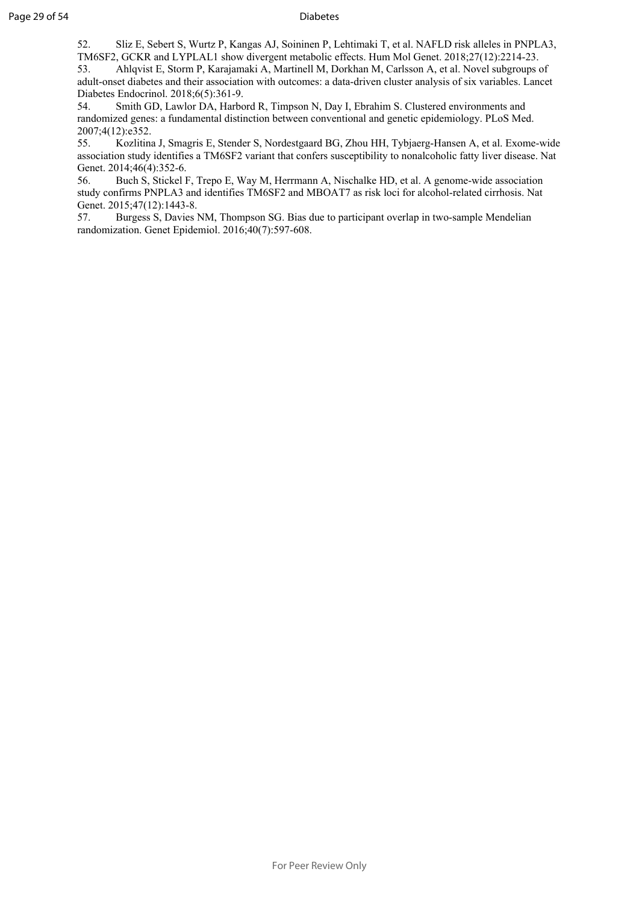52. Sliz E, Sebert S, Wurtz P, Kangas AJ, Soininen P, Lehtimaki T, et al. NAFLD risk alleles in PNPLA3, TM6SF2, GCKR and LYPLAL1 show divergent metabolic effects. Hum Mol Genet. 2018;27(12):2214-23.

53. Ahlqvist E, Storm P, Karajamaki A, Martinell M, Dorkhan M, Carlsson A, et al. Novel subgroups of adult-onset diabetes and their association with outcomes: a data-driven cluster analysis of six variables. Lancet Diabetes Endocrinol. 2018;6(5):361-9.

54. Smith GD, Lawlor DA, Harbord R, Timpson N, Day I, Ebrahim S. Clustered environments and randomized genes: a fundamental distinction between conventional and genetic epidemiology. PLoS Med. 2007;4(12):e352.

55. Kozlitina J, Smagris E, Stender S, Nordestgaard BG, Zhou HH, Tybjaerg-Hansen A, et al. Exome-wide association study identifies a TM6SF2 variant that confers susceptibility to nonalcoholic fatty liver disease. Nat Genet. 2014;46(4):352-6.

56. Buch S, Stickel F, Trepo E, Way M, Herrmann A, Nischalke HD, et al. A genome-wide association study confirms PNPLA3 and identifies TM6SF2 and MBOAT7 as risk loci for alcohol-related cirrhosis. Nat Genet. 2015;47(12):1443-8.

57. Burgess S, Davies NM, Thompson SG. Bias due to participant overlap in two-sample Mendelian randomization. Genet Epidemiol. 2016;40(7):597-608.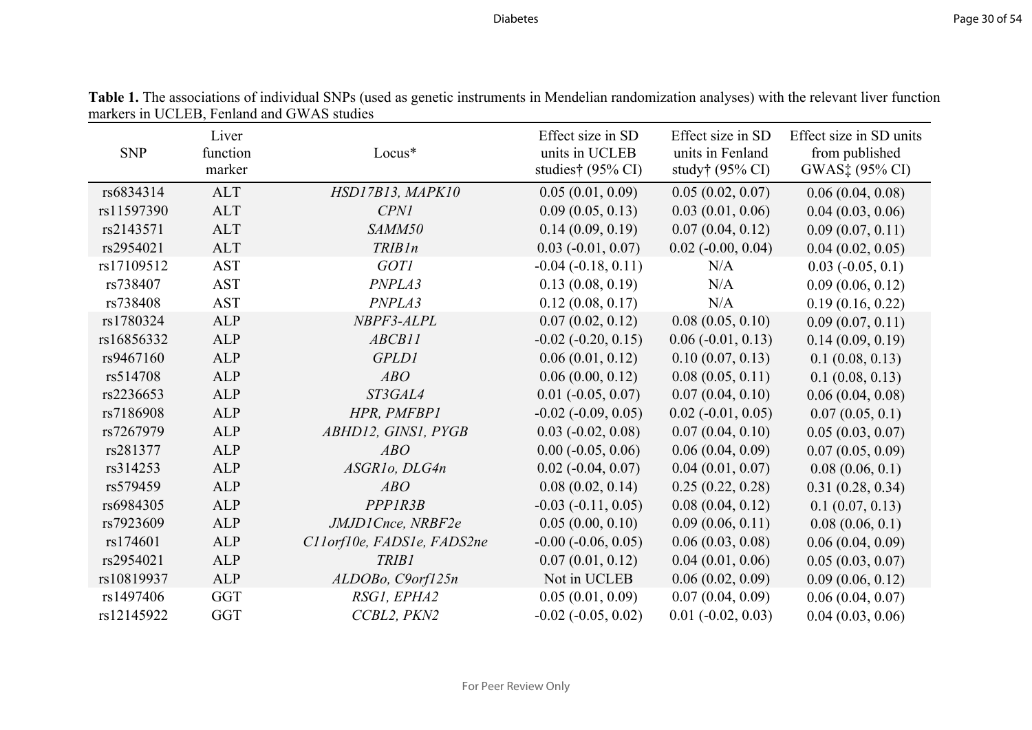**Table 1.** The associations of individual SNPs (used as genetic instruments in Mendelian randomization analyses) with the relevant liver function markers in UCLEB, Fenland and GWAS studies

| SNP | Liver function marker | Locus* | Effect size in SD units in UCLEB studies† (95% CI) | Effect size in SD units in Fenland study† (95% CI) | Effect size in SD units from published GWAS‡ (95% CI) |
|---|---|---|---|---|---|
| rs6834314 | ALT | *HSD17B13, MAPK10* | 0.05 (0.01, 0.09) | 0.05 (0.02, 0.07) | 0.06 (0.04, 0.08) |
| rs11597390 | ALT | *CPN1* | 0.09 (0.05, 0.13) | 0.03 (0.01, 0.06) | 0.04 (0.03, 0.06) |
| rs2143571 | ALT | *SAMM50* | 0.14 (0.09, 0.19) | 0.07 (0.04, 0.12) | 0.09 (0.07, 0.11) |
| rs2954021 | ALT | *TRIB1n* | 0.03 (-0.01, 0.07) | 0.02 (-0.00, 0.04) | 0.04 (0.02, 0.05) |
| rs17109512 | AST | *GOT1* | -0.04 (-0.18, 0.11) | N/A | 0.03 (-0.05, 0.1) |
| rs738407 | AST | *PNPLA3* | 0.13 (0.08, 0.19) | N/A | 0.09 (0.06, 0.12) |
| rs738408 | AST | *PNPLA3* | 0.12 (0.08, 0.17) | N/A | 0.19 (0.16, 0.22) |
| rs1780324 | ALP | *NBPF3-ALPL* | 0.07 (0.02, 0.12) | 0.08 (0.05, 0.10) | 0.09 (0.07, 0.11) |
| rs16856332 | ALP | *ABCB11* | -0.02 (-0.20, 0.15) | 0.06 (-0.01, 0.13) | 0.14 (0.09, 0.19) |
| rs9467160 | ALP | *GPLD1* | 0.06 (0.01, 0.12) | 0.10 (0.07, 0.13) | 0.1 (0.08, 0.13) |
| rs514708 | ALP | *ABO* | 0.06 (0.00, 0.12) | 0.08 (0.05, 0.11) | 0.1 (0.08, 0.13) |
| rs2236653 | ALP | *ST3GAL4* | 0.01 (-0.05, 0.07) | 0.07 (0.04, 0.10) | 0.06 (0.04, 0.08) |
| rs7186908 | ALP | *HPR, PMFBP1* | -0.02 (-0.09, 0.05) | 0.02 (-0.01, 0.05) | 0.07 (0.05, 0.1) |
| rs7267979 | ALP | *ABHD12, GINS1, PYGB* | 0.03 (-0.02, 0.08) | 0.07 (0.04, 0.10) | 0.05 (0.03, 0.07) |
| rs281377 | ALP | *ABO* | 0.00 (-0.05, 0.06) | 0.06 (0.04, 0.09) | 0.07 (0.05, 0.09) |
| rs314253 | ALP | *ASGR1o, DLG4n* | 0.02 (-0.04, 0.07) | 0.04 (0.01, 0.07) | 0.08 (0.06, 0.1) |
| rs579459 | ALP | *ABO* | 0.08 (0.02, 0.14) | 0.25 (0.22, 0.28) | 0.31 (0.28, 0.34) |
| rs6984305 | ALP | *PPP1R3B* | -0.03 (-0.11, 0.05) | 0.08 (0.04, 0.12) | 0.1 (0.07, 0.13) |
| rs7923609 | ALP | *JMJD1Cnce, NRBF2e* | 0.05 (0.00, 0.10) | 0.09 (0.06, 0.11) | 0.08 (0.06, 0.1) |
| rs174601 | ALP | *C11orf10e, FADS1e, FADS2ne* | -0.00 (-0.06, 0.05) | 0.06 (0.03, 0.08) | 0.06 (0.04, 0.09) |
| rs2954021 | ALP | *TRIB1* | 0.07 (0.01, 0.12) | 0.04 (0.01, 0.06) | 0.05 (0.03, 0.07) |
| rs10819937 | ALP | *ALDOBo, C9orf125n* | Not in UCLEB | 0.06 (0.02, 0.09) | 0.09 (0.06, 0.12) |
| rs1497406 | GGT | *RSG1, EPHA2* | 0.05 (0.01, 0.09) | 0.07 (0.04, 0.09) | 0.06 (0.04, 0.07) |
| rs12145922 | GGT | *CCBL2, PKN2* | -0.02 (-0.05, 0.02) | 0.01 (-0.02, 0.03) | 0.04 (0.03, 0.06) |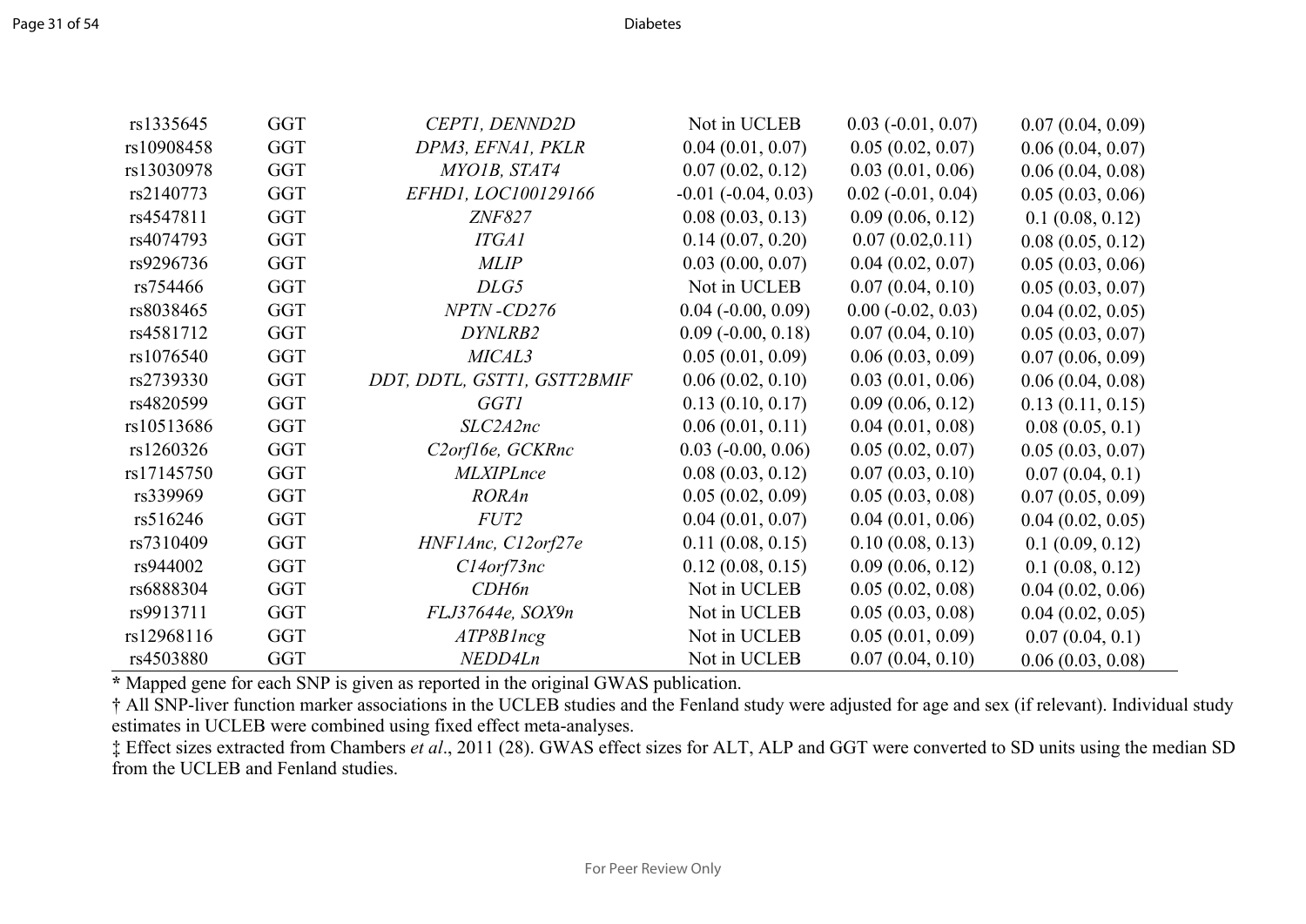| | | | | | |
|---|---|---|---|---|---|
| rs1335645 | GGT | *CEPT1, DENND2D* | Not in UCLEB | 0.03 (-0.01, 0.07) | 0.07 (0.04, 0.09) |
| rs10908458 | GGT | *DPM3, EFNA1, PKLR* | 0.04 (0.01, 0.07) | 0.05 (0.02, 0.07) | 0.06 (0.04, 0.07) |
| rs13030978 | GGT | *MYO1B, STAT4* | 0.07 (0.02, 0.12) | 0.03 (0.01, 0.06) | 0.06 (0.04, 0.08) |
| rs2140773 | GGT | *EFHD1, LOC100129166* | -0.01 (-0.04, 0.03) | 0.02 (-0.01, 0.04) | 0.05 (0.03, 0.06) |
| rs4547811 | GGT | *ZNF827* | 0.08 (0.03, 0.13) | 0.09 (0.06, 0.12) | 0.1 (0.08, 0.12) |
| rs4074793 | GGT | *ITGA1* | 0.14 (0.07, 0.20) | 0.07 (0.02,0.11) | 0.08 (0.05, 0.12) |
| rs9296736 | GGT | *MLIP* | 0.03 (0.00, 0.07) | 0.04 (0.02, 0.07) | 0.05 (0.03, 0.06) |
| rs754466 | GGT | *DLG5* | Not in UCLEB | 0.07 (0.04, 0.10) | 0.05 (0.03, 0.07) |
| rs8038465 | GGT | *NPTN -CD276* | 0.04 (-0.00, 0.09) | 0.00 (-0.02, 0.03) | 0.04 (0.02, 0.05) |
| rs4581712 | GGT | *DYNLRB2* | 0.09 (-0.00, 0.18) | 0.07 (0.04, 0.10) | 0.05 (0.03, 0.07) |
| rs1076540 | GGT | *MICAL3* | 0.05 (0.01, 0.09) | 0.06 (0.03, 0.09) | 0.07 (0.06, 0.09) |
| rs2739330 | GGT | *DDT, DDTL, GSTT1, GSTT2BMIF* | 0.06 (0.02, 0.10) | 0.03 (0.01, 0.06) | 0.06 (0.04, 0.08) |
| rs4820599 | GGT | *GGT1* | 0.13 (0.10, 0.17) | 0.09 (0.06, 0.12) | 0.13 (0.11, 0.15) |
| rs10513686 | GGT | *SLC2A2nc* | 0.06 (0.01, 0.11) | 0.04 (0.01, 0.08) | 0.08 (0.05, 0.1) |
| rs1260326 | GGT | *C2orf16e, GCKRnc* | 0.03 (-0.00, 0.06) | 0.05 (0.02, 0.07) | 0.05 (0.03, 0.07) |
| rs17145750 | GGT | *MLXIPLnce* | 0.08 (0.03, 0.12) | 0.07 (0.03, 0.10) | 0.07 (0.04, 0.1) |
| rs339969 | GGT | *RORAn* | 0.05 (0.02, 0.09) | 0.05 (0.03, 0.08) | 0.07 (0.05, 0.09) |
| rs516246 | GGT | *FUT2* | 0.04 (0.01, 0.07) | 0.04 (0.01, 0.06) | 0.04 (0.02, 0.05) |
| rs7310409 | GGT | *HNF1Anc, C12orf27e* | 0.11 (0.08, 0.15) | 0.10 (0.08, 0.13) | 0.1 (0.09, 0.12) |
| rs944002 | GGT | *C14orf73nc* | 0.12 (0.08, 0.15) | 0.09 (0.06, 0.12) | 0.1 (0.08, 0.12) |
| rs6888304 | GGT | *CDH6n* | Not in UCLEB | 0.05 (0.02, 0.08) | 0.04 (0.02, 0.06) |
| rs9913711 | GGT | *FLJ37644e, SOX9n* | Not in UCLEB | 0.05 (0.03, 0.08) | 0.04 (0.02, 0.05) |
| rs12968116 | GGT | *ATP8B1ncg* | Not in UCLEB | 0.05 (0.01, 0.09) | 0.07 (0.04, 0.1) |
| rs4503880 | GGT | *NEDD4Ln* | Not in UCLEB | 0.07 (0.04, 0.10) | 0.06 (0.03, 0.08) |

* Mapped gene for each SNP is given as reported in the original GWAS publication.

† All SNP-liver function marker associations in the UCLEB studies and the Fenland study were adjusted for age and sex (if relevant). Individual study estimates in UCLEB were combined using fixed effect meta-analyses.

‡ Effect sizes extracted from Chambers *et al*., 2011 (28). GWAS effect sizes for ALT, ALP and GGT were converted to SD units using the median SD from the UCLEB and Fenland studies.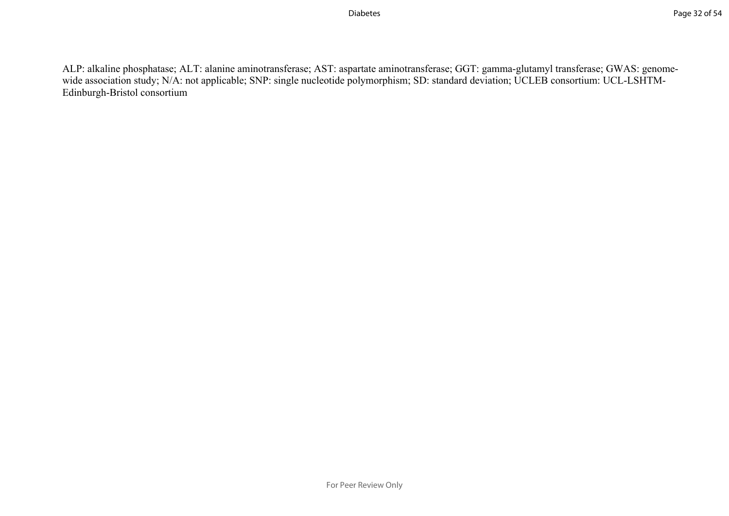ALP: alkaline phosphatase; ALT: alanine aminotransferase; AST: aspartate aminotransferase; GGT: gamma-glutamyl transferase; GWAS: genome-wide association study; N/A: not applicable; SNP: single nucleotide polymorphism; SD: standard deviation; UCLEB consortium: UCL-LSHTM-Edinburgh-Bristol consortium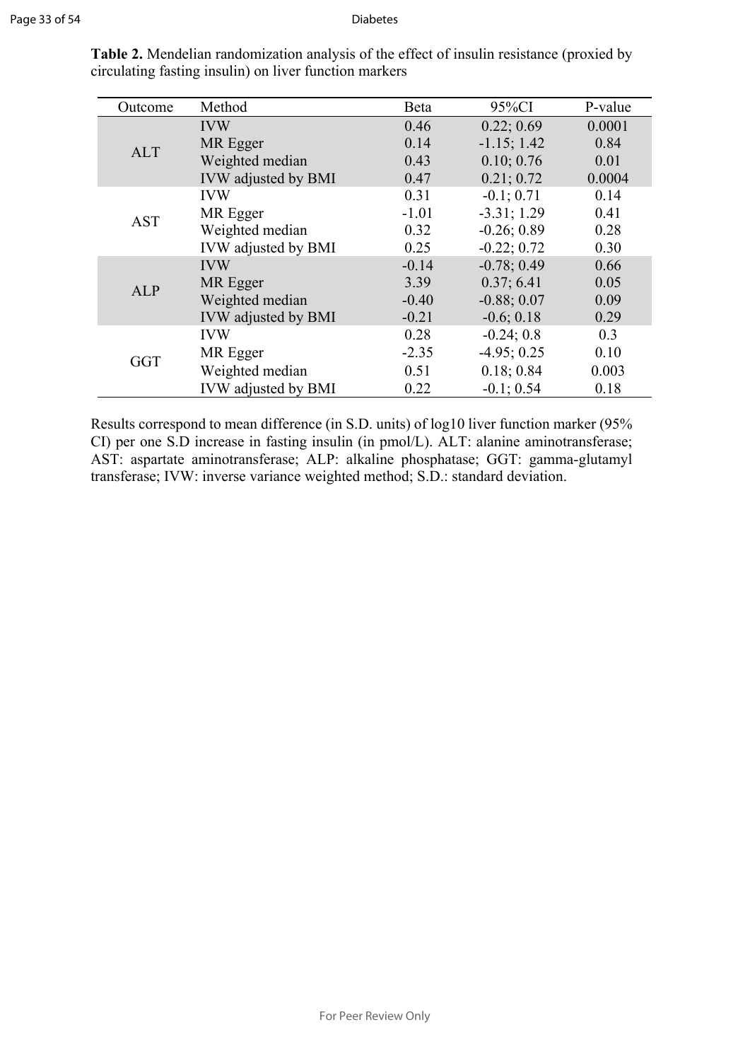**Table 2.** Mendelian randomization analysis of the effect of insulin resistance (proxied by circulating fasting insulin) on liver function markers

| Outcome | Method | Beta | 95%CI | P-value |
|---|---|---|---|---|
| ALT | IVW | 0.46 | 0.22; 0.69 | 0.0001 |
| | MR Egger | 0.14 | -1.15; 1.42 | 0.84 |
| | Weighted median | 0.43 | 0.10; 0.76 | 0.01 |
| | IVW adjusted by BMI | 0.47 | 0.21; 0.72 | 0.0004 |
| AST | IVW | 0.31 | -0.1; 0.71 | 0.14 |
| | MR Egger | -1.01 | -3.31; 1.29 | 0.41 |
| | Weighted median | 0.32 | -0.26; 0.89 | 0.28 |
| | IVW adjusted by BMI | 0.25 | -0.22; 0.72 | 0.30 |
| ALP | IVW | -0.14 | -0.78; 0.49 | 0.66 |
| | MR Egger | 3.39 | 0.37; 6.41 | 0.05 |
| | Weighted median | -0.40 | -0.88; 0.07 | 0.09 |
| | IVW adjusted by BMI | -0.21 | -0.6; 0.18 | 0.29 |
| GGT | IVW | 0.28 | -0.24; 0.8 | 0.3 |
| | MR Egger | -2.35 | -4.95; 0.25 | 0.10 |
| | Weighted median | 0.51 | 0.18; 0.84 | 0.003 |
| | IVW adjusted by BMI | 0.22 | -0.1; 0.54 | 0.18 |

Results correspond to mean difference (in S.D. units) of log10 liver function marker (95% CI) per one S.D increase in fasting insulin (in pmol/L). ALT: alanine aminotransferase; AST: aspartate aminotransferase; ALP: alkaline phosphatase; GGT: gamma-glutamyl transferase; IVW: inverse variance weighted method; S.D.: standard deviation.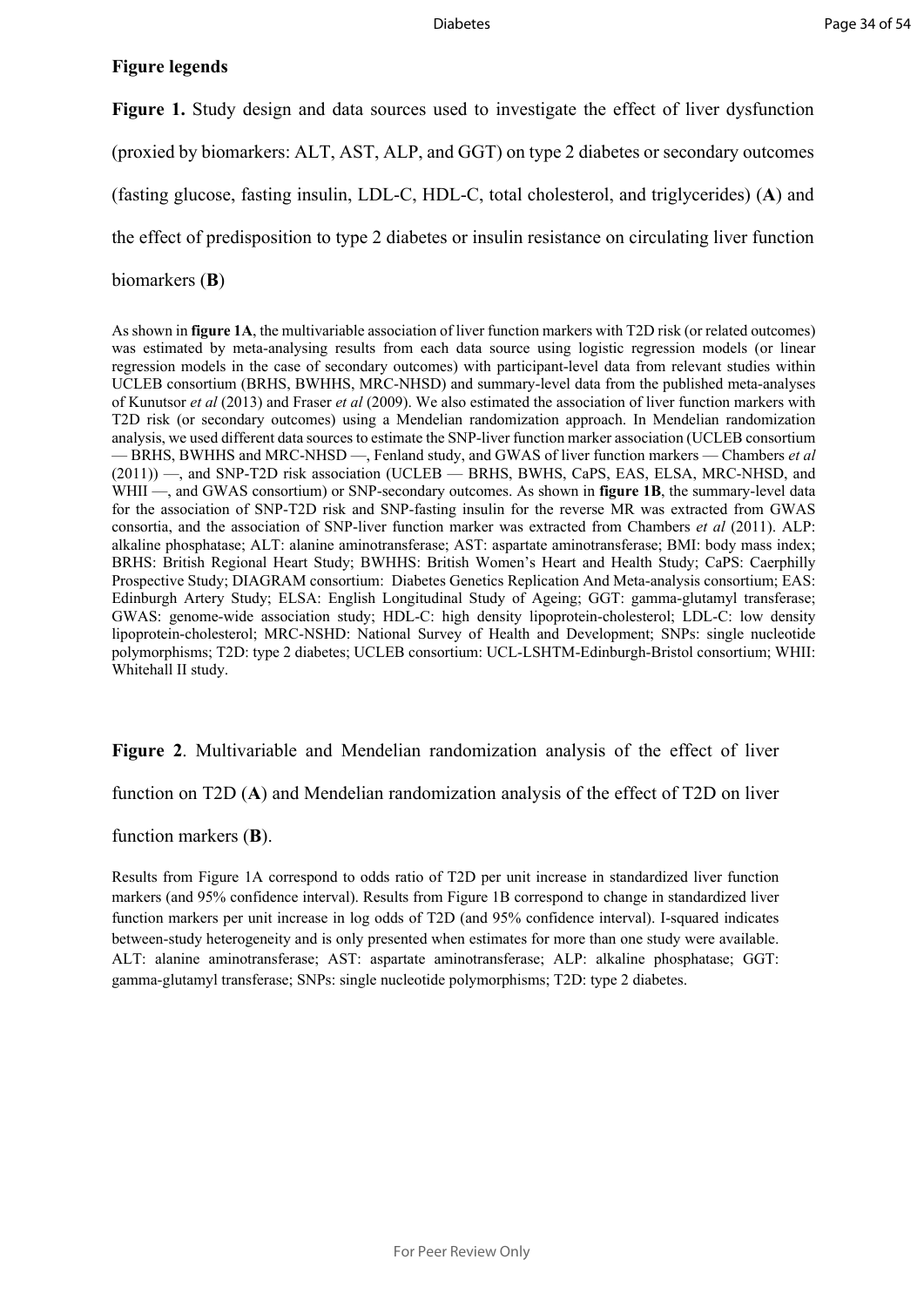## Figure legends

**Figure 1.** Study design and data sources used to investigate the effect of liver dysfunction (proxied by biomarkers: ALT, AST, ALP, and GGT) on type 2 diabetes or secondary outcomes (fasting glucose, fasting insulin, LDL-C, HDL-C, total cholesterol, and triglycerides) (**A**) and the effect of predisposition to type 2 diabetes or insulin resistance on circulating liver function biomarkers (**B**)

As shown in **figure 1A**, the multivariable association of liver function markers with T2D risk (or related outcomes) was estimated by meta-analysing results from each data source using logistic regression models (or linear regression models in the case of secondary outcomes) with participant-level data from relevant studies within UCLEB consortium (BRHS, BWHHS, MRC-NHSD) and summary-level data from the published meta-analyses of Kunutsor *et al* (2013) and Fraser *et al* (2009). We also estimated the association of liver function markers with T2D risk (or secondary outcomes) using a Mendelian randomization approach. In Mendelian randomization analysis, we used different data sources to estimate the SNP-liver function marker association (UCLEB consortium — BRHS, BWHHS and MRC-NHSD —, Fenland study, and GWAS of liver function markers — Chambers *et al* (2011)) —, and SNP-T2D risk association (UCLEB — BRHS, BWHS, CaPS, EAS, ELSA, MRC-NHSD, and WHII —, and GWAS consortium) or SNP-secondary outcomes. As shown in **figure 1B**, the summary-level data for the association of SNP-T2D risk and SNP-fasting insulin for the reverse MR was extracted from GWAS consortia, and the association of SNP-liver function marker was extracted from Chambers *et al* (2011). ALP: alkaline phosphatase; ALT: alanine aminotransferase; AST: aspartate aminotransferase; BMI: body mass index; BRHS: British Regional Heart Study; BWHHS: British Women's Heart and Health Study; CaPS: Caerphilly Prospective Study; DIAGRAM consortium: Diabetes Genetics Replication And Meta-analysis consortium; EAS: Edinburgh Artery Study; ELSA: English Longitudinal Study of Ageing; GGT: gamma-glutamyl transferase; GWAS: genome-wide association study; HDL-C: high density lipoprotein-cholesterol; LDL-C: low density lipoprotein-cholesterol; MRC-NSHD: National Survey of Health and Development; SNPs: single nucleotide polymorphisms; T2D: type 2 diabetes; UCLEB consortium: UCL-LSHTM-Edinburgh-Bristol consortium; WHII: Whitehall II study.

**Figure 2**. Multivariable and Mendelian randomization analysis of the effect of liver function on T2D (**A**) and Mendelian randomization analysis of the effect of T2D on liver function markers (**B**).

Results from Figure 1A correspond to odds ratio of T2D per unit increase in standardized liver function markers (and 95% confidence interval). Results from Figure 1B correspond to change in standardized liver function markers per unit increase in log odds of T2D (and 95% confidence interval). I-squared indicates between-study heterogeneity and is only presented when estimates for more than one study were available. ALT: alanine aminotransferase; AST: aspartate aminotransferase; ALP: alkaline phosphatase; GGT: gamma-glutamyl transferase; SNPs: single nucleotide polymorphisms; T2D: type 2 diabetes.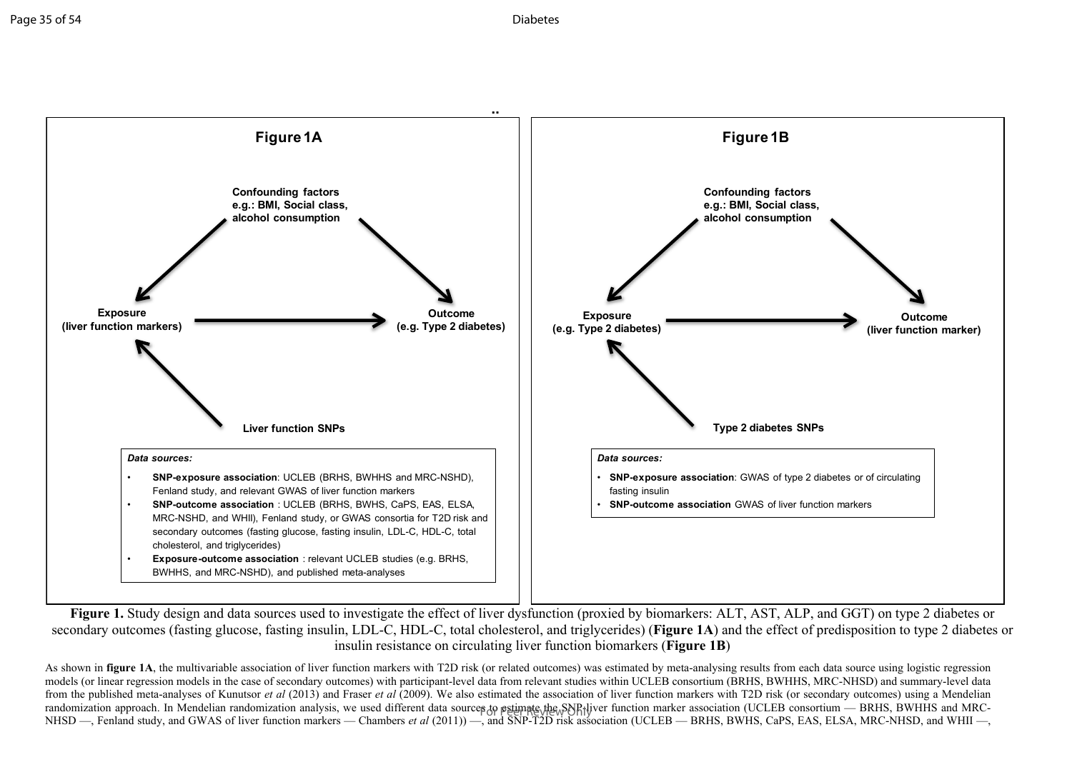## Figure 1A

Confounding factors e.g.: BMI, Social class, alcohol consumption

Exposure (liver function markers)

Outcome (e.g. Type 2 diabetes)

Liver function SNPs

*Data sources:*

- **SNP-exposure association**: UCLEB (BRHS, BWHHS and MRC-NSHD), Fenland study, and relevant GWAS of liver function markers
- **SNP-outcome association** : UCLEB (BRHS, BWHS, CaPS, EAS, ELSA, MRC-NSHD, and WHII), Fenland study, or GWAS consortia for T2D risk and secondary outcomes (fasting glucose, fasting insulin, LDL-C, HDL-C, total cholesterol, and triglycerides)
- **Exposure-outcome association** : relevant UCLEB studies (e.g. BRHS, BWHHS, and MRC-NSHD), and published meta-analyses

## Figure 1B

Confounding factors e.g.: BMI, Social class, alcohol consumption

Exposure (e.g. Type 2 diabetes)

Outcome (liver function marker)

Type 2 diabetes SNPs

*Data sources:*

- **SNP-exposure association**: GWAS of type 2 diabetes or of circulating fasting insulin
- **SNP-outcome association** GWAS of liver function markers

**Figure 1.** Study design and data sources used to investigate the effect of liver dysfunction (proxied by biomarkers: ALT, AST, ALP, and GGT) on type 2 diabetes or secondary outcomes (fasting glucose, fasting insulin, LDL-C, HDL-C, total cholesterol, and triglycerides) (**Figure 1A**) and the effect of predisposition to type 2 diabetes or insulin resistance on circulating liver function biomarkers (**Figure 1B**)

As shown in **figure 1A**, the multivariable association of liver function markers with T2D risk (or related outcomes) was estimated by meta-analysing results from each data source using logistic regression models (or linear regression models in the case of secondary outcomes) with participant-level data from relevant studies within UCLEB consortium (BRHS, BWHHS, MRC-NSHD) and summary-level data from the published meta-analyses of Kunutsor *et al* (2013) and Fraser *et al* (2009). We also estimated the association of liver function markers with T2D risk (or secondary outcomes) using a Mendelian randomization approach. In Mendelian randomization analysis, we used different data sources to estimate the SNP-liver function marker association (UCLEB consortium — BRHS, BWHHS and MRC-NHSD —, Fenland study, and GWAS of liver function markers — Chambers *et al* (2011)) —, and SNP-T2D risk association (UCLEB — BRHS, BWHS, CaPS, EAS, ELSA, MRC-NHSD, and WHII —,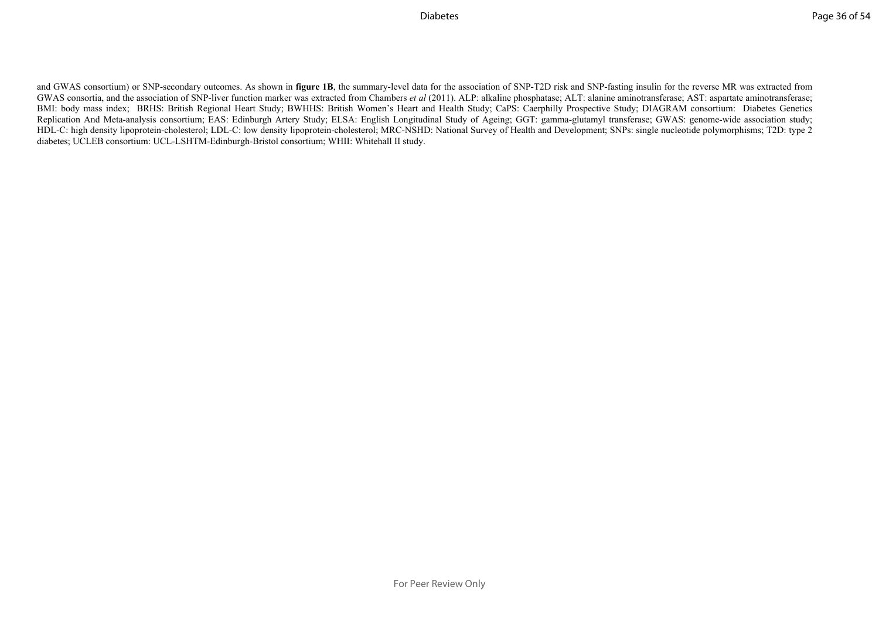and GWAS consortium) or SNP-secondary outcomes. As shown in **figure 1B**, the summary-level data for the association of SNP-T2D risk and SNP-fasting insulin for the reverse MR was extracted from GWAS consortia, and the association of SNP-liver function marker was extracted from Chambers *et al* (2011). ALP: alkaline phosphatase; ALT: alanine aminotransferase; AST: aspartate aminotransferase; BMI: body mass index; BRHS: British Regional Heart Study; BWHHS: British Women's Heart and Health Study; CaPS: Caerphilly Prospective Study; DIAGRAM consortium: Diabetes Genetics Replication And Meta-analysis consortium; EAS: Edinburgh Artery Study; ELSA: English Longitudinal Study of Ageing; GGT: gamma-glutamyl transferase; GWAS: genome-wide association study; HDL-C: high density lipoprotein-cholesterol; LDL-C: low density lipoprotein-cholesterol; MRC-NSHD: National Survey of Health and Development; SNPs: single nucleotide polymorphisms; T2D: type 2 diabetes; UCLEB consortium: UCL-LSHTM-Edinburgh-Bristol consortium; WHII: Whitehall II study.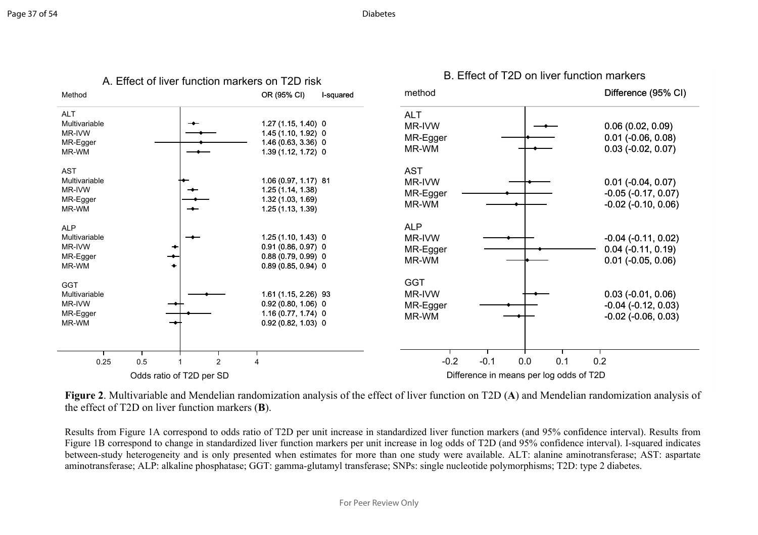**A. Effect of liver function markers on T2D risk**

| Method | OR (95% CI) | I-squared |
|---|---|---|
| **ALT** | | |
| Multivariable | 1.27 (1.15, 1.40) | 0 |
| MR-IVW | 1.45 (1.10, 1.92) | 0 |
| MR-Egger | 1.46 (0.63, 3.36) | 0 |
| MR-WM | 1.39 (1.12, 1.72) | 0 |
| **AST** | | |
| Multivariable | 1.06 (0.97, 1.17) | 81 |
| MR-IVW | 1.25 (1.14, 1.38) | |
| MR-Egger | 1.32 (1.03, 1.69) | |
| MR-WM | 1.25 (1.13, 1.39) | |
| **ALP** | | |
| Multivariable | 1.25 (1.10, 1.43) | 0 |
| MR-IVW | 0.91 (0.86, 0.97) | 0 |
| MR-Egger | 0.88 (0.79, 0.99) | 0 |
| MR-WM | 0.89 (0.85, 0.94) | 0 |
| **GGT** | | |
| Multivariable | 1.61 (1.15, 2.26) | 93 |
| MR-IVW | 0.92 (0.80, 1.06) | 0 |
| MR-Egger | 1.16 (0.77, 1.74) | 0 |
| MR-WM | 0.92 (0.82, 1.03) | 0 |

Odds ratio of T2D per SD

**B. Effect of T2D on liver function markers**

| method | Difference (95% CI) |
|---|---|
| **ALT** | |
| MR-IVW | 0.06 (0.02, 0.09) |
| MR-Egger | 0.01 (-0.06, 0.08) |
| MR-WM | 0.03 (-0.02, 0.07) |
| **AST** | |
| MR-IVW | 0.01 (-0.04, 0.07) |
| MR-Egger | -0.05 (-0.17, 0.07) |
| MR-WM | -0.02 (-0.10, 0.06) |
| **ALP** | |
| MR-IVW | -0.04 (-0.11, 0.02) |
| MR-Egger | 0.04 (-0.11, 0.19) |
| MR-WM | 0.01 (-0.05, 0.06) |
| **GGT** | |
| MR-IVW | 0.03 (-0.01, 0.06) |
| MR-Egger | -0.04 (-0.12, 0.03) |
| MR-WM | -0.02 (-0.06, 0.03) |

Difference in means per log odds of T2D

**Figure 2**. Multivariable and Mendelian randomization analysis of the effect of liver function on T2D (**A**) and Mendelian randomization analysis of the effect of T2D on liver function markers (**B**).

Results from Figure 1A correspond to odds ratio of T2D per unit increase in standardized liver function markers (and 95% confidence interval). Results from Figure 1B correspond to change in standardized liver function markers per unit increase in log odds of T2D (and 95% confidence interval). I-squared indicates between-study heterogeneity and is only presented when estimates for more than one study were available. ALT: alanine aminotransferase; AST: aspartate aminotransferase; ALP: alkaline phosphatase; GGT: gamma-glutamyl transferase; SNPs: single nucleotide polymorphisms; T2D: type 2 diabetes.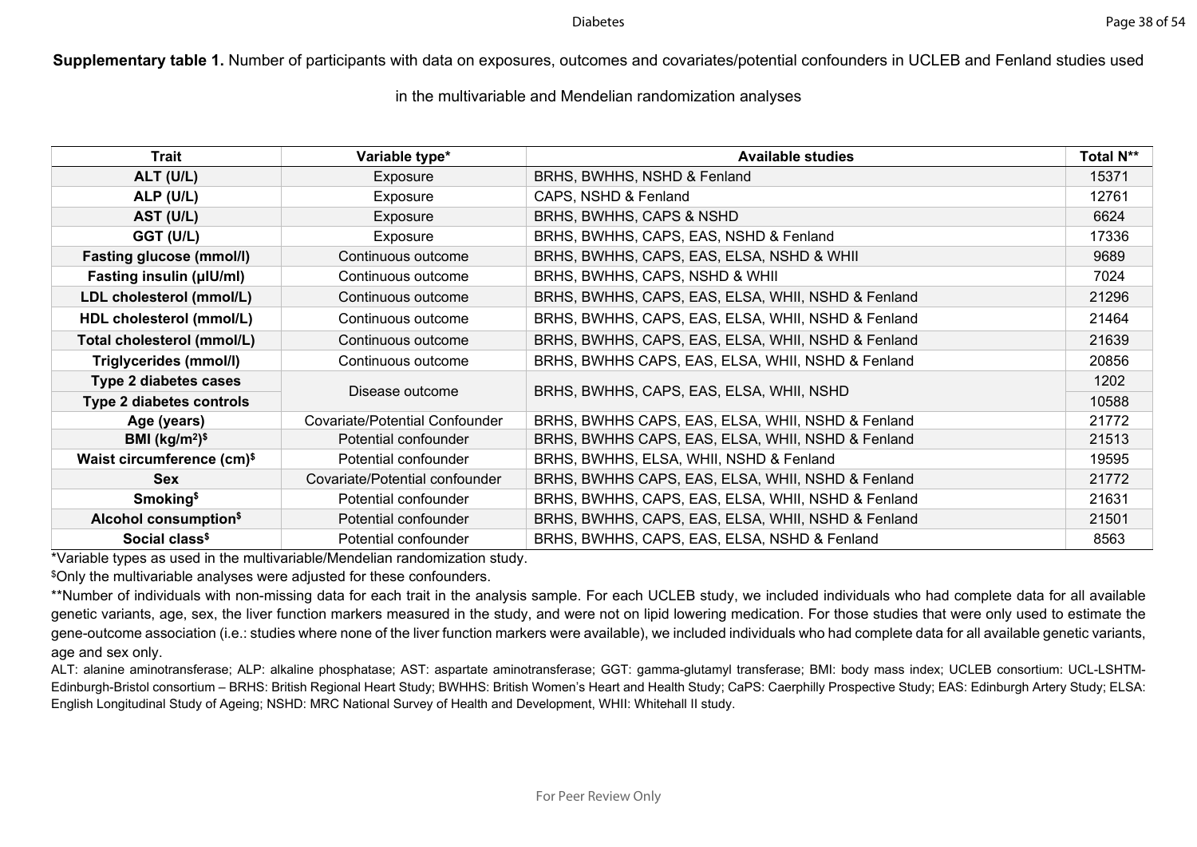**Supplementary table 1.** Number of participants with data on exposures, outcomes and covariates/potential confounders in UCLEB and Fenland studies used in the multivariable and Mendelian randomization analyses

| Trait | Variable type* | Available studies | Total N** |
|---|---|---|---|
| **ALT (U/L)** | Exposure | BRHS, BWHHS, NSHD & Fenland | 15371 |
| **ALP (U/L)** | Exposure | CAPS, NSHD & Fenland | 12761 |
| **AST (U/L)** | Exposure | BRHS, BWHHS, CAPS & NSHD | 6624 |
| **GGT (U/L)** | Exposure | BRHS, BWHHS, CAPS, EAS, NSHD & Fenland | 17336 |
| **Fasting glucose (mmol/l)** | Continuous outcome | BRHS, BWHHS, CAPS, EAS, ELSA, NSHD & WHII | 9689 |
| **Fasting insulin (μIU/ml)** | Continuous outcome | BRHS, BWHHS, CAPS, NSHD & WHII | 7024 |
| **LDL cholesterol (mmol/L)** | Continuous outcome | BRHS, BWHHS, CAPS, EAS, ELSA, WHII, NSHD & Fenland | 21296 |
| **HDL cholesterol (mmol/L)** | Continuous outcome | BRHS, BWHHS, CAPS, EAS, ELSA, WHII, NSHD & Fenland | 21464 |
| **Total cholesterol (mmol/L)** | Continuous outcome | BRHS, BWHHS, CAPS, EAS, ELSA, WHII, NSHD & Fenland | 21639 |
| **Triglycerides (mmol/l)** | Continuous outcome | BRHS, BWHHS CAPS, EAS, ELSA, WHII, NSHD & Fenland | 20856 |
| **Type 2 diabetes cases** | Disease outcome | BRHS, BWHHS, CAPS, EAS, ELSA, WHII, NSHD | 1202 |
| **Type 2 diabetes controls** | | | 10588 |
| **Age (years)** | Covariate/Potential Confounder | BRHS, BWHHS CAPS, EAS, ELSA, WHII, NSHD & Fenland | 21772 |
| **BMI (kg/m$^2$)$^\$$** | Potential confounder | BRHS, BWHHS CAPS, EAS, ELSA, WHII, NSHD & Fenland | 21513 |
| **Waist circumference (cm)$^\$$** | Potential confounder | BRHS, BWHHS, ELSA, WHII, NSHD & Fenland | 19595 |
| **Sex** | Covariate/Potential confounder | BRHS, BWHHS CAPS, EAS, ELSA, WHII, NSHD & Fenland | 21772 |
| **Smoking$^\$$** | Potential confounder | BRHS, BWHHS, CAPS, EAS, ELSA, WHII, NSHD & Fenland | 21631 |
| **Alcohol consumption$^\$$** | Potential confounder | BRHS, BWHHS, CAPS, EAS, ELSA, WHII, NSHD & Fenland | 21501 |
| **Social class$^\$$** | Potential confounder | BRHS, BWHHS, CAPS, EAS, ELSA, NSHD & Fenland | 8563 |

*Variable types as used in the multivariable/Mendelian randomization study.

$^\$$Only the multivariable analyses were adjusted for these confounders.

**Number of individuals with non-missing data for each trait in the analysis sample. For each UCLEB study, we included individuals who had complete data for all available genetic variants, age, sex, the liver function markers measured in the study, and were not on lipid lowering medication. For those studies that were only used to estimate the gene-outcome association (i.e.: studies where none of the liver function markers were available), we included individuals who had complete data for all available genetic variants, age and sex only.

ALT: alanine aminotransferase; ALP: alkaline phosphatase; AST: aspartate aminotransferase; GGT: gamma-glutamyl transferase; BMI: body mass index; UCLEB consortium: UCL-LSHTM-Edinburgh-Bristol consortium – BRHS: British Regional Heart Study; BWHHS: British Women's Heart and Health Study; CaPS: Caerphilly Prospective Study; EAS: Edinburgh Artery Study; ELSA: English Longitudinal Study of Ageing; NSHD: MRC National Survey of Health and Development, WHII: Whitehall II study.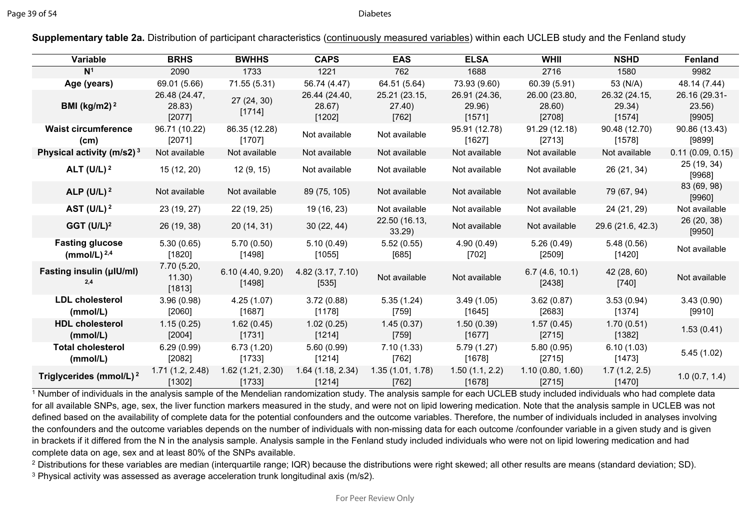**Supplementary table 2a.** Distribution of participant characteristics (continuously measured variables) within each UCLEB study and the Fenland study

| Variable | BRHS | BWHHS | CAPS | EAS | ELSA | WHII | NSHD | Fenland |
|---|---|---|---|---|---|---|---|---|
| **N**[1] | 2090 | 1733 | 1221 | 762 | 1688 | 2716 | 1580 | 9982 |
| **Age (years)** | 69.01 (5.66) | 71.55 (5.31) | 56.74 (4.47) | 64.51 (5.64) | 73.93 (9.60) | 60.39 (5.91) | 53 (N/A) | 48.14 (7.44) |
| **BMI (kg/m2)**[2] | 26.48 (24.47, 28.83) [2077] | 27 (24, 30) [1714] | 26.44 (24.40, 28.67) [1202] | 25.21 (23.15, 27.40) [762] | 26.91 (24.36, 29.96) [1571] | 26.00 (23.80, 28.60) [2708] | 26.32 (24.15, 29.34) [1574] | 26.16 (29.31-23.56) [9905] |
| **Waist circumference (cm)** | 96.71 (10.22) [2071] | 86.35 (12.28) [1707] | Not available | Not available | 95.91 (12.78) [1627] | 91.29 (12.18) [2713] | 90.48 (12.70) [1578] | 90.86 (13.43) [9899] |
| **Physical activity (m/s2)**[3] | Not available | Not available | Not available | Not available | Not available | Not available | Not available | 0.11 (0.09, 0.15) |
| **ALT (U/L)**[2] | 15 (12, 20) | 12 (9, 15) | Not available | Not available | Not available | Not available | 26 (21, 34) | 25 (19, 34) [9968] |
| **ALP (U/L)**[2] | Not available | Not available | 89 (75, 105) | Not available | Not available | Not available | 79 (67, 94) | 83 (69, 98) [9960] |
| **AST (U/L)**[2] | 23 (19, 27) | 22 (19, 25) | 19 (16, 23) | Not available | Not available | Not available | 24 (21, 29) | Not available |
| **GGT (U/L)**[2] | 26 (19, 38) | 20 (14, 31) | 30 (22, 44) | 22.50 (16.13, 33.29) | Not available | Not available | 29.6 (21.6, 42.3) | 26 (20, 38) [9950] |
| **Fasting glucose (mmol/L)**[2,4] | 5.30 (0.65) [1820] | 5.70 (0.50) [1498] | 5.10 (0.49) [1055] | 5.52 (0.55) [685] | 4.90 (0.49) [702] | 5.26 (0.49) [2509] | 5.48 (0.56) [1420] | Not available |
| **Fasting insulin (μIU/ml)**[2,4] | 7.70 (5.20, 11.30) [1813] | 6.10 (4.40, 9.20) [1498] | 4.82 (3.17, 7.10) [535] | Not available | Not available | 6.7 (4.6, 10.1) [2438] | 42 (28, 60) [740] | Not available |
| **LDL cholesterol (mmol/L)** | 3.96 (0.98) [2060] | 4.25 (1.07) [1687] | 3.72 (0.88) [1178] | 5.35 (1.24) [759] | 3.49 (1.05) [1645] | 3.62 (0.87) [2683] | 3.53 (0.94) [1374] | 3.43 (0.90) [9910] |
| **HDL cholesterol (mmol/L)** | 1.15 (0.25) [2004] | 1.62 (0.45) [1731] | 1.02 (0.25) [1214] | 1.45 (0.37) [759] | 1.50 (0.39) [1677] | 1.57 (0.45) [2715] | 1.70 (0.51) [1382] | 1.53 (0.41) |
| **Total cholesterol (mmol/L)** | 6.29 (0.99) [2082] | 6.73 (1.20) [1733] | 5.60 (0.99) [1214] | 7.10 (1.33) [762] | 5.79 (1.27) [1678] | 5.80 (0.95) [2715] | 6.10 (1.03) [1473] | 5.45 (1.02) |
| **Triglycerides (mmol/L)**[2] | 1.71 (1.2, 2.48) [1302] | 1.62 (1.21, 2.30) [1733] | 1.64 (1.18, 2.34) [1214] | 1.35 (1.01, 1.78) [762] | 1.50 (1.1, 2.2) [1678] | 1.10 (0.80, 1.60) [2715] | 1.7 (1.2, 2.5) [1470] | 1.0 (0.7, 1.4) |

[1] Number of individuals in the analysis sample of the Mendelian randomization study. The analysis sample for each UCLEB study included individuals who had complete data for all available SNPs, age, sex, the liver function markers measured in the study, and were not on lipid lowering medication. Note that the analysis sample in UCLEB was not defined based on the availability of complete data for the potential confounders and the outcome variables. Therefore, the number of individuals included in analyses involving the confounders and the outcome variables depends on the number of individuals with non-missing data for each outcome /confounder variable in a given study and is given in brackets if it differed from the N in the analysis sample. Analysis sample in the Fenland study included individuals who were not on lipid lowering medication and had complete data on age, sex and at least 80% of the SNPs available.

[2] Distributions for these variables are median (interquartile range; IQR) because the distributions were right skewed; all other results are means (standard deviation; SD).

[3] Physical activity was assessed as average acceleration trunk longitudinal axis (m/s2).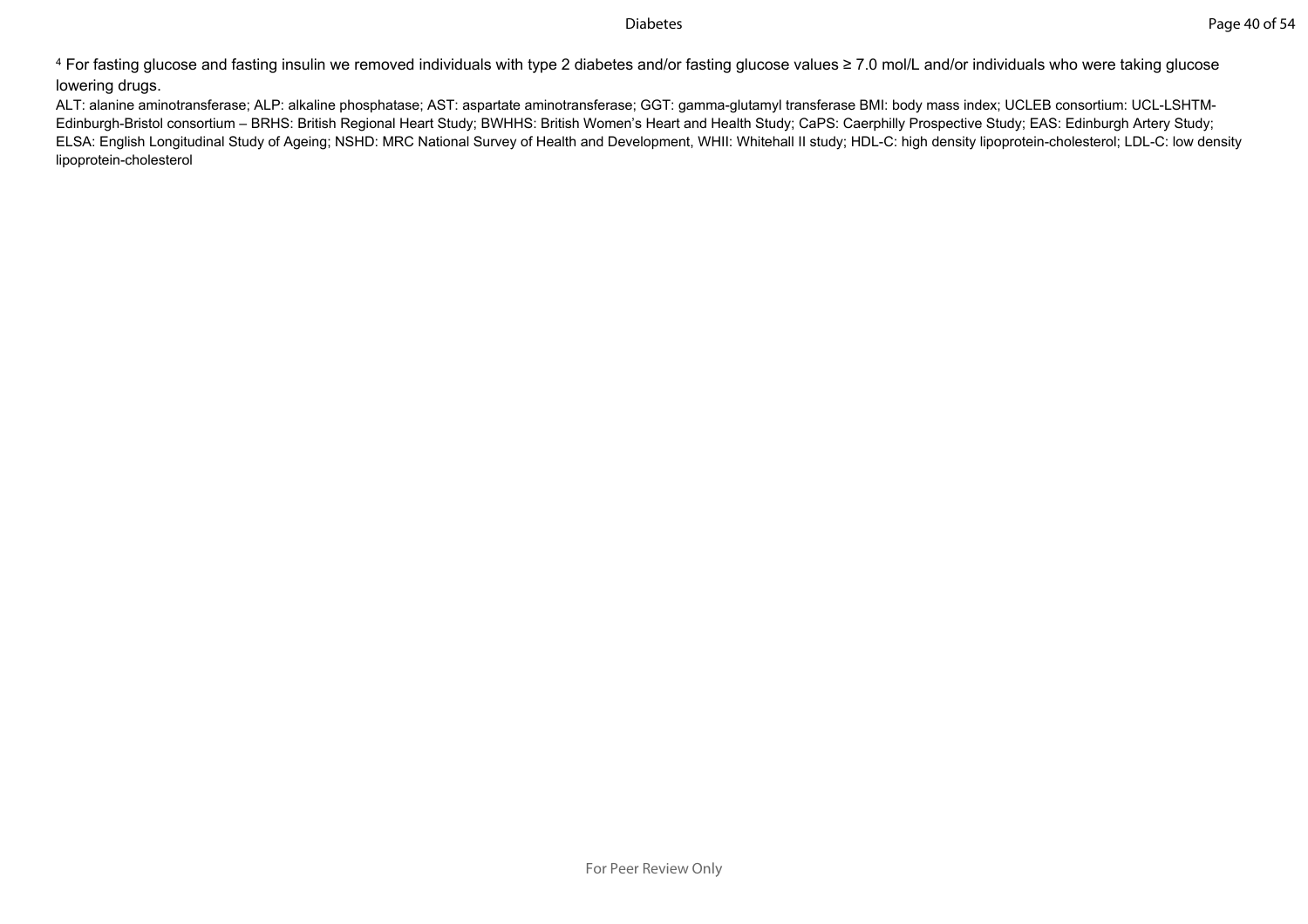[4] For fasting glucose and fasting insulin we removed individuals with type 2 diabetes and/or fasting glucose values ≥ 7.0 mol/L and/or individuals who were taking glucose lowering drugs.

ALT: alanine aminotransferase; ALP: alkaline phosphatase; AST: aspartate aminotransferase; GGT: gamma-glutamyl transferase BMI: body mass index; UCLEB consortium: UCL-LSHTM-Edinburgh-Bristol consortium – BRHS: British Regional Heart Study; BWHHS: British Women's Heart and Health Study; CaPS: Caerphilly Prospective Study; EAS: Edinburgh Artery Study; ELSA: English Longitudinal Study of Ageing; NSHD: MRC National Survey of Health and Development, WHII: Whitehall II study; HDL-C: high density lipoprotein-cholesterol; LDL-C: low density lipoprotein-cholesterol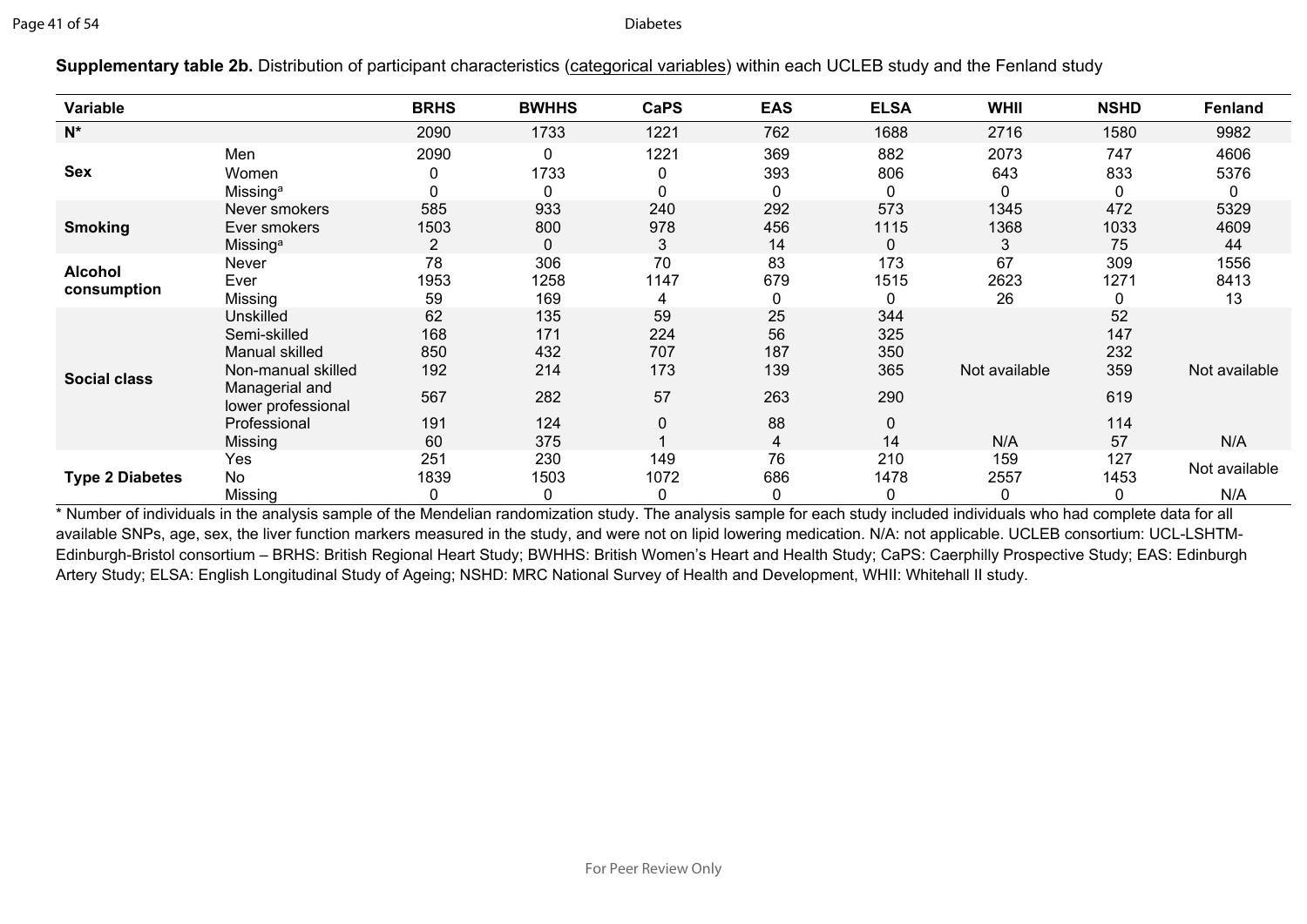**Supplementary table 2b.** Distribution of participant characteristics (categorical variables) within each UCLEB study and the Fenland study

| Variable | | BRHS | BWHHS | CaPS | EAS | ELSA | WHII | NSHD | Fenland |
|---|---|---|---|---|---|---|---|---|---|
| **N*** | | 2090 | 1733 | 1221 | 762 | 1688 | 2716 | 1580 | 9982 |
| **Sex** | Men | 2090 | 0 | 1221 | 369 | 882 | 2073 | 747 | 4606 |
| | Women | 0 | 1733 | 0 | 393 | 806 | 643 | 833 | 5376 |
| | Missing[a] | 0 | 0 | 0 | 0 | 0 | 0 | 0 | 0 |
| **Smoking** | Never smokers | 585 | 933 | 240 | 292 | 573 | 1345 | 472 | 5329 |
| | Ever smokers | 1503 | 800 | 978 | 456 | 1115 | 1368 | 1033 | 4609 |
| | Missing[a] | 2 | 0 | 3 | 14 | 0 | 3 | 75 | 44 |
| **Alcohol consumption** | Never | 78 | 306 | 70 | 83 | 173 | 67 | 309 | 1556 |
| | Ever | 1953 | 1258 | 1147 | 679 | 1515 | 2623 | 1271 | 8413 |
| | Missing | 59 | 169 | 4 | 0 | 0 | 26 | 0 | 13 |
| **Social class** | Unskilled | 62 | 135 | 59 | 25 | 344 | Not available | 52 | Not available |
| | Semi-skilled | 168 | 171 | 224 | 56 | 325 | | 147 | |
| | Manual skilled | 850 | 432 | 707 | 187 | 350 | | 232 | |
| | Non-manual skilled | 192 | 214 | 173 | 139 | 365 | | 359 | |
| | Managerial and lower professional | 567 | 282 | 57 | 263 | 290 | | 619 | |
| | Professional | 191 | 124 | 0 | 88 | 0 | | 114 | |
| | Missing | 60 | 375 | 1 | 4 | 14 | N/A | 57 | N/A |
| **Type 2 Diabetes** | Yes | 251 | 230 | 149 | 76 | 210 | 159 | 127 | Not available |
| | No | 1839 | 1503 | 1072 | 686 | 1478 | 2557 | 1453 | |
| | Missing | 0 | 0 | 0 | 0 | 0 | 0 | 0 | N/A |

\* Number of individuals in the analysis sample of the Mendelian randomization study. The analysis sample for each study included individuals who had complete data for all available SNPs, age, sex, the liver function markers measured in the study, and were not on lipid lowering medication. N/A: not applicable. UCLEB consortium: UCL-LSHTM-Edinburgh-Bristol consortium – BRHS: British Regional Heart Study; BWHHS: British Women's Heart and Health Study; CaPS: Caerphilly Prospective Study; EAS: Edinburgh Artery Study; ELSA: English Longitudinal Study of Ageing; NSHD: MRC National Survey of Health and Development, WHII: Whitehall II study.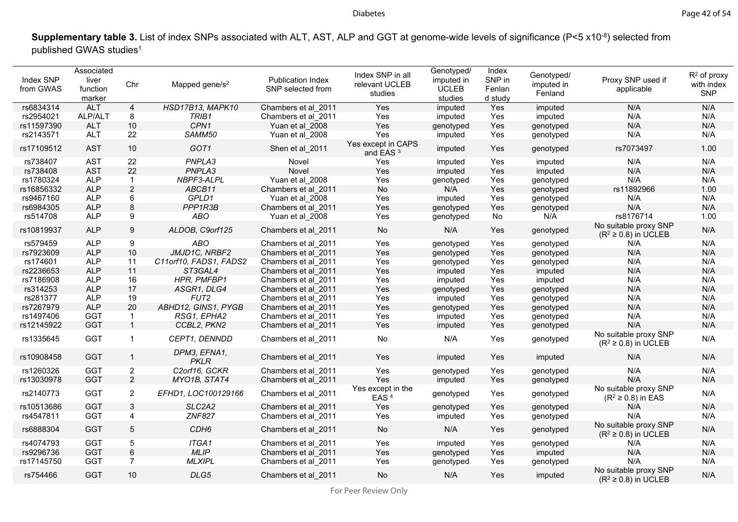**Supplementary table 3.** List of index SNPs associated with ALT, AST, ALP and GGT at genome-wide levels of significance ($P<5 \times 10^{-8}$) selected from published GWAS studies[1]

| Index SNP from GWAS | Associated liver function marker | Chr | Mapped gene/s[2] | Publication Index SNP selected from | Index SNP in all relevant UCLEB studies | Genotyped/ imputed in UCLEB studies | Index SNP in Fenland study | Genotyped/ imputed in Fenland | Proxy SNP used if applicable | $R^2$ of proxy with index SNP |
|---|---|---|---|---|---|---|---|---|---|---|
| rs6834314 | ALT | 4 | *HSD17B13, MAPK10* | Chambers et al_2011 | Yes | imputed | Yes | imputed | N/A | N/A |
| rs2954021 | ALP/ALT | 8 | *TRIB1* | Chambers et al_2011 | Yes | imputed | Yes | imputed | N/A | N/A |
| rs11597390 | ALT | 10 | *CPN1* | Yuan et al_2008 | Yes | genotyped | Yes | genotyped | N/A | N/A |
| rs2143571 | ALT | 22 | *SAMM50* | Yuan et al_2008 | Yes | imputed | Yes | genotyped | N/A | N/A |
| rs17109512 | AST | 10 | *GOT1* | Shen et al_2011 | Yes except in CAPS and EAS [3] | imputed | Yes | genotyped | rs7073497 | 1.00 |
| rs738407 | AST | 22 | *PNPLA3* | Novel | Yes | imputed | Yes | imputed | N/A | N/A |
| rs738408 | AST | 22 | *PNPLA3* | Novel | Yes | imputed | Yes | imputed | N/A | N/A |
| rs1780324 | ALP | 1 | *NBPF3-ALPL* | Yuan et al_2008 | Yes | genotyped | Yes | genotyped | N/A | N/A |
| rs16856332 | ALP | 2 | *ABCB11* | Chambers et al_2011 | No | N/A | Yes | genotyped | rs11892966 | 1.00 |
| rs9467160 | ALP | 6 | *GPLD1* | Yuan et al_2008 | Yes | imputed | Yes | genotyped | N/A | N/A |
| rs6984305 | ALP | 8 | *PPP1R3B* | Chambers et al_2011 | Yes | genotyped | Yes | genotyped | N/A | N/A |
| rs514708 | ALP | 9 | *ABO* | Yuan et al_2008 | Yes | genotyped | No | N/A | rs8176714 | 1.00 |
| rs10819937 | ALP | 9 | *ALDOB, C9orf125* | Chambers et al_2011 | No | N/A | Yes | genotyped | No suitable proxy SNP ($R^2 \geq 0.8$) in UCLEB | N/A |
| rs579459 | ALP | 9 | *ABO* | Chambers et al_2011 | Yes | genotyped | Yes | genotyped | N/A | N/A |
| rs7923609 | ALP | 10 | *JMJD1C, NRBF2* | Chambers et al_2011 | Yes | genotyped | Yes | genotyped | N/A | N/A |
| rs174601 | ALP | 11 | *C11orf10, FADS1, FADS2* | Chambers et al_2011 | Yes | genotyped | Yes | genotyped | N/A | N/A |
| rs2236653 | ALP | 11 | *ST3GAL4* | Chambers et al_2011 | Yes | imputed | Yes | imputed | N/A | N/A |
| rs7186908 | ALP | 16 | *HPR, PMFBP1* | Chambers et al_2011 | Yes | imputed | Yes | imputed | N/A | N/A |
| rs314253 | ALP | 17 | *ASGR1, DLG4* | Chambers et al_2011 | Yes | genotyped | Yes | genotyped | N/A | N/A |
| rs281377 | ALP | 19 | *FUT2* | Chambers et al_2011 | Yes | imputed | Yes | genotyped | N/A | N/A |
| rs7267979 | ALP | 20 | *ABHD12, GINS1, PYGB* | Chambers et al_2011 | Yes | genotyped | Yes | genotyped | N/A | N/A |
| rs1497406 | GGT | 1 | *RSG1, EPHA2* | Chambers et al_2011 | Yes | imputed | Yes | genotyped | N/A | N/A |
| rs12145922 | GGT | 1 | *CCBL2, PKN2* | Chambers et al_2011 | Yes | imputed | Yes | genotyped | N/A | N/A |
| rs1335645 | GGT | 1 | *CEPT1, DENNDD* | Chambers et al_2011 | No | N/A | Yes | genotyped | No suitable proxy SNP ($R^2 \geq 0.8$) in UCLEB | N/A |
| rs10908458 | GGT | 1 | *DPM3, EFNA1, PKLR* | Chambers et al_2011 | Yes | imputed | Yes | imputed | N/A | N/A |
| rs1260326 | GGT | 2 | *C2orf16, GCKR* | Chambers et al_2011 | Yes | genotyped | Yes | genotyped | N/A | N/A |
| rs13030978 | GGT | 2 | *MYO1B, STAT4* | Chambers et al_2011 | Yes | imputed | Yes | genotyped | N/A | N/A |
| rs2140773 | GGT | 2 | *EFHD1, LOC100129166* | Chambers et al_2011 | Yes except in the EAS [4] | genotyped | Yes | genotyped | No suitable proxy SNP ($R^2 \geq 0.8$) in EAS | N/A |
| rs10513686 | GGT | 3 | *SLC2A2* | Chambers et al_2011 | Yes | genotyped | Yes | genotyped | N/A | N/A |
| rs4547811 | GGT | 4 | *ZNF827* | Chambers et al_2011 | Yes | imputed | Yes | genotyped | N/A | N/A |
| rs6888304 | GGT | 5 | *CDH6* | Chambers et al_2011 | No | N/A | Yes | genotyped | No suitable proxy SNP ($R^2 \geq 0.8$) in UCLEB | N/A |
| rs4074793 | GGT | 5 | *ITGA1* | Chambers et al_2011 | Yes | imputed | Yes | genotyped | N/A | N/A |
| rs9296736 | GGT | 6 | *MLIP* | Chambers et al_2011 | Yes | genotyped | Yes | imputed | N/A | N/A |
| rs17145750 | GGT | 7 | *MLXIPL* | Chambers et al_2011 | Yes | genotyped | Yes | genotyped | N/A | N/A |
| rs754466 | GGT | 10 | *DLG5* | Chambers et al_2011 | No | N/A | Yes | imputed | No suitable proxy SNP ($R^2 \geq 0.8$) in UCLEB | N/A |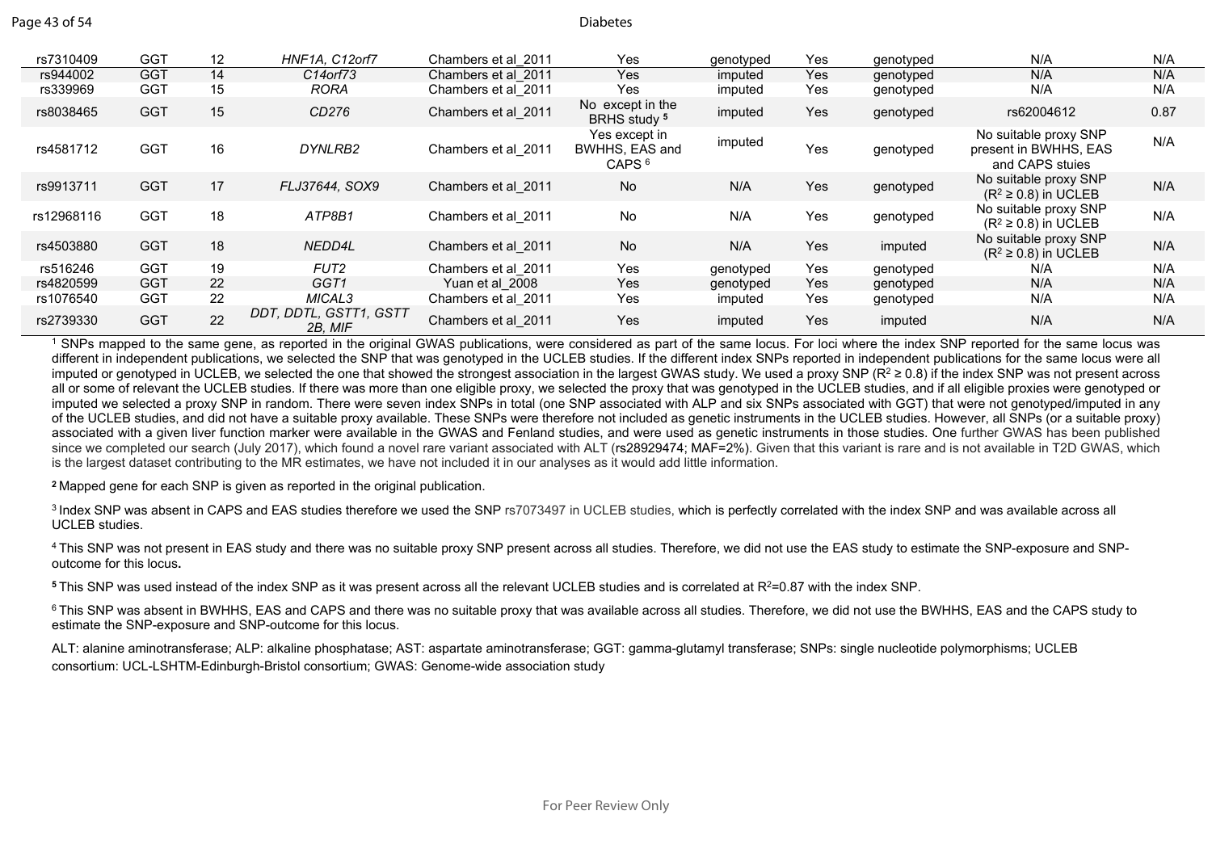| rs7310409 | GGT | 12 | *HNF1A, C12orf7* | Chambers et al_2011 | Yes | genotyped | Yes | genotyped | N/A | N/A |
|---|---|---|---|---|---|---|---|---|---|---|
| rs944002 | GGT | 14 | *C14orf73* | Chambers et al_2011 | Yes | imputed | Yes | genotyped | N/A | N/A |
| rs339969 | GGT | 15 | *RORA* | Chambers et al_2011 | Yes | imputed | Yes | genotyped | N/A | N/A |
| rs8038465 | GGT | 15 | *CD276* | Chambers et al_2011 | No except in the BRHS study [5] | imputed | Yes | genotyped | rs62004612 | 0.87 |
| rs4581712 | GGT | 16 | *DYNLRB2* | Chambers et al_2011 | Yes except in BWHHS, EAS and CAPS [6] | imputed | Yes | genotyped | No suitable proxy SNP present in BWHHS, EAS and CAPS stuies | N/A |
| rs9913711 | GGT | 17 | *FLJ37644, SOX9* | Chambers et al_2011 | No | N/A | Yes | genotyped | No suitable proxy SNP ($R^2 \geq 0.8$) in UCLEB | N/A |
| rs12968116 | GGT | 18 | *ATP8B1* | Chambers et al_2011 | No | N/A | Yes | genotyped | No suitable proxy SNP ($R^2 \geq 0.8$) in UCLEB | N/A |
| rs4503880 | GGT | 18 | *NEDD4L* | Chambers et al_2011 | No | N/A | Yes | imputed | No suitable proxy SNP ($R^2 \geq 0.8$) in UCLEB | N/A |
| rs516246 | GGT | 19 | *FUT2* | Chambers et al_2011 | Yes | genotyped | Yes | genotyped | N/A | N/A |
| rs4820599 | GGT | 22 | *GGT1* | Yuan et al_2008 | Yes | genotyped | Yes | genotyped | N/A | N/A |
| rs1076540 | GGT | 22 | *MICAL3* | Chambers et al_2011 | Yes | imputed | Yes | genotyped | N/A | N/A |
| rs2739330 | GGT | 22 | *DDT, DDTL, GSTT1, GSTT 2B, MIF* | Chambers et al_2011 | Yes | imputed | Yes | imputed | N/A | N/A |

[1] SNPs mapped to the same gene, as reported in the original GWAS publications, were considered as part of the same locus. For loci where the index SNP reported for the same locus was different in independent publications, we selected the SNP that was genotyped in the UCLEB studies. If the different index SNPs reported in independent publications for the same locus were all imputed or genotyped in UCLEB, we selected the one that showed the strongest association in the largest GWAS study. We used a proxy SNP ($R^2 \geq 0.8$) if the index SNP was not present across all or some of relevant the UCLEB studies. If there was more than one eligible proxy, we selected the proxy that was genotyped in the UCLEB studies, and if all eligible proxies were genotyped or imputed we selected a proxy SNP in random. There were seven index SNPs in total (one SNP associated with ALP and six SNPs associated with GGT) that were not genotyped/imputed in any of the UCLEB studies, and did not have a suitable proxy available. These SNPs were therefore not included as genetic instruments in the UCLEB studies. However, all SNPs (or a suitable proxy) associated with a given liver function marker were available in the GWAS and Fenland studies, and were used as genetic instruments in those studies. One further GWAS has been published since we completed our search (July 2017), which found a novel rare variant associated with ALT (rs28929474; MAF=2%). Given that this variant is rare and is not available in T2D GWAS, which is the largest dataset contributing to the MR estimates, we have not included it in our analyses as it would add little information.

[2] Mapped gene for each SNP is given as reported in the original publication.

[3] Index SNP was absent in CAPS and EAS studies therefore we used the SNP rs7073497 in UCLEB studies, which is perfectly correlated with the index SNP and was available across all UCLEB studies.

[4] This SNP was not present in EAS study and there was no suitable proxy SNP present across all studies. Therefore, we did not use the EAS study to estimate the SNP-exposure and SNP-outcome for this locus.

[5] This SNP was used instead of the index SNP as it was present across all the relevant UCLEB studies and is correlated at $R^2$=0.87 with the index SNP.

[6] This SNP was absent in BWHHS, EAS and CAPS and there was no suitable proxy that was available across all studies. Therefore, we did not use the BWHHS, EAS and the CAPS study to estimate the SNP-exposure and SNP-outcome for this locus.

ALT: alanine aminotransferase; ALP: alkaline phosphatase; AST: aspartate aminotransferase; GGT: gamma-glutamyl transferase; SNPs: single nucleotide polymorphisms; UCLEB consortium: UCL-LSHTM-Edinburgh-Bristol consortium; GWAS: Genome-wide association study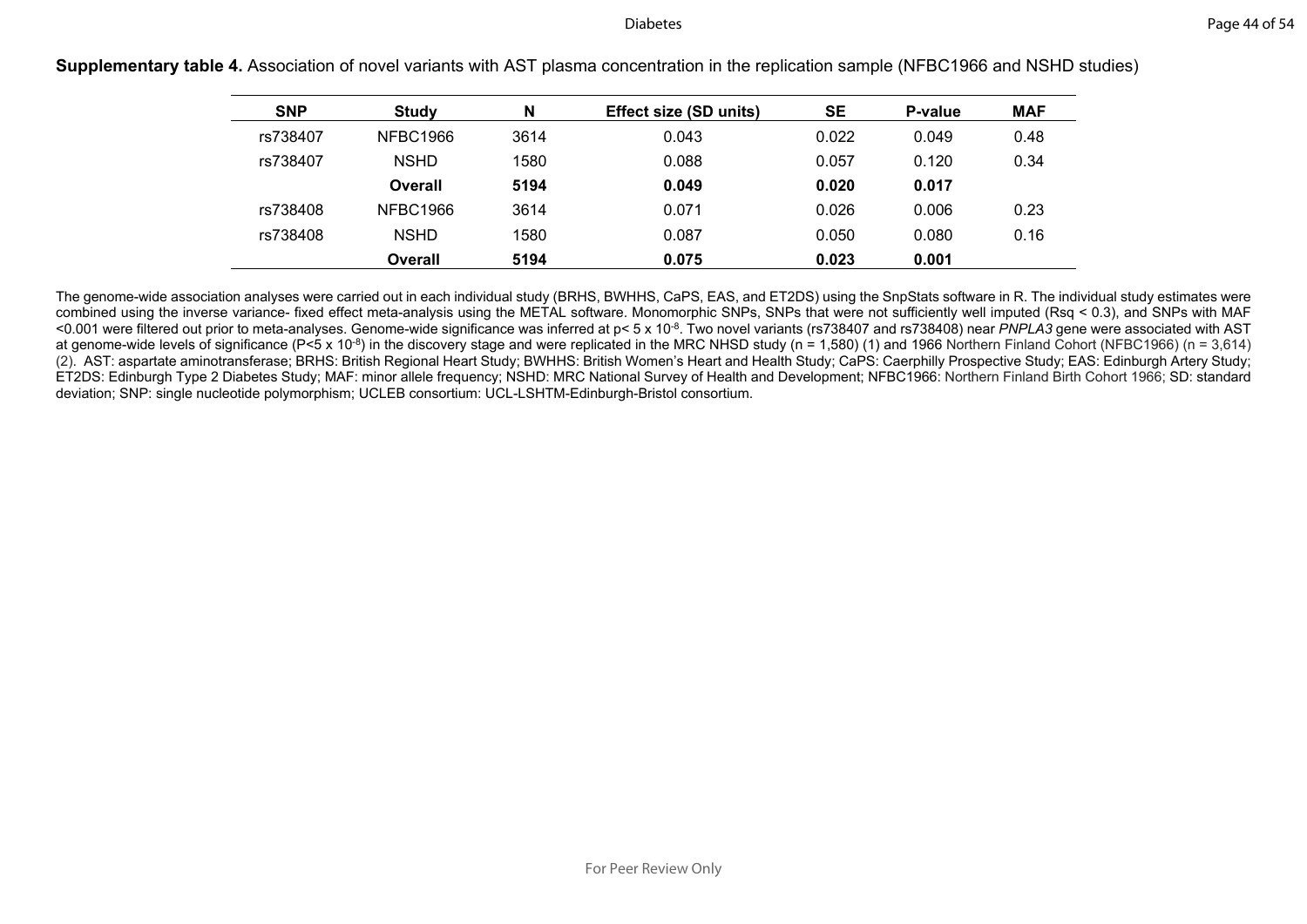**Supplementary table 4.** Association of novel variants with AST plasma concentration in the replication sample (NFBC1966 and NSHD studies)

| SNP | Study | N | Effect size (SD units) | SE | P-value | MAF |
|---|---|---|---|---|---|---|
| rs738407 | NFBC1966 | 3614 | 0.043 | 0.022 | 0.049 | 0.48 |
| rs738407 | NSHD | 1580 | 0.088 | 0.057 | 0.120 | 0.34 |
| | **Overall** | **5194** | **0.049** | **0.020** | **0.017** | |
| rs738408 | NFBC1966 | 3614 | 0.071 | 0.026 | 0.006 | 0.23 |
| rs738408 | NSHD | 1580 | 0.087 | 0.050 | 0.080 | 0.16 |
| | **Overall** | **5194** | **0.075** | **0.023** | **0.001** | |

The genome-wide association analyses were carried out in each individual study (BRHS, BWHHS, CaPS, EAS, and ET2DS) using the SnpStats software in R. The individual study estimates were combined using the inverse variance- fixed effect meta-analysis using the METAL software. Monomorphic SNPs, SNPs that were not sufficiently well imputed (Rsq < 0.3), and SNPs with MAF <0.001 were filtered out prior to meta-analyses. Genome-wide significance was inferred at $p < 5 \times 10^{-8}$. Two novel variants (rs738407 and rs738408) near *PNPLA3* gene were associated with AST at genome-wide levels of significance ($P < 5 \times 10^{-8}$) in the discovery stage and were replicated in the MRC NHSD study (n = 1,580) (1) and 1966 Northern Finland Cohort (NFBC1966) (n = 3,614) (2). AST: aspartate aminotransferase; BRHS: British Regional Heart Study; BWHHS: British Women's Heart and Health Study; CaPS: Caerphilly Prospective Study; EAS: Edinburgh Artery Study; ET2DS: Edinburgh Type 2 Diabetes Study; MAF: minor allele frequency; NSHD: MRC National Survey of Health and Development; NFBC1966: Northern Finland Birth Cohort 1966; SD: standard deviation; SNP: single nucleotide polymorphism; UCLEB consortium: UCL-LSHTM-Edinburgh-Bristol consortium.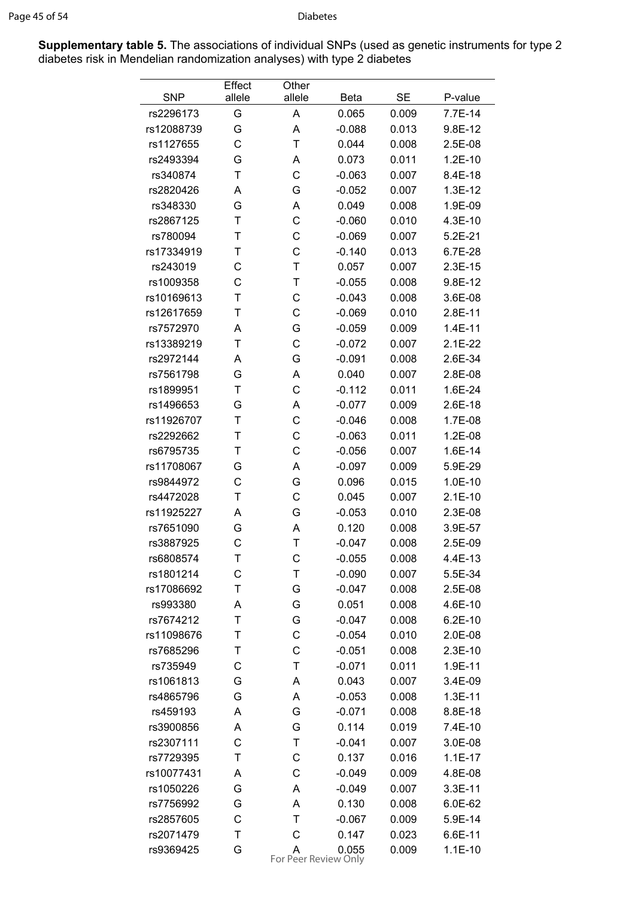**Supplementary table 5.** The associations of individual SNPs (used as genetic instruments for type 2 diabetes risk in Mendelian randomization analyses) with type 2 diabetes

| SNP | Effect allele | Other allele | Beta | SE | P-value |
|---|---|---|---|---|---|
| rs2296173 | G | A | 0.065 | 0.009 | 7.7E-14 |
| rs12088739 | G | A | -0.088 | 0.013 | 9.8E-12 |
| rs1127655 | C | T | 0.044 | 0.008 | 2.5E-08 |
| rs2493394 | G | A | 0.073 | 0.011 | 1.2E-10 |
| rs340874 | T | C | -0.063 | 0.007 | 8.4E-18 |
| rs2820426 | A | G | -0.052 | 0.007 | 1.3E-12 |
| rs348330 | G | A | 0.049 | 0.008 | 1.9E-09 |
| rs2867125 | T | C | -0.060 | 0.010 | 4.3E-10 |
| rs780094 | T | C | -0.069 | 0.007 | 5.2E-21 |
| rs17334919 | T | C | -0.140 | 0.013 | 6.7E-28 |
| rs243019 | C | T | 0.057 | 0.007 | 2.3E-15 |
| rs1009358 | C | T | -0.055 | 0.008 | 9.8E-12 |
| rs10169613 | T | C | -0.043 | 0.008 | 3.6E-08 |
| rs12617659 | T | C | -0.069 | 0.010 | 2.8E-11 |
| rs7572970 | A | G | -0.059 | 0.009 | 1.4E-11 |
| rs13389219 | T | C | -0.072 | 0.007 | 2.1E-22 |
| rs2972144 | A | G | -0.091 | 0.008 | 2.6E-34 |
| rs7561798 | G | A | 0.040 | 0.007 | 2.8E-08 |
| rs1899951 | T | C | -0.112 | 0.011 | 1.6E-24 |
| rs1496653 | G | A | -0.077 | 0.009 | 2.6E-18 |
| rs11926707 | T | C | -0.046 | 0.008 | 1.7E-08 |
| rs2292662 | T | C | -0.063 | 0.011 | 1.2E-08 |
| rs6795735 | T | C | -0.056 | 0.007 | 1.6E-14 |
| rs11708067 | G | A | -0.097 | 0.009 | 5.9E-29 |
| rs9844972 | C | G | 0.096 | 0.015 | 1.0E-10 |
| rs4472028 | T | C | 0.045 | 0.007 | 2.1E-10 |
| rs11925227 | A | G | -0.053 | 0.010 | 2.3E-08 |
| rs7651090 | G | A | 0.120 | 0.008 | 3.9E-57 |
| rs3887925 | C | T | -0.047 | 0.008 | 2.5E-09 |
| rs6808574 | T | C | -0.055 | 0.008 | 4.4E-13 |
| rs1801214 | C | T | -0.090 | 0.007 | 5.5E-34 |
| rs17086692 | T | G | -0.047 | 0.008 | 2.5E-08 |
| rs993380 | A | G | 0.051 | 0.008 | 4.6E-10 |
| rs7674212 | T | G | -0.047 | 0.008 | 6.2E-10 |
| rs11098676 | T | C | -0.054 | 0.010 | 2.0E-08 |
| rs7685296 | T | C | -0.051 | 0.008 | 2.3E-10 |
| rs735949 | C | T | -0.071 | 0.011 | 1.9E-11 |
| rs1061813 | G | A | 0.043 | 0.007 | 3.4E-09 |
| rs4865796 | G | A | -0.053 | 0.008 | 1.3E-11 |
| rs459193 | A | G | -0.071 | 0.008 | 8.8E-18 |
| rs3900856 | A | G | 0.114 | 0.019 | 7.4E-10 |
| rs2307111 | C | T | -0.041 | 0.007 | 3.0E-08 |
| rs7729395 | T | C | 0.137 | 0.016 | 1.1E-17 |
| rs10077431 | A | C | -0.049 | 0.009 | 4.8E-08 |
| rs1050226 | G | A | -0.049 | 0.007 | 3.3E-11 |
| rs7756992 | G | A | 0.130 | 0.008 | 6.0E-62 |
| rs2857605 | C | T | -0.067 | 0.009 | 5.9E-14 |
| rs2071479 | T | C | 0.147 | 0.023 | 6.6E-11 |
| rs9369425 | G | A | 0.055 | 0.009 | 1.1E-10 |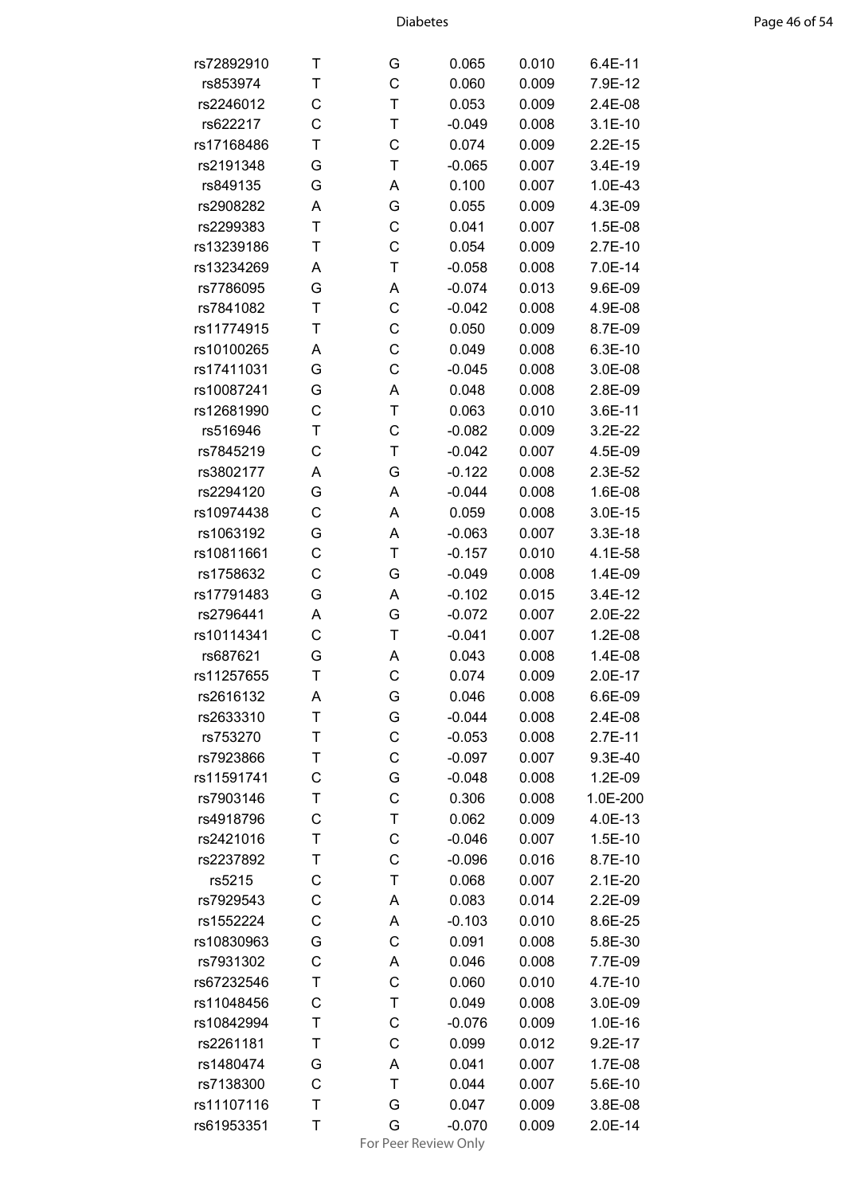| | | | | | |
|---|---|---|---|---|---|
| rs72892910 | T | G | 0.065 | 0.010 | 6.4E-11 |
| rs853974 | T | C | 0.060 | 0.009 | 7.9E-12 |
| rs2246012 | C | T | 0.053 | 0.009 | 2.4E-08 |
| rs622217 | C | T | -0.049 | 0.008 | 3.1E-10 |
| rs17168486 | T | C | 0.074 | 0.009 | 2.2E-15 |
| rs2191348 | G | T | -0.065 | 0.007 | 3.4E-19 |
| rs849135 | G | A | 0.100 | 0.007 | 1.0E-43 |
| rs2908282 | A | G | 0.055 | 0.009 | 4.3E-09 |
| rs2299383 | T | C | 0.041 | 0.007 | 1.5E-08 |
| rs13239186 | T | C | 0.054 | 0.009 | 2.7E-10 |
| rs13234269 | A | T | -0.058 | 0.008 | 7.0E-14 |
| rs7786095 | G | A | -0.074 | 0.013 | 9.6E-09 |
| rs7841082 | T | C | -0.042 | 0.008 | 4.9E-08 |
| rs11774915 | T | C | 0.050 | 0.009 | 8.7E-09 |
| rs10100265 | A | C | 0.049 | 0.008 | 6.3E-10 |
| rs17411031 | G | C | -0.045 | 0.008 | 3.0E-08 |
| rs10087241 | G | A | 0.048 | 0.008 | 2.8E-09 |
| rs12681990 | C | T | 0.063 | 0.010 | 3.6E-11 |
| rs516946 | T | C | -0.082 | 0.009 | 3.2E-22 |
| rs7845219 | C | T | -0.042 | 0.007 | 4.5E-09 |
| rs3802177 | A | G | -0.122 | 0.008 | 2.3E-52 |
| rs2294120 | G | A | -0.044 | 0.008 | 1.6E-08 |
| rs10974438 | C | A | 0.059 | 0.008 | 3.0E-15 |
| rs1063192 | G | A | -0.063 | 0.007 | 3.3E-18 |
| rs10811661 | C | T | -0.157 | 0.010 | 4.1E-58 |
| rs1758632 | C | G | -0.049 | 0.008 | 1.4E-09 |
| rs17791483 | G | A | -0.102 | 0.015 | 3.4E-12 |
| rs2796441 | A | G | -0.072 | 0.007 | 2.0E-22 |
| rs10114341 | C | T | -0.041 | 0.007 | 1.2E-08 |
| rs687621 | G | A | 0.043 | 0.008 | 1.4E-08 |
| rs11257655 | T | C | 0.074 | 0.009 | 2.0E-17 |
| rs2616132 | A | G | 0.046 | 0.008 | 6.6E-09 |
| rs2633310 | T | G | -0.044 | 0.008 | 2.4E-08 |
| rs753270 | T | C | -0.053 | 0.008 | 2.7E-11 |
| rs7923866 | T | C | -0.097 | 0.007 | 9.3E-40 |
| rs11591741 | C | G | -0.048 | 0.008 | 1.2E-09 |
| rs7903146 | T | C | 0.306 | 0.008 | 1.0E-200 |
| rs4918796 | C | T | 0.062 | 0.009 | 4.0E-13 |
| rs2421016 | T | C | -0.046 | 0.007 | 1.5E-10 |
| rs2237892 | T | C | -0.096 | 0.016 | 8.7E-10 |
| rs5215 | C | T | 0.068 | 0.007 | 2.1E-20 |
| rs7929543 | C | A | 0.083 | 0.014 | 2.2E-09 |
| rs1552224 | C | A | -0.103 | 0.010 | 8.6E-25 |
| rs10830963 | G | C | 0.091 | 0.008 | 5.8E-30 |
| rs7931302 | C | A | 0.046 | 0.008 | 7.7E-09 |
| rs67232546 | T | C | 0.060 | 0.010 | 4.7E-10 |
| rs11048456 | C | T | 0.049 | 0.008 | 3.0E-09 |
| rs10842994 | T | C | -0.076 | 0.009 | 1.0E-16 |
| rs2261181 | T | C | 0.099 | 0.012 | 9.2E-17 |
| rs1480474 | G | A | 0.041 | 0.007 | 1.7E-08 |
| rs7138300 | C | T | 0.044 | 0.007 | 5.6E-10 |
| rs11107116 | T | G | 0.047 | 0.009 | 3.8E-08 |
| rs61953351 | T | G | -0.070 | 0.009 | 2.0E-14 |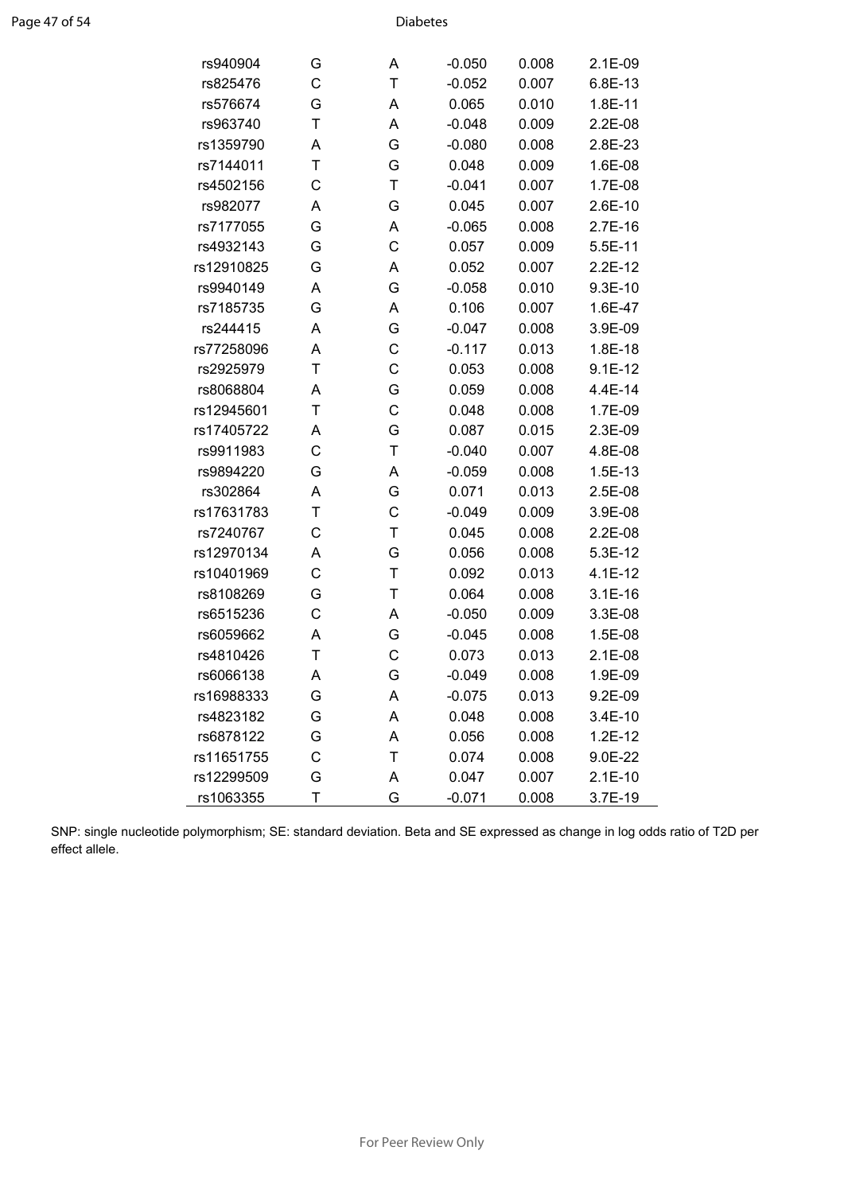| | | | | | |
|---|---|---|---|---|---|
| rs940904 | G | A | -0.050 | 0.008 | 2.1E-09 |
| rs825476 | C | T | -0.052 | 0.007 | 6.8E-13 |
| rs576674 | G | A | 0.065 | 0.010 | 1.8E-11 |
| rs963740 | T | A | -0.048 | 0.009 | 2.2E-08 |
| rs1359790 | A | G | -0.080 | 0.008 | 2.8E-23 |
| rs7144011 | T | G | 0.048 | 0.009 | 1.6E-08 |
| rs4502156 | C | T | -0.041 | 0.007 | 1.7E-08 |
| rs982077 | A | G | 0.045 | 0.007 | 2.6E-10 |
| rs7177055 | G | A | -0.065 | 0.008 | 2.7E-16 |
| rs4932143 | G | C | 0.057 | 0.009 | 5.5E-11 |
| rs12910825 | G | A | 0.052 | 0.007 | 2.2E-12 |
| rs9940149 | A | G | -0.058 | 0.010 | 9.3E-10 |
| rs7185735 | G | A | 0.106 | 0.007 | 1.6E-47 |
| rs244415 | A | G | -0.047 | 0.008 | 3.9E-09 |
| rs77258096 | A | C | -0.117 | 0.013 | 1.8E-18 |
| rs2925979 | T | C | 0.053 | 0.008 | 9.1E-12 |
| rs8068804 | A | G | 0.059 | 0.008 | 4.4E-14 |
| rs12945601 | T | C | 0.048 | 0.008 | 1.7E-09 |
| rs17405722 | A | G | 0.087 | 0.015 | 2.3E-09 |
| rs9911983 | C | T | -0.040 | 0.007 | 4.8E-08 |
| rs9894220 | G | A | -0.059 | 0.008 | 1.5E-13 |
| rs302864 | A | G | 0.071 | 0.013 | 2.5E-08 |
| rs17631783 | T | C | -0.049 | 0.009 | 3.9E-08 |
| rs7240767 | C | T | 0.045 | 0.008 | 2.2E-08 |
| rs12970134 | A | G | 0.056 | 0.008 | 5.3E-12 |
| rs10401969 | C | T | 0.092 | 0.013 | 4.1E-12 |
| rs8108269 | G | T | 0.064 | 0.008 | 3.1E-16 |
| rs6515236 | C | A | -0.050 | 0.009 | 3.3E-08 |
| rs6059662 | A | G | -0.045 | 0.008 | 1.5E-08 |
| rs4810426 | T | C | 0.073 | 0.013 | 2.1E-08 |
| rs6066138 | A | G | -0.049 | 0.008 | 1.9E-09 |
| rs16988333 | G | A | -0.075 | 0.013 | 9.2E-09 |
| rs4823182 | G | A | 0.048 | 0.008 | 3.4E-10 |
| rs6878122 | G | A | 0.056 | 0.008 | 1.2E-12 |
| rs11651755 | C | T | 0.074 | 0.008 | 9.0E-22 |
| rs12299509 | G | A | 0.047 | 0.007 | 2.1E-10 |
| rs1063355 | T | G | -0.071 | 0.008 | 3.7E-19 |

SNP: single nucleotide polymorphism; SE: standard deviation. Beta and SE expressed as change in log odds ratio of T2D per effect allele.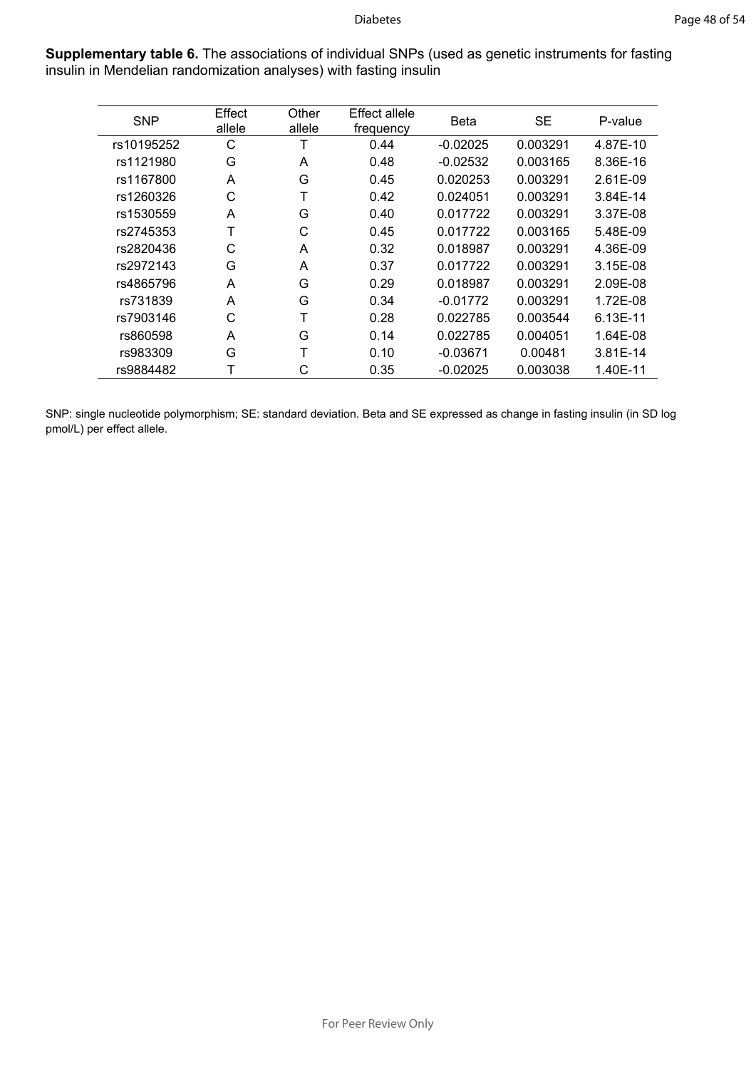**Supplementary table 6.** The associations of individual SNPs (used as genetic instruments for fasting insulin in Mendelian randomization analyses) with fasting insulin

| SNP | Effect allele | Other allele | Effect allele frequency | Beta | SE | P-value |
|---|---|---|---|---|---|---|
| rs10195252 | C | T | 0.44 | -0.02025 | 0.003291 | 4.87E-10 |
| rs1121980 | G | A | 0.48 | -0.02532 | 0.003165 | 8.36E-16 |
| rs1167800 | A | G | 0.45 | 0.020253 | 0.003291 | 2.61E-09 |
| rs1260326 | C | T | 0.42 | 0.024051 | 0.003291 | 3.84E-14 |
| rs1530559 | A | G | 0.40 | 0.017722 | 0.003291 | 3.37E-08 |
| rs2745353 | T | C | 0.45 | 0.017722 | 0.003165 | 5.48E-09 |
| rs2820436 | C | A | 0.32 | 0.018987 | 0.003291 | 4.36E-09 |
| rs2972143 | G | A | 0.37 | 0.017722 | 0.003291 | 3.15E-08 |
| rs4865796 | A | G | 0.29 | 0.018987 | 0.003291 | 2.09E-08 |
| rs731839 | A | G | 0.34 | -0.01772 | 0.003291 | 1.72E-08 |
| rs7903146 | C | T | 0.28 | 0.022785 | 0.003544 | 6.13E-11 |
| rs860598 | A | G | 0.14 | 0.022785 | 0.004051 | 1.64E-08 |
| rs983309 | G | T | 0.10 | -0.03671 | 0.00481 | 3.81E-14 |
| rs9884482 | T | C | 0.35 | -0.02025 | 0.003038 | 1.40E-11 |

SNP: single nucleotide polymorphism; SE: standard deviation. Beta and SE expressed as change in fasting insulin (in SD log pmol/L) per effect allele.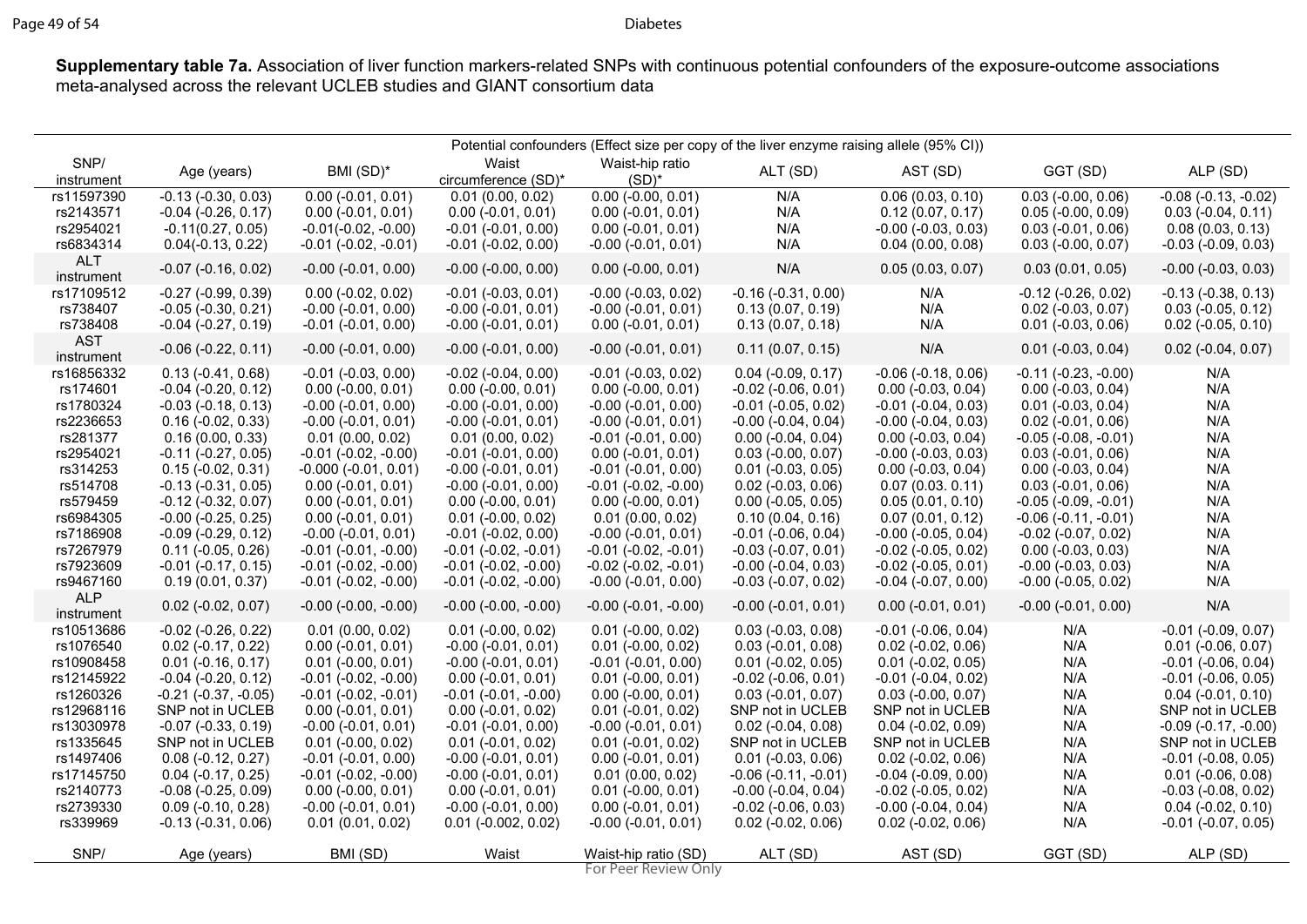**Supplementary table 7a.** Association of liver function markers-related SNPs with continuous potential confounders of the exposure-outcome associations meta-analysed across the relevant UCLEB studies and GIANT consortium data

| SNP/ instrument | Potential confounders (Effect size per copy of the liver enzyme raising allele (95% CI)) | | | | | | | |
|---|---|---|---|---|---|---|---|---|
| | Age (years) | BMI (SD)* | Waist circumference (SD)* | Waist-hip ratio (SD)* | ALT (SD) | AST (SD) | GGT (SD) | ALP (SD) |
| rs11597390 | -0.13 (-0.30, 0.03) | 0.00 (-0.01, 0.01) | 0.01 (0.00, 0.02) | 0.00 (-0.00, 0.01) | N/A | 0.06 (0.03, 0.10) | 0.03 (-0.00, 0.06) | -0.08 (-0.13, -0.02) |
| rs2143571 | -0.04 (-0.26, 0.17) | 0.00 (-0.01, 0.01) | 0.00 (-0.01, 0.01) | 0.00 (-0.01, 0.01) | N/A | 0.12 (0.07, 0.17) | 0.05 (-0.00, 0.09) | 0.03 (-0.04, 0.11) |
| rs2954021 | -0.11(0.27, 0.05) | -0.01(-0.02, -0.00) | -0.01 (-0.01, 0.00) | 0.00 (-0.01, 0.01) | N/A | -0.00 (-0.03, 0.03) | 0.03 (-0.01, 0.06) | 0.08 (0.03, 0.13) |
| rs6834314 | 0.04(-0.13, 0.22) | -0.01 (-0.02, -0.01) | -0.01 (-0.02, 0.00) | -0.00 (-0.01, 0.01) | N/A | 0.04 (0.00, 0.08) | 0.03 (-0.00, 0.07) | -0.03 (-0.09, 0.03) |
| ALT instrument | -0.07 (-0.16, 0.02) | -0.00 (-0.01, 0.00) | -0.00 (-0.00, 0.00) | 0.00 (-0.00, 0.01) | N/A | 0.05 (0.03, 0.07) | 0.03 (0.01, 0.05) | -0.00 (-0.03, 0.03) |
| rs17109512 | -0.27 (-0.99, 0.39) | 0.00 (-0.02, 0.02) | -0.01 (-0.03, 0.01) | -0.00 (-0.03, 0.02) | -0.16 (-0.31, 0.00) | N/A | -0.12 (-0.26, 0.02) | -0.13 (-0.38, 0.13) |
| rs738407 | -0.05 (-0.30, 0.21) | -0.00 (-0.01, 0.00) | -0.00 (-0.01, 0.01) | -0.00 (-0.01, 0.01) | 0.13 (0.07, 0.19) | N/A | 0.02 (-0.03, 0.07) | 0.03 (-0.05, 0.12) |
| rs738408 | -0.04 (-0.27, 0.19) | -0.01 (-0.01, 0.00) | -0.00 (-0.01, 0.01) | 0.00 (-0.01, 0.01) | 0.13 (0.07, 0.18) | N/A | 0.01 (-0.03, 0.06) | 0.02 (-0.05, 0.10) |
| AST instrument | -0.06 (-0.22, 0.11) | -0.00 (-0.01, 0.00) | -0.00 (-0.01, 0.00) | -0.00 (-0.01, 0.01) | 0.11 (0.07, 0.15) | N/A | 0.01 (-0.03, 0.04) | 0.02 (-0.04, 0.07) |
| rs16856332 | 0.13 (-0.41, 0.68) | -0.01 (-0.03, 0.00) | -0.02 (-0.04, 0.00) | -0.01 (-0.03, 0.02) | 0.04 (-0.09, 0.17) | -0.06 (-0.18, 0.06) | -0.11 (-0.23, -0.00) | N/A |
| rs174601 | -0.04 (-0.20, 0.12) | 0.00 (-0.00, 0.01) | 0.00 (-0.00, 0.01) | 0.00 (-0.00, 0.01) | -0.02 (-0.06, 0.01) | 0.00 (-0.03, 0.04) | 0.00 (-0.03, 0.04) | N/A |
| rs1780324 | -0.03 (-0.18, 0.13) | -0.00 (-0.01, 0.00) | -0.00 (-0.01, 0.00) | -0.00 (-0.01, 0.00) | -0.01 (-0.05, 0.02) | -0.01 (-0.04, 0.03) | 0.01 (-0.03, 0.04) | N/A |
| rs2236653 | 0.16 (-0.02, 0.33) | -0.00 (-0.01, 0.01) | -0.00 (-0.01, 0.01) | -0.00 (-0.01, 0.01) | -0.00 (-0.04, 0.04) | -0.00 (-0.04, 0.03) | 0.02 (-0.01, 0.06) | N/A |
| rs281377 | 0.16 (0.00, 0.33) | 0.01 (0.00, 0.02) | 0.01 (0.00, 0.02) | -0.01 (-0.01, 0.00) | 0.00 (-0.04, 0.04) | 0.00 (-0.03, 0.04) | -0.05 (-0.08, -0.01) | N/A |
| rs2954021 | -0.11 (-0.27, 0.05) | -0.01 (-0.02, -0.00) | -0.01 (-0.01, 0.00) | 0.00 (-0.01, 0.01) | 0.03 (-0.00, 0.07) | -0.00 (-0.03, 0.03) | 0.03 (-0.01, 0.06) | N/A |
| rs314253 | 0.15 (-0.02, 0.31) | -0.000 (-0.01, 0.01) | -0.00 (-0.01, 0.01) | -0.01 (-0.01, 0.00) | 0.01 (-0.03, 0.05) | 0.00 (-0.03, 0.04) | 0.00 (-0.03, 0.04) | N/A |
| rs514708 | -0.13 (-0.31, 0.05) | 0.00 (-0.01, 0.01) | -0.00 (-0.01, 0.00) | -0.01 (-0.02, -0.00) | 0.02 (-0.03, 0.06) | 0.07 (0.03. 0.11) | 0.03 (-0.01, 0.06) | N/A |
| rs579459 | -0.12 (-0.32, 0.07) | 0.00 (-0.01, 0.01) | 0.00 (-0.00, 0.01) | 0.00 (-0.00, 0.01) | 0.00 (-0.05, 0.05) | 0.05 (0.01, 0.10) | -0.05 (-0.09, -0.01) | N/A |
| rs6984305 | -0.00 (-0.25, 0.25) | 0.00 (-0.01, 0.01) | 0.01 (-0.00, 0.02) | 0.01 (0.00, 0.02) | 0.10 (0.04, 0.16) | 0.07 (0.01, 0.12) | -0.06 (-0.11, -0.01) | N/A |
| rs7186908 | -0.09 (-0.29, 0.12) | -0.00 (-0.01, 0.01) | -0.01 (-0.02, 0.00) | -0.00 (-0.01, 0.01) | -0.01 (-0.06, 0.04) | -0.00 (-0.05, 0.04) | -0.02 (-0.07, 0.02) | N/A |
| rs7267979 | 0.11 (-0.05, 0.26) | -0.01 (-0.01, -0.00) | -0.01 (-0.02, -0.01) | -0.01 (-0.02, -0.01) | -0.03 (-0.07, 0.01) | -0.02 (-0.05, 0.02) | 0.00 (-0.03, 0.03) | N/A |
| rs7923609 | -0.01 (-0.17, 0.15) | -0.01 (-0.02, -0.00) | -0.01 (-0.02, -0.00) | -0.02 (-0.02, -0.01) | -0.00 (-0.04, 0.03) | -0.02 (-0.05, 0.01) | -0.00 (-0.03, 0.03) | N/A |
| rs9467160 | 0.19 (0.01, 0.37) | -0.01 (-0.02, -0.00) | -0.01 (-0.02, -0.00) | -0.00 (-0.01, 0.00) | -0.03 (-0.07, 0.02) | -0.04 (-0.07, 0.00) | -0.00 (-0.05, 0.02) | N/A |
| ALP instrument | 0.02 (-0.02, 0.07) | -0.00 (-0.00, -0.00) | -0.00 (-0.00, -0.00) | -0.00 (-0.01, -0.00) | -0.00 (-0.01, 0.01) | 0.00 (-0.01, 0.01) | -0.00 (-0.01, 0.00) | N/A |
| rs10513686 | -0.02 (-0.26, 0.22) | 0.01 (0.00, 0.02) | 0.01 (-0.00, 0.02) | 0.01 (-0.00, 0.02) | 0.03 (-0.03, 0.08) | -0.01 (-0.06, 0.04) | N/A | -0.01 (-0.09, 0.07) |
| rs1076540 | 0.02 (-0.17, 0.22) | 0.00 (-0.01, 0.01) | -0.00 (-0.01, 0.01) | 0.01 (-0.00, 0.02) | 0.03 (-0.01, 0.08) | 0.02 (-0.02, 0.06) | N/A | 0.01 (-0.06, 0.07) |
| rs10908458 | 0.01 (-0.16, 0.17) | 0.01 (-0.00, 0.01) | -0.00 (-0.01, 0.01) | -0.01 (-0.01, 0.00) | 0.01 (-0.02, 0.05) | 0.01 (-0.02, 0.05) | N/A | -0.01 (-0.06, 0.04) |
| rs12145922 | -0.04 (-0.20, 0.12) | -0.01 (-0.02, -0.00) | 0.00 (-0.01, 0.01) | 0.01 (-0.00, 0.01) | -0.02 (-0.06, 0.01) | -0.01 (-0.04, 0.02) | N/A | -0.01 (-0.06, 0.05) |
| rs1260326 | -0.21 (-0.37, -0.05) | -0.01 (-0.02, -0.01) | -0.01 (-0.01, -0.00) | 0.00 (-0.00, 0.01) | 0.03 (-0.01, 0.07) | 0.03 (-0.00, 0.07) | N/A | 0.04 (-0.01, 0.10) |
| rs12968116 | SNP not in UCLEB | 0.00 (-0.01, 0.01) | 0.00 (-0.01, 0.02) | 0.01 (-0.01, 0.02) | SNP not in UCLEB | SNP not in UCLEB | N/A | SNP not in UCLEB |
| rs13030978 | -0.07 (-0.33, 0.19) | -0.00 (-0.01, 0.01) | -0.01 (-0.01, 0.00) | -0.00 (-0.01, 0.01) | 0.02 (-0.04, 0.08) | 0.04 (-0.02, 0.09) | N/A | -0.09 (-0.17, -0.00) |
| rs1335645 | SNP not in UCLEB | 0.01 (-0.00, 0.02) | 0.01 (-0.01, 0.02) | 0.01 (-0.01, 0.02) | SNP not in UCLEB | SNP not in UCLEB | N/A | SNP not in UCLEB |
| rs1497406 | 0.08 (-0.12, 0.27) | -0.01 (-0.01, 0.00) | -0.00 (-0.01, 0.01) | 0.00 (-0.01, 0.01) | 0.01 (-0.03, 0.06) | 0.02 (-0.02, 0.06) | N/A | -0.01 (-0.08, 0.05) |
| rs17145750 | 0.04 (-0.17, 0.25) | -0.01 (-0.02, -0.00) | -0.00 (-0.01, 0.01) | 0.01 (0.00, 0.02) | -0.06 (-0.11, -0.01) | -0.04 (-0.09, 0.00) | N/A | 0.01 (-0.06, 0.08) |
| rs2140773 | -0.08 (-0.25, 0.09) | 0.00 (-0.00, 0.01) | 0.00 (-0.01, 0.01) | 0.01 (-0.00, 0.01) | -0.00 (-0.04, 0.04) | -0.02 (-0.05, 0.02) | N/A | -0.03 (-0.08, 0.02) |
| rs2739330 | 0.09 (-0.10, 0.28) | -0.00 (-0.01, 0.01) | -0.00 (-0.01, 0.00) | 0.00 (-0.01, 0.01) | -0.02 (-0.06, 0.03) | -0.00 (-0.04, 0.04) | N/A | 0.04 (-0.02, 0.10) |
| rs339969 | -0.13 (-0.31, 0.06) | 0.01 (0.01, 0.02) | 0.01 (-0.002, 0.02) | -0.00 (-0.01, 0.01) | 0.02 (-0.02, 0.06) | 0.02 (-0.02, 0.06) | N/A | -0.01 (-0.07, 0.05) |
| SNP/ | Age (years) | BMI (SD) | Waist | Waist-hip ratio (SD) | ALT (SD) | AST (SD) | GGT (SD) | ALP (SD) |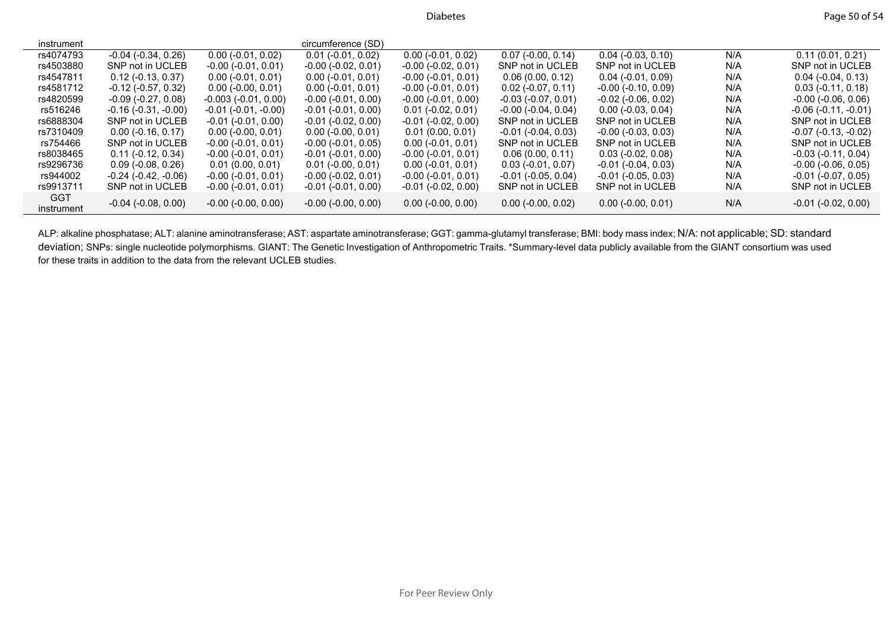| instrument | | | circumference (SD) | | | | | |
|---|---|---|---|---|---|---|---|---|
| rs4074793 | -0.04 (-0.34, 0.26) | 0.00 (-0.01, 0.02) | 0.01 (-0.01, 0.02) | 0.00 (-0.01, 0.02) | 0.07 (-0.00, 0.14) | 0.04 (-0.03, 0.10) | N/A | 0.11 (0.01, 0.21) |
| rs4503880 | SNP not in UCLEB | -0.00 (-0.01, 0.01) | -0.00 (-0.02, 0.01) | -0.00 (-0.02, 0.01) | SNP not in UCLEB | SNP not in UCLEB | N/A | SNP not in UCLEB |
| rs4547811 | 0.12 (-0.13, 0.37) | 0.00 (-0.01, 0.01) | 0.00 (-0.01, 0.01) | -0.00 (-0.01, 0.01) | 0.06 (0.00, 0.12) | 0.04 (-0.01, 0.09) | N/A | 0.04 (-0.04, 0.13) |
| rs4581712 | -0.12 (-0.57, 0.32) | 0.00 (-0.00, 0.01) | 0.00 (-0.01, 0.01) | -0.00 (-0.01, 0.01) | 0.02 (-0.07, 0.11) | -0.00 (-0.10, 0.09) | N/A | 0.03 (-0.11, 0.18) |
| rs4820599 | -0.09 (-0.27, 0.08) | -0.003 (-0.01, 0.00) | -0.00 (-0.01, 0.00) | -0.00 (-0.01, 0.00) | -0.03 (-0.07, 0.01) | -0.02 (-0.06, 0.02) | N/A | -0.00 (-0.06, 0.06) |
| rs516246 | -0.16 (-0.31, -0.00) | -0.01 (-0.01, -0.00) | -0.01 (-0.01, 0.00) | 0.01 (-0.02, 0.01) | -0.00 (-0.04, 0.04) | 0.00 (-0.03, 0.04) | N/A | -0.06 (-0.11, -0.01) |
| rs6888304 | SNP not in UCLEB | -0.01 (-0.01, 0.00) | -0.01 (-0.02, 0.00) | -0.01 (-0.02, 0.00) | SNP not in UCLEB | SNP not in UCLEB | N/A | SNP not in UCLEB |
| rs7310409 | 0.00 (-0.16, 0.17) | 0.00 (-0.00, 0.01) | 0.00 (-0.00, 0.01) | 0.01 (0.00, 0.01) | -0.01 (-0.04, 0.03) | -0.00 (-0.03, 0.03) | N/A | -0.07 (-0.13, -0.02) |
| rs754466 | SNP not in UCLEB | -0.00 (-0.01, 0.01) | -0.00 (-0.01, 0.05) | 0.00 (-0.01, 0.01) | SNP not in UCLEB | SNP not in UCLEB | N/A | SNP not in UCLEB |
| rs8038465 | 0.11 (-0.12, 0.34) | -0.00 (-0.01, 0.01) | -0.01 (-0.01, 0.00) | -0.00 (-0.01, 0.01) | 0.06 (0.00, 0.11) | 0.03 (-0.02, 0.08) | N/A | -0.03 (-0.11, 0.04) |
| rs9296736 | 0.09 (-0.08, 0.26) | 0.01 (0.00, 0.01) | 0.01 (-0.00, 0.01) | 0.00 (-0.01, 0.01) | 0.03 (-0.01, 0.07) | -0.01 (-0.04, 0.03) | N/A | -0.00 (-0.06, 0.05) |
| rs944002 | -0.24 (-0.42, -0.06) | -0.00 (-0.01, 0.01) | -0.00 (-0.02, 0.01) | -0.00 (-0.01, 0.01) | -0.01 (-0.05, 0.04) | -0.01 (-0.05, 0.03) | N/A | -0.01 (-0.07, 0.05) |
| rs9913711 | SNP not in UCLEB | -0.00 (-0.01, 0.01) | -0.01 (-0.01, 0.00) | -0.01 (-0.02, 0.00) | SNP not in UCLEB | SNP not in UCLEB | N/A | SNP not in UCLEB |
| GGT instrument | -0.04 (-0.08, 0.00) | -0.00 (-0.00, 0.00) | -0.00 (-0.00, 0.00) | 0.00 (-0.00, 0.00) | 0.00 (-0.00, 0.02) | 0.00 (-0.00, 0.01) | N/A | -0.01 (-0.02, 0.00) |

ALP: alkaline phosphatase; ALT: alanine aminotransferase; AST: aspartate aminotransferase; GGT: gamma-glutamyl transferase; BMI: body mass index; N/A: not applicable; SD: standard deviation; SNPs: single nucleotide polymorphisms. GIANT: The Genetic Investigation of Anthropometric Traits. *Summary-level data publicly available from the GIANT consortium was used for these traits in addition to the data from the relevant UCLEB studies.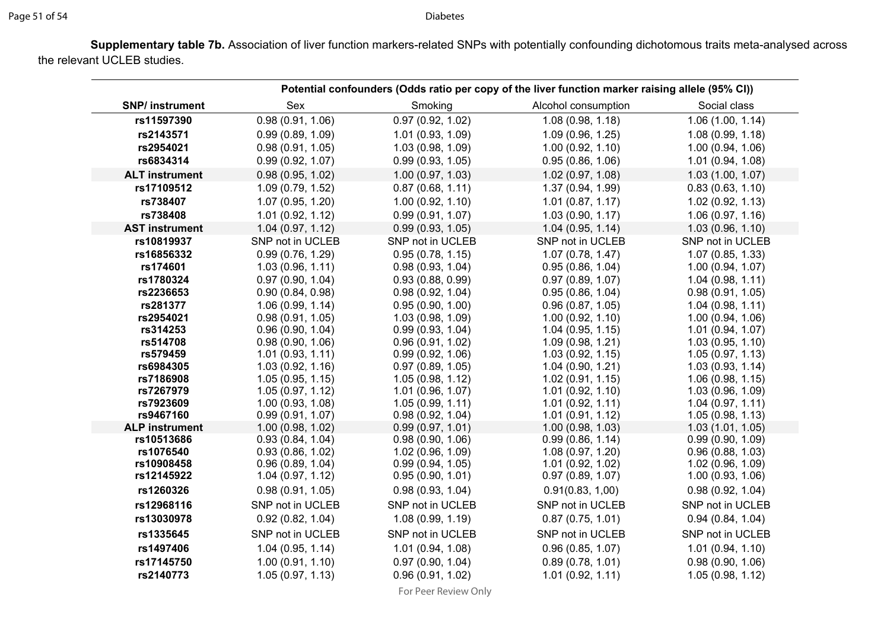**Supplementary table 7b.** Association of liver function markers-related SNPs with potentially confounding dichotomous traits meta-analysed across the relevant UCLEB studies.

| SNP/ instrument | Potential confounders (Odds ratio per copy of the liver function marker raising allele (95% CI)) | | | |
|---|---|---|---|---|
| | Sex | Smoking | Alcohol consumption | Social class |
| **rs11597390** | 0.98 (0.91, 1.06) | 0.97 (0.92, 1.02) | 1.08 (0.98, 1.18) | 1.06 (1.00, 1.14) |
| **rs2143571** | 0.99 (0.89, 1.09) | 1.01 (0.93, 1.09) | 1.09 (0.96, 1.25) | 1.08 (0.99, 1.18) |
| **rs2954021** | 0.98 (0.91, 1.05) | 1.03 (0.98, 1.09) | 1.00 (0.92, 1.10) | 1.00 (0.94, 1.06) |
| **rs6834314** | 0.99 (0.92, 1.07) | 0.99 (0.93, 1.05) | 0.95 (0.86, 1.06) | 1.01 (0.94, 1.08) |
| **ALT instrument** | 0.98 (0.95, 1.02) | 1.00 (0.97, 1.03) | 1.02 (0.97, 1.08) | 1.03 (1.00, 1.07) |
| **rs17109512** | 1.09 (0.79, 1.52) | 0.87 (0.68, 1.11) | 1.37 (0.94, 1.99) | 0.83 (0.63, 1.10) |
| **rs738407** | 1.07 (0.95, 1.20) | 1.00 (0.92, 1.10) | 1.01 (0.87, 1.17) | 1.02 (0.92, 1.13) |
| **rs738408** | 1.01 (0.92, 1.12) | 0.99 (0.91, 1.07) | 1.03 (0.90, 1.17) | 1.06 (0.97, 1.16) |
| **AST instrument** | 1.04 (0.97, 1.12) | 0.99 (0.93, 1.05) | 1.04 (0.95, 1.14) | 1.03 (0.96, 1.10) |
| **rs10819937** | SNP not in UCLEB | SNP not in UCLEB | SNP not in UCLEB | SNP not in UCLEB |
| **rs16856332** | 0.99 (0.76, 1.29) | 0.95 (0.78, 1.15) | 1.07 (0.78, 1.47) | 1.07 (0.85, 1.33) |
| **rs174601** | 1.03 (0.96, 1.11) | 0.98 (0.93, 1.04) | 0.95 (0.86, 1.04) | 1.00 (0.94, 1.07) |
| **rs1780324** | 0.97 (0.90, 1.04) | 0.93 (0.88, 0.99) | 0.97 (0.89, 1.07) | 1.04 (0.98, 1.11) |
| **rs2236653** | 0.90 (0.84, 0.98) | 0.98 (0.92, 1.04) | 0.95 (0.86, 1.04) | 0.98 (0.91, 1.05) |
| **rs281377** | 1.06 (0.99, 1.14) | 0.95 (0.90, 1.00) | 0.96 (0.87, 1.05) | 1.04 (0.98, 1.11) |
| **rs2954021** | 0.98 (0.91, 1.05) | 1.03 (0.98, 1.09) | 1.00 (0.92, 1.10) | 1.00 (0.94, 1.06) |
| **rs314253** | 0.96 (0.90, 1.04) | 0.99 (0.93, 1.04) | 1.04 (0.95, 1.15) | 1.01 (0.94, 1.07) |
| **rs514708** | 0.98 (0.90, 1.06) | 0.96 (0.91, 1.02) | 1.09 (0.98, 1.21) | 1.03 (0.95, 1.10) |
| **rs579459** | 1.01 (0.93, 1.11) | 0.99 (0.92, 1.06) | 1.03 (0.92, 1.15) | 1.05 (0.97, 1.13) |
| **rs6984305** | 1.03 (0.92, 1.16) | 0.97 (0.89, 1.05) | 1.04 (0.90, 1.21) | 1.03 (0.93, 1.14) |
| **rs7186908** | 1.05 (0.95, 1.15) | 1.05 (0.98, 1.12) | 1.02 (0.91, 1.15) | 1.06 (0.98, 1.15) |
| **rs7267979** | 1.05 (0.97, 1.12) | 1.01 (0.96, 1.07) | 1.01 (0.92, 1.10) | 1.03 (0.96, 1.09) |
| **rs7923609** | 1.00 (0.93, 1.08) | 1.05 (0.99, 1.11) | 1.01 (0.92, 1.11) | 1.04 (0.97, 1.11) |
| **rs9467160** | 0.99 (0.91, 1.07) | 0.98 (0.92, 1.04) | 1.01 (0.91, 1.12) | 1.05 (0.98, 1.13) |
| **ALP instrument** | 1.00 (0.98, 1.02) | 0.99 (0.97, 1.01) | 1.00 (0.98, 1.03) | 1.03 (1.01, 1.05) |
| **rs10513686** | 0.93 (0.84, 1.04) | 0.98 (0.90, 1.06) | 0.99 (0.86, 1.14) | 0.99 (0.90, 1.09) |
| **rs1076540** | 0.93 (0.86, 1.02) | 1.02 (0.96, 1.09) | 1.08 (0.97, 1.20) | 0.96 (0.88, 1.03) |
| **rs10908458** | 0.96 (0.89, 1.04) | 0.99 (0.94, 1.05) | 1.01 (0.92, 1.02) | 1.02 (0.96, 1.09) |
| **rs12145922** | 1.04 (0.97, 1.12) | 0.95 (0.90, 1.01) | 0.97 (0.89, 1.07) | 1.00 (0.93, 1.06) |
| **rs1260326** | 0.98 (0.91, 1.05) | 0.98 (0.93, 1.04) | 0.91(0.83, 1,00) | 0.98 (0.92, 1.04) |
| **rs12968116** | SNP not in UCLEB | SNP not in UCLEB | SNP not in UCLEB | SNP not in UCLEB |
| **rs13030978** | 0.92 (0.82, 1.04) | 1.08 (0.99, 1.19) | 0.87 (0.75, 1.01) | 0.94 (0.84, 1.04) |
| **rs1335645** | SNP not in UCLEB | SNP not in UCLEB | SNP not in UCLEB | SNP not in UCLEB |
| **rs1497406** | 1.04 (0.95, 1.14) | 1.01 (0.94, 1.08) | 0.96 (0.85, 1.07) | 1.01 (0.94, 1.10) |
| **rs17145750** | 1.00 (0.91, 1.10) | 0.97 (0.90, 1.04) | 0.89 (0.78, 1.01) | 0.98 (0.90, 1.06) |
| **rs2140773** | 1.05 (0.97, 1.13) | 0.96 (0.91, 1.02) | 1.01 (0.92, 1.11) | 1.05 (0.98, 1.12) |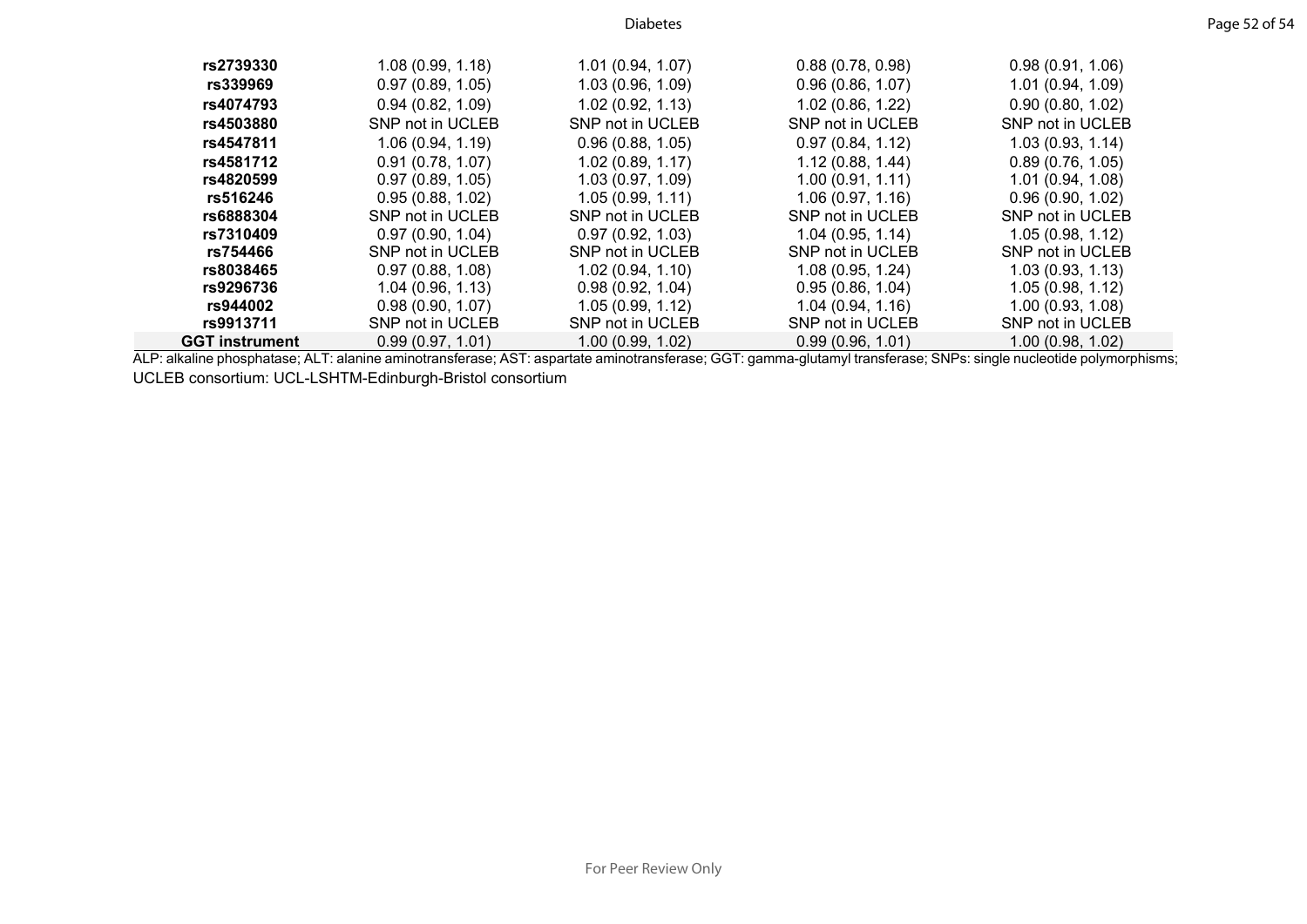| | | | | |
|---|---|---|---|---|
| **rs2739330** | 1.08 (0.99, 1.18) | 1.01 (0.94, 1.07) | 0.88 (0.78, 0.98) | 0.98 (0.91, 1.06) |
| **rs339969** | 0.97 (0.89, 1.05) | 1.03 (0.96, 1.09) | 0.96 (0.86, 1.07) | 1.01 (0.94, 1.09) |
| **rs4074793** | 0.94 (0.82, 1.09) | 1.02 (0.92, 1.13) | 1.02 (0.86, 1.22) | 0.90 (0.80, 1.02) |
| **rs4503880** | SNP not in UCLEB | SNP not in UCLEB | SNP not in UCLEB | SNP not in UCLEB |
| **rs4547811** | 1.06 (0.94, 1.19) | 0.96 (0.88, 1.05) | 0.97 (0.84, 1.12) | 1.03 (0.93, 1.14) |
| **rs4581712** | 0.91 (0.78, 1.07) | 1.02 (0.89, 1.17) | 1.12 (0.88, 1.44) | 0.89 (0.76, 1.05) |
| **rs4820599** | 0.97 (0.89, 1.05) | 1.03 (0.97, 1.09) | 1.00 (0.91, 1.11) | 1.01 (0.94, 1.08) |
| **rs516246** | 0.95 (0.88, 1.02) | 1.05 (0.99, 1.11) | 1.06 (0.97, 1.16) | 0.96 (0.90, 1.02) |
| **rs6888304** | SNP not in UCLEB | SNP not in UCLEB | SNP not in UCLEB | SNP not in UCLEB |
| **rs7310409** | 0.97 (0.90, 1.04) | 0.97 (0.92, 1.03) | 1.04 (0.95, 1.14) | 1.05 (0.98, 1.12) |
| **rs754466** | SNP not in UCLEB | SNP not in UCLEB | SNP not in UCLEB | SNP not in UCLEB |
| **rs8038465** | 0.97 (0.88, 1.08) | 1.02 (0.94, 1.10) | 1.08 (0.95, 1.24) | 1.03 (0.93, 1.13) |
| **rs9296736** | 1.04 (0.96, 1.13) | 0.98 (0.92, 1.04) | 0.95 (0.86, 1.04) | 1.05 (0.98, 1.12) |
| **rs944002** | 0.98 (0.90, 1.07) | 1.05 (0.99, 1.12) | 1.04 (0.94, 1.16) | 1.00 (0.93, 1.08) |
| **rs9913711** | SNP not in UCLEB | SNP not in UCLEB | SNP not in UCLEB | SNP not in UCLEB |
| **GGT instrument** | 0.99 (0.97, 1.01) | 1.00 (0.99, 1.02) | 0.99 (0.96, 1.01) | 1.00 (0.98, 1.02) |

ALP: alkaline phosphatase; ALT: alanine aminotransferase; AST: aspartate aminotransferase; GGT: gamma-glutamyl transferase; SNPs: single nucleotide polymorphisms; UCLEB consortium: UCL-LSHTM-Edinburgh-Bristol consortium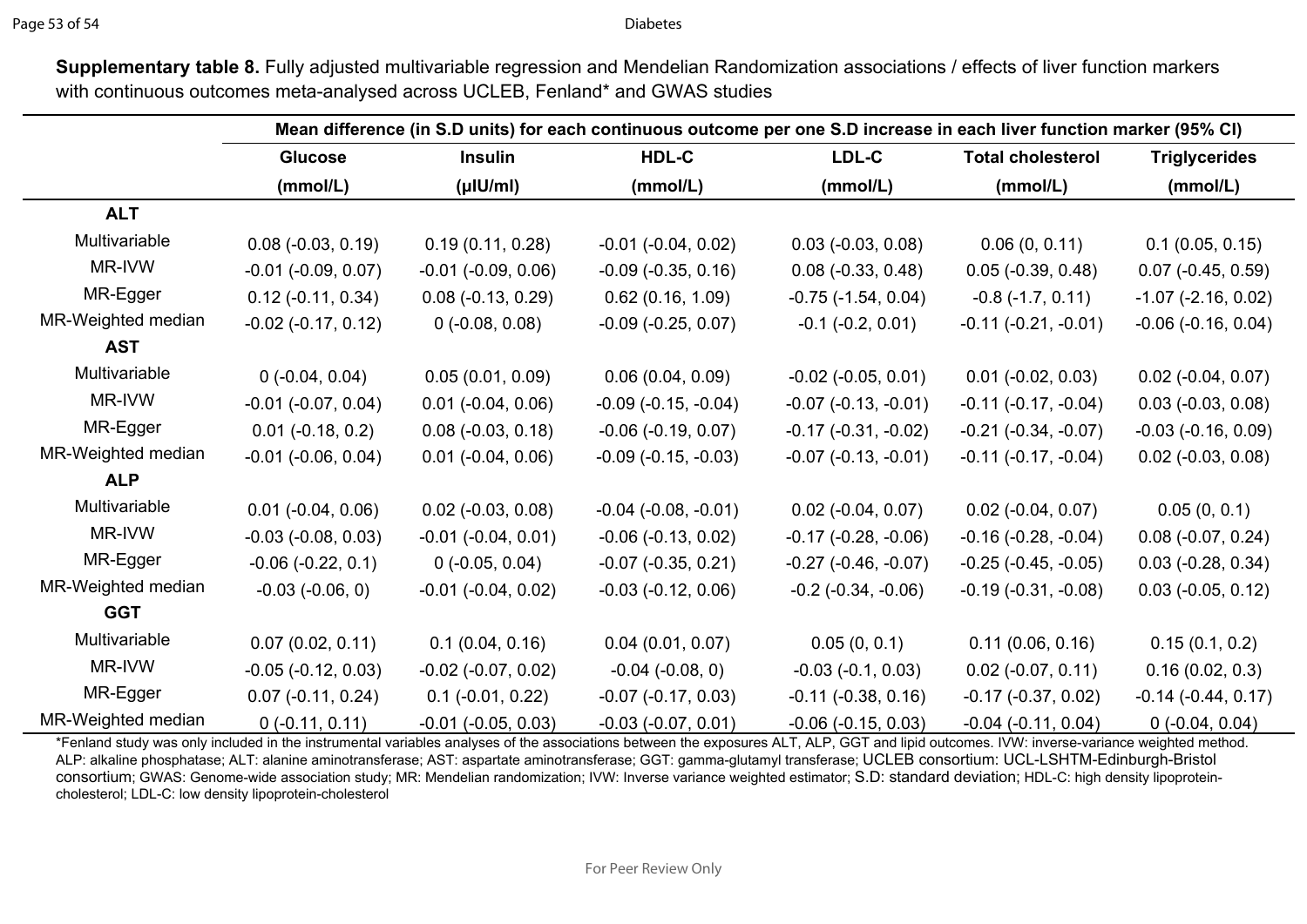**Supplementary table 8.** Fully adjusted multivariable regression and Mendelian Randomization associations / effects of liver function markers with continuous outcomes meta-analysed across UCLEB, Fenland* and GWAS studies

| | Mean difference (in S.D units) for each continuous outcome per one S.D increase in each liver function marker (95% CI) | | | | | |
|---|---|---|---|---|---|---|
| | **Glucose (mmol/L)** | **Insulin (μIU/ml)** | **HDL-C (mmol/L)** | **LDL-C (mmol/L)** | **Total cholesterol (mmol/L)** | **Triglycerides (mmol/L)** |
| **ALT** | | | | | | |
| Multivariable | 0.08 (-0.03, 0.19) | 0.19 (0.11, 0.28) | -0.01 (-0.04, 0.02) | 0.03 (-0.03, 0.08) | 0.06 (0, 0.11) | 0.1 (0.05, 0.15) |
| MR-IVW | -0.01 (-0.09, 0.07) | -0.01 (-0.09, 0.06) | -0.09 (-0.35, 0.16) | 0.08 (-0.33, 0.48) | 0.05 (-0.39, 0.48) | 0.07 (-0.45, 0.59) |
| MR-Egger | 0.12 (-0.11, 0.34) | 0.08 (-0.13, 0.29) | 0.62 (0.16, 1.09) | -0.75 (-1.54, 0.04) | -0.8 (-1.7, 0.11) | -1.07 (-2.16, 0.02) |
| MR-Weighted median | -0.02 (-0.17, 0.12) | 0 (-0.08, 0.08) | -0.09 (-0.25, 0.07) | -0.1 (-0.2, 0.01) | -0.11 (-0.21, -0.01) | -0.06 (-0.16, 0.04) |
| **AST** | | | | | | |
| Multivariable | 0 (-0.04, 0.04) | 0.05 (0.01, 0.09) | 0.06 (0.04, 0.09) | -0.02 (-0.05, 0.01) | 0.01 (-0.02, 0.03) | 0.02 (-0.04, 0.07) |
| MR-IVW | -0.01 (-0.07, 0.04) | 0.01 (-0.04, 0.06) | -0.09 (-0.15, -0.04) | -0.07 (-0.13, -0.01) | -0.11 (-0.17, -0.04) | 0.03 (-0.03, 0.08) |
| MR-Egger | 0.01 (-0.18, 0.2) | 0.08 (-0.03, 0.18) | -0.06 (-0.19, 0.07) | -0.17 (-0.31, -0.02) | -0.21 (-0.34, -0.07) | -0.03 (-0.16, 0.09) |
| MR-Weighted median | -0.01 (-0.06, 0.04) | 0.01 (-0.04, 0.06) | -0.09 (-0.15, -0.03) | -0.07 (-0.13, -0.01) | -0.11 (-0.17, -0.04) | 0.02 (-0.03, 0.08) |
| **ALP** | | | | | | |
| Multivariable | 0.01 (-0.04, 0.06) | 0.02 (-0.03, 0.08) | -0.04 (-0.08, -0.01) | 0.02 (-0.04, 0.07) | 0.02 (-0.04, 0.07) | 0.05 (0, 0.1) |
| MR-IVW | -0.03 (-0.08, 0.03) | -0.01 (-0.04, 0.01) | -0.06 (-0.13, 0.02) | -0.17 (-0.28, -0.06) | -0.16 (-0.28, -0.04) | 0.08 (-0.07, 0.24) |
| MR-Egger | -0.06 (-0.22, 0.1) | 0 (-0.05, 0.04) | -0.07 (-0.35, 0.21) | -0.27 (-0.46, -0.07) | -0.25 (-0.45, -0.05) | 0.03 (-0.28, 0.34) |
| MR-Weighted median | -0.03 (-0.06, 0) | -0.01 (-0.04, 0.02) | -0.03 (-0.12, 0.06) | -0.2 (-0.34, -0.06) | -0.19 (-0.31, -0.08) | 0.03 (-0.05, 0.12) |
| **GGT** | | | | | | |
| Multivariable | 0.07 (0.02, 0.11) | 0.1 (0.04, 0.16) | 0.04 (0.01, 0.07) | 0.05 (0, 0.1) | 0.11 (0.06, 0.16) | 0.15 (0.1, 0.2) |
| MR-IVW | -0.05 (-0.12, 0.03) | -0.02 (-0.07, 0.02) | -0.04 (-0.08, 0) | -0.03 (-0.1, 0.03) | 0.02 (-0.07, 0.11) | 0.16 (0.02, 0.3) |
| MR-Egger | 0.07 (-0.11, 0.24) | 0.1 (-0.01, 0.22) | -0.07 (-0.17, 0.03) | -0.11 (-0.38, 0.16) | -0.17 (-0.37, 0.02) | -0.14 (-0.44, 0.17) |
| MR-Weighted median | 0 (-0.11, 0.11) | -0.01 (-0.05, 0.03) | -0.03 (-0.07, 0.01) | -0.06 (-0.15, 0.03) | -0.04 (-0.11, 0.04) | 0 (-0.04, 0.04) |

*Fenland study was only included in the instrumental variables analyses of the associations between the exposures ALT, ALP, GGT and lipid outcomes. IVW: inverse-variance weighted method. ALP: alkaline phosphatase; ALT: alanine aminotransferase; AST: aspartate aminotransferase; GGT: gamma-glutamyl transferase; UCLEB consortium: UCL-LSHTM-Edinburgh-Bristol consortium; GWAS: Genome-wide association study; MR: Mendelian randomization; IVW: Inverse variance weighted estimator; S.D: standard deviation; HDL-C: high density lipoprotein-cholesterol; LDL-C: low density lipoprotein-cholesterol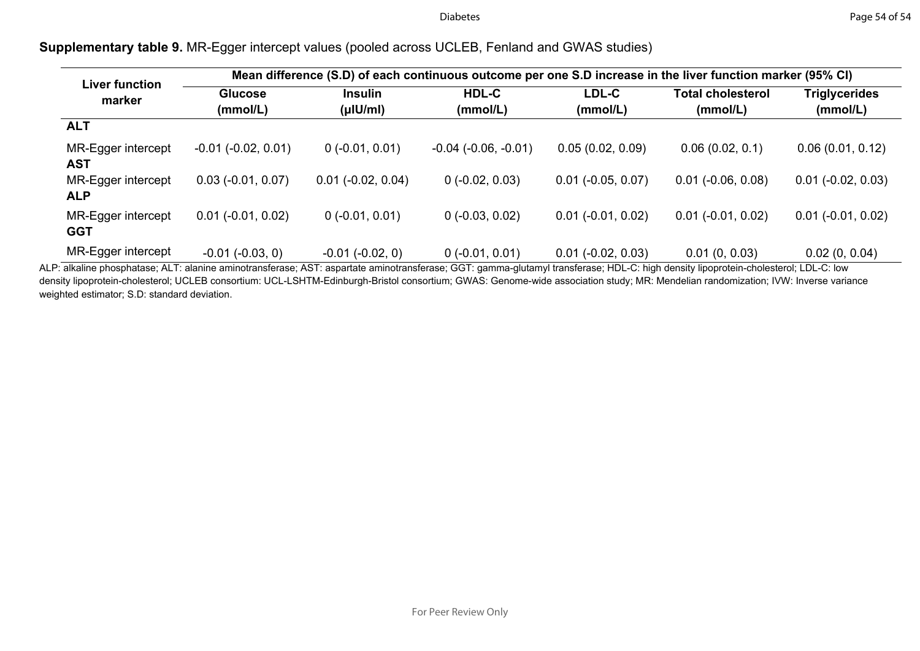**Supplementary table 9.** MR-Egger intercept values (pooled across UCLEB, Fenland and GWAS studies)

| Liver function marker | Mean difference (S.D) of each continuous outcome per one S.D increase in the liver function marker (95% CI) | | | | | |
|---|---|---|---|---|---|---|
| | **Glucose (mmol/L)** | **Insulin (μIU/ml)** | **HDL-C (mmol/L)** | **LDL-C (mmol/L)** | **Total cholesterol (mmol/L)** | **Triglycerides (mmol/L)** |
| **ALT** | | | | | | |
| MR-Egger intercept | -0.01 (-0.02, 0.01) | 0 (-0.01, 0.01) | -0.04 (-0.06, -0.01) | 0.05 (0.02, 0.09) | 0.06 (0.02, 0.1) | 0.06 (0.01, 0.12) |
| **AST** | | | | | | |
| MR-Egger intercept | 0.03 (-0.01, 0.07) | 0.01 (-0.02, 0.04) | 0 (-0.02, 0.03) | 0.01 (-0.05, 0.07) | 0.01 (-0.06, 0.08) | 0.01 (-0.02, 0.03) |
| **ALP** | | | | | | |
| MR-Egger intercept | 0.01 (-0.01, 0.02) | 0 (-0.01, 0.01) | 0 (-0.03, 0.02) | 0.01 (-0.01, 0.02) | 0.01 (-0.01, 0.02) | 0.01 (-0.01, 0.02) |
| **GGT** | | | | | | |
| MR-Egger intercept | -0.01 (-0.03, 0) | -0.01 (-0.02, 0) | 0 (-0.01, 0.01) | 0.01 (-0.02, 0.03) | 0.01 (0, 0.03) | 0.02 (0, 0.04) |

ALP: alkaline phosphatase; ALT: alanine aminotransferase; AST: aspartate aminotransferase; GGT: gamma-glutamyl transferase; HDL-C: high density lipoprotein-cholesterol; LDL-C: low density lipoprotein-cholesterol; UCLEB consortium: UCL-LSHTM-Edinburgh-Bristol consortium; GWAS: Genome-wide association study; MR: Mendelian randomization; IVW: Inverse variance weighted estimator; S.D: standard deviation.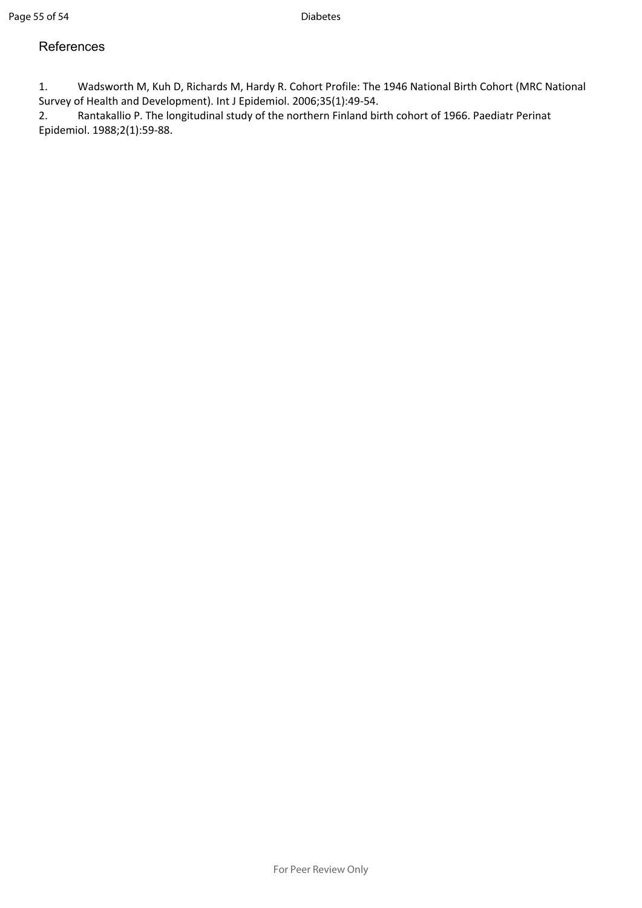## References

1. Wadsworth M, Kuh D, Richards M, Hardy R. Cohort Profile: The 1946 National Birth Cohort (MRC National Survey of Health and Development). Int J Epidemiol. 2006;35(1):49-54.
2. Rantakallio P. The longitudinal study of the northern Finland birth cohort of 1966. Paediatr Perinat Epidemiol. 1988;2(1):59-88.